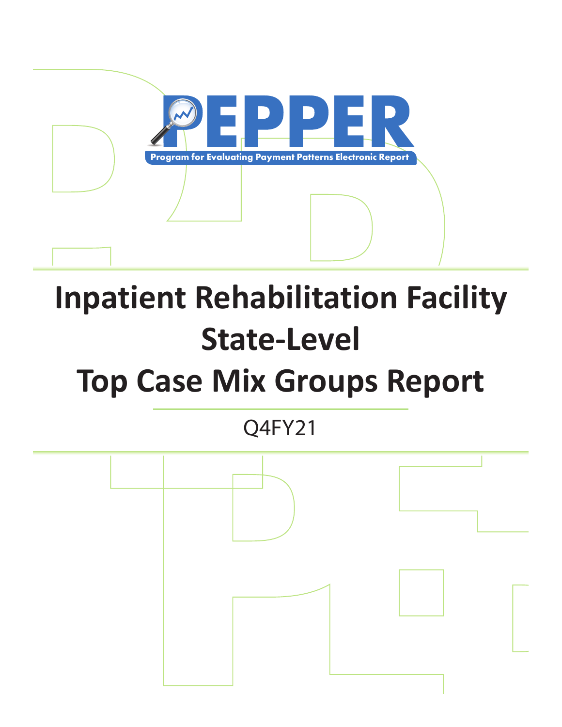PEPPER

Program for Evaluating Payment Patterns Electronic Report

# Inpatient Rehabilitation Facility State-Level Top Case Mix Groups Report

Q4FY21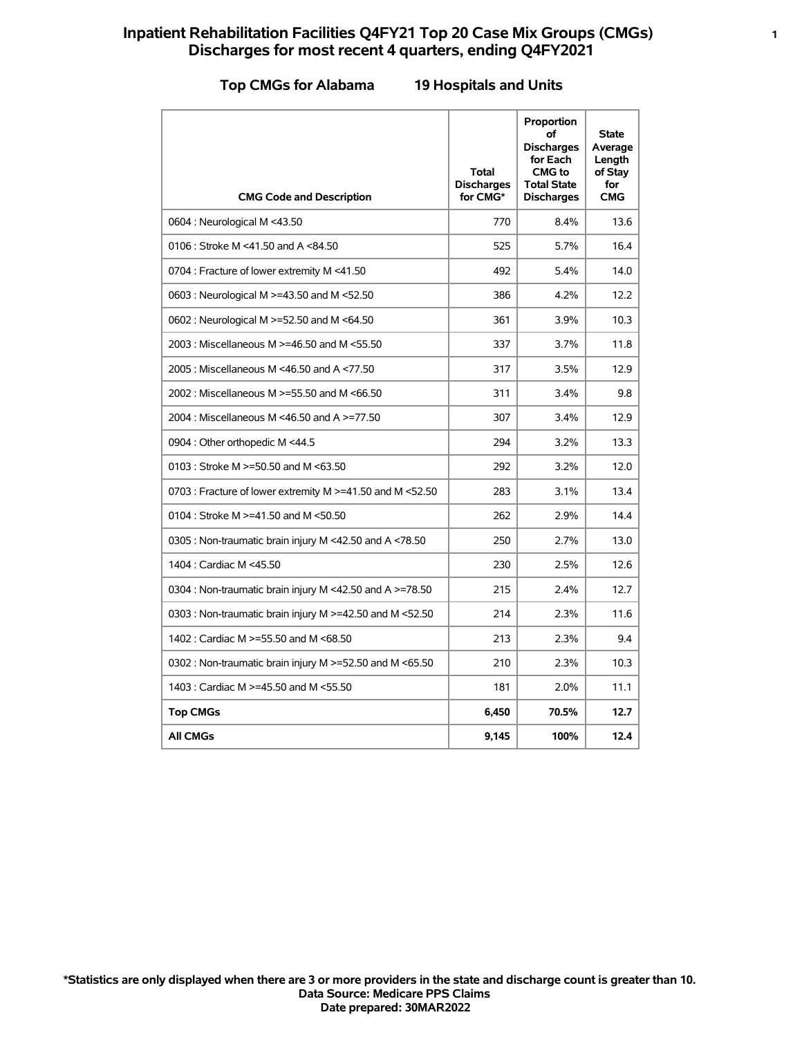# Inpatient Rehabilitation Facilities Q4FY21 Top 20 Case Mix Groups (CMGs)
## Discharges for most recent 4 quarters, ending Q4FY2021

**Top CMGs for Alabama 19 Hospitals and Units**

| CMG Code and Description | Total Discharges for CMG* | Proportion of Discharges for Each CMG to Total State Discharges | State Average Length of Stay for CMG |
|---|---|---|---|
| 0604 : Neurological M <43.50 | 770 | 8.4% | 13.6 |
| 0106 : Stroke M <41.50 and A <84.50 | 525 | 5.7% | 16.4 |
| 0704 : Fracture of lower extremity M <41.50 | 492 | 5.4% | 14.0 |
| 0603 : Neurological M >=43.50 and M <52.50 | 386 | 4.2% | 12.2 |
| 0602 : Neurological M >=52.50 and M <64.50 | 361 | 3.9% | 10.3 |
| 2003 : Miscellaneous M >=46.50 and M <55.50 | 337 | 3.7% | 11.8 |
| 2005 : Miscellaneous M <46.50 and A <77.50 | 317 | 3.5% | 12.9 |
| 2002 : Miscellaneous M >=55.50 and M <66.50 | 311 | 3.4% | 9.8 |
| 2004 : Miscellaneous M <46.50 and A >=77.50 | 307 | 3.4% | 12.9 |
| 0904 : Other orthopedic M <44.5 | 294 | 3.2% | 13.3 |
| 0103 : Stroke M >=50.50 and M <63.50 | 292 | 3.2% | 12.0 |
| 0703 : Fracture of lower extremity M >=41.50 and M <52.50 | 283 | 3.1% | 13.4 |
| 0104 : Stroke M >=41.50 and M <50.50 | 262 | 2.9% | 14.4 |
| 0305 : Non-traumatic brain injury M <42.50 and A <78.50 | 250 | 2.7% | 13.0 |
| 1404 : Cardiac M <45.50 | 230 | 2.5% | 12.6 |
| 0304 : Non-traumatic brain injury M <42.50 and A >=78.50 | 215 | 2.4% | 12.7 |
| 0303 : Non-traumatic brain injury M >=42.50 and M <52.50 | 214 | 2.3% | 11.6 |
| 1402 : Cardiac M >=55.50 and M <68.50 | 213 | 2.3% | 9.4 |
| 0302 : Non-traumatic brain injury M >=52.50 and M <65.50 | 210 | 2.3% | 10.3 |
| 1403 : Cardiac M >=45.50 and M <55.50 | 181 | 2.0% | 11.1 |
| **Top CMGs** | **6,450** | **70.5%** | **12.7** |
| **All CMGs** | **9,145** | **100%** | **12.4** |

**\*Statistics are only displayed when there are 3 or more providers in the state and discharge count is greater than 10.**
**Data Source: Medicare PPS Claims**
**Date prepared: 30MAR2022**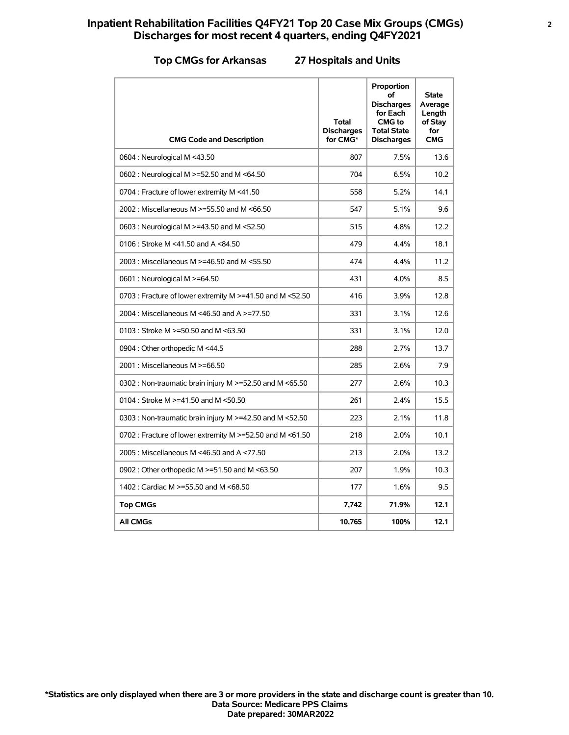# Inpatient Rehabilitation Facilities Q4FY21 Top 20 Case Mix Groups (CMGs)
## Discharges for most recent 4 quarters, ending Q4FY2021

**Top CMGs for Arkansas          27 Hospitals and Units**

| CMG Code and Description | Total Discharges for CMG* | Proportion of Discharges for Each CMG to Total State Discharges | State Average Length of Stay for CMG |
|---|---|---|---|
| 0604 : Neurological M <43.50 | 807 | 7.5% | 13.6 |
| 0602 : Neurological M >=52.50 and M <64.50 | 704 | 6.5% | 10.2 |
| 0704 : Fracture of lower extremity M <41.50 | 558 | 5.2% | 14.1 |
| 2002 : Miscellaneous M >=55.50 and M <66.50 | 547 | 5.1% | 9.6 |
| 0603 : Neurological M >=43.50 and M <52.50 | 515 | 4.8% | 12.2 |
| 0106 : Stroke M <41.50 and A <84.50 | 479 | 4.4% | 18.1 |
| 2003 : Miscellaneous M >=46.50 and M <55.50 | 474 | 4.4% | 11.2 |
| 0601 : Neurological M >=64.50 | 431 | 4.0% | 8.5 |
| 0703 : Fracture of lower extremity M >=41.50 and M <52.50 | 416 | 3.9% | 12.8 |
| 2004 : Miscellaneous M <46.50 and A >=77.50 | 331 | 3.1% | 12.6 |
| 0103 : Stroke M >=50.50 and M <63.50 | 331 | 3.1% | 12.0 |
| 0904 : Other orthopedic M <44.5 | 288 | 2.7% | 13.7 |
| 2001 : Miscellaneous M >=66.50 | 285 | 2.6% | 7.9 |
| 0302 : Non-traumatic brain injury M >=52.50 and M <65.50 | 277 | 2.6% | 10.3 |
| 0104 : Stroke M >=41.50 and M <50.50 | 261 | 2.4% | 15.5 |
| 0303 : Non-traumatic brain injury M >=42.50 and M <52.50 | 223 | 2.1% | 11.8 |
| 0702 : Fracture of lower extremity M >=52.50 and M <61.50 | 218 | 2.0% | 10.1 |
| 2005 : Miscellaneous M <46.50 and A <77.50 | 213 | 2.0% | 13.2 |
| 0902 : Other orthopedic M >=51.50 and M <63.50 | 207 | 1.9% | 10.3 |
| 1402 : Cardiac M >=55.50 and M <68.50 | 177 | 1.6% | 9.5 |
| **Top CMGs** | **7,742** | **71.9%** | **12.1** |
| **All CMGs** | **10,765** | **100%** | **12.1** |

**\*Statistics are only displayed when there are 3 or more providers in the state and discharge count is greater than 10.**
**Data Source: Medicare PPS Claims**
**Date prepared: 30MAR2022**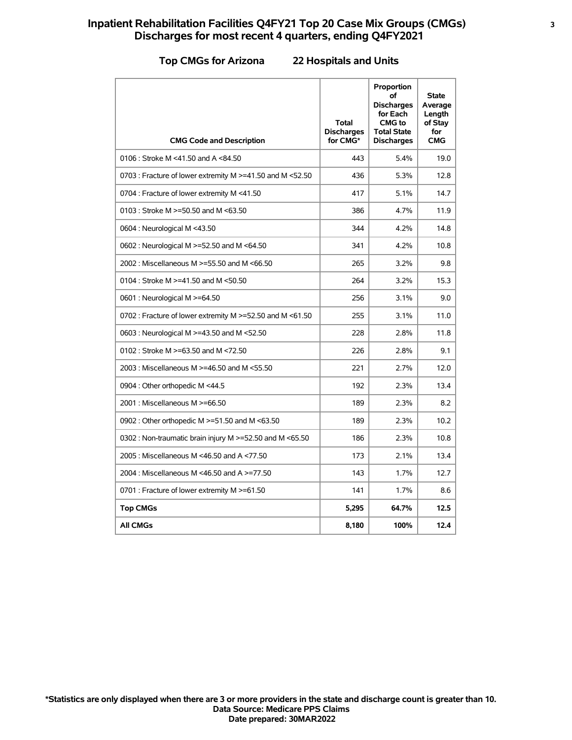# Inpatient Rehabilitation Facilities Q4FY21 Top 20 Case Mix Groups (CMGs)
## Discharges for most recent 4 quarters, ending Q4FY2021

### Top CMGs for Arizona 22 Hospitals and Units

| CMG Code and Description | Total Discharges for CMG* | Proportion of Discharges for Each CMG to Total State Discharges | State Average Length of Stay for CMG |
|---|---|---|---|
| 0106 : Stroke M <41.50 and A <84.50 | 443 | 5.4% | 19.0 |
| 0703 : Fracture of lower extremity M >=41.50 and M <52.50 | 436 | 5.3% | 12.8 |
| 0704 : Fracture of lower extremity M <41.50 | 417 | 5.1% | 14.7 |
| 0103 : Stroke M >=50.50 and M <63.50 | 386 | 4.7% | 11.9 |
| 0604 : Neurological M <43.50 | 344 | 4.2% | 14.8 |
| 0602 : Neurological M >=52.50 and M <64.50 | 341 | 4.2% | 10.8 |
| 2002 : Miscellaneous M >=55.50 and M <66.50 | 265 | 3.2% | 9.8 |
| 0104 : Stroke M >=41.50 and M <50.50 | 264 | 3.2% | 15.3 |
| 0601 : Neurological M >=64.50 | 256 | 3.1% | 9.0 |
| 0702 : Fracture of lower extremity M >=52.50 and M <61.50 | 255 | 3.1% | 11.0 |
| 0603 : Neurological M >=43.50 and M <52.50 | 228 | 2.8% | 11.8 |
| 0102 : Stroke M >=63.50 and M <72.50 | 226 | 2.8% | 9.1 |
| 2003 : Miscellaneous M >=46.50 and M <55.50 | 221 | 2.7% | 12.0 |
| 0904 : Other orthopedic M <44.5 | 192 | 2.3% | 13.4 |
| 2001 : Miscellaneous M >=66.50 | 189 | 2.3% | 8.2 |
| 0902 : Other orthopedic M >=51.50 and M <63.50 | 189 | 2.3% | 10.2 |
| 0302 : Non-traumatic brain injury M >=52.50 and M <65.50 | 186 | 2.3% | 10.8 |
| 2005 : Miscellaneous M <46.50 and A <77.50 | 173 | 2.1% | 13.4 |
| 2004 : Miscellaneous M <46.50 and A >=77.50 | 143 | 1.7% | 12.7 |
| 0701 : Fracture of lower extremity M >=61.50 | 141 | 1.7% | 8.6 |
| **Top CMGs** | **5,295** | **64.7%** | **12.5** |
| **All CMGs** | **8,180** | **100%** | **12.4** |

**\*Statistics are only displayed when there are 3 or more providers in the state and discharge count is greater than 10.**
**Data Source: Medicare PPS Claims**
**Date prepared: 30MAR2022**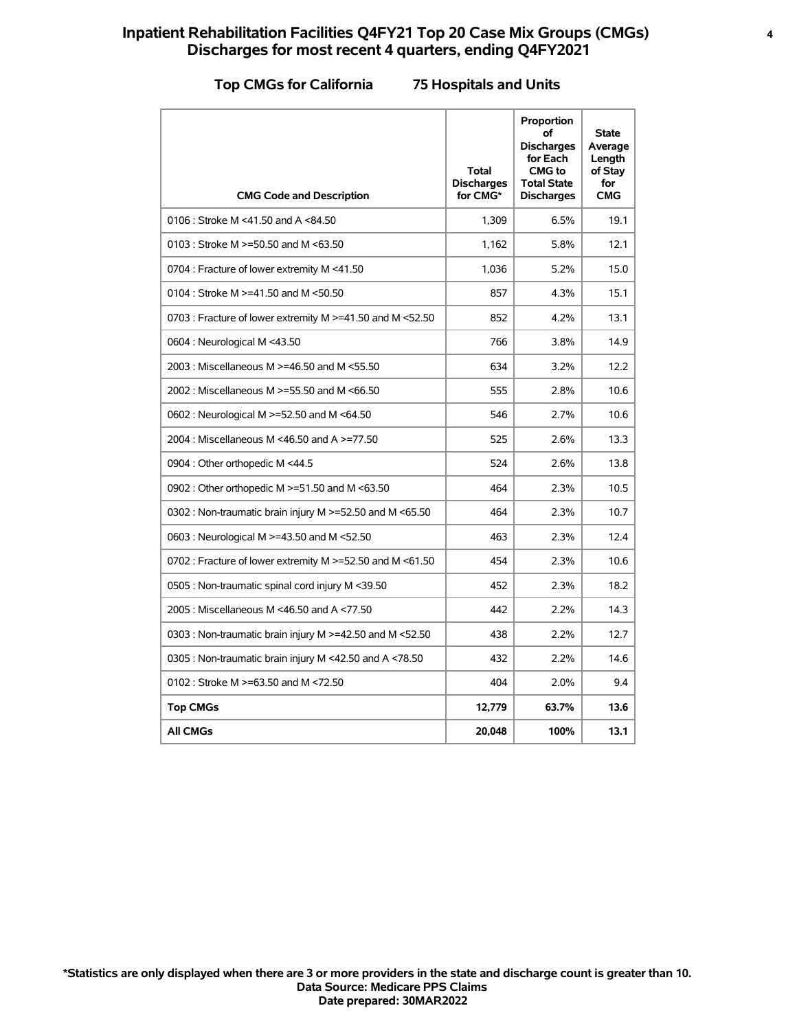# Inpatient Rehabilitation Facilities Q4FY21 Top 20 Case Mix Groups (CMGs)
## Discharges for most recent 4 quarters, ending Q4FY2021

**Top CMGs for California     75 Hospitals and Units**

| CMG Code and Description | Total Discharges for CMG* | Proportion of Discharges for Each CMG to Total State Discharges | State Average Length of Stay for CMG |
|---|---|---|---|
| 0106 : Stroke M <41.50 and A <84.50 | 1,309 | 6.5% | 19.1 |
| 0103 : Stroke M >=50.50 and M <63.50 | 1,162 | 5.8% | 12.1 |
| 0704 : Fracture of lower extremity M <41.50 | 1,036 | 5.2% | 15.0 |
| 0104 : Stroke M >=41.50 and M <50.50 | 857 | 4.3% | 15.1 |
| 0703 : Fracture of lower extremity M >=41.50 and M <52.50 | 852 | 4.2% | 13.1 |
| 0604 : Neurological M <43.50 | 766 | 3.8% | 14.9 |
| 2003 : Miscellaneous M >=46.50 and M <55.50 | 634 | 3.2% | 12.2 |
| 2002 : Miscellaneous M >=55.50 and M <66.50 | 555 | 2.8% | 10.6 |
| 0602 : Neurological M >=52.50 and M <64.50 | 546 | 2.7% | 10.6 |
| 2004 : Miscellaneous M <46.50 and A >=77.50 | 525 | 2.6% | 13.3 |
| 0904 : Other orthopedic M <44.5 | 524 | 2.6% | 13.8 |
| 0902 : Other orthopedic M >=51.50 and M <63.50 | 464 | 2.3% | 10.5 |
| 0302 : Non-traumatic brain injury M >=52.50 and M <65.50 | 464 | 2.3% | 10.7 |
| 0603 : Neurological M >=43.50 and M <52.50 | 463 | 2.3% | 12.4 |
| 0702 : Fracture of lower extremity M >=52.50 and M <61.50 | 454 | 2.3% | 10.6 |
| 0505 : Non-traumatic spinal cord injury M <39.50 | 452 | 2.3% | 18.2 |
| 2005 : Miscellaneous M <46.50 and A <77.50 | 442 | 2.2% | 14.3 |
| 0303 : Non-traumatic brain injury M >=42.50 and M <52.50 | 438 | 2.2% | 12.7 |
| 0305 : Non-traumatic brain injury M <42.50 and A <78.50 | 432 | 2.2% | 14.6 |
| 0102 : Stroke M >=63.50 and M <72.50 | 404 | 2.0% | 9.4 |
| **Top CMGs** | **12,779** | **63.7%** | **13.6** |
| **All CMGs** | **20,048** | **100%** | **13.1** |

**\*Statistics are only displayed when there are 3 or more providers in the state and discharge count is greater than 10.**
**Data Source: Medicare PPS Claims**
**Date prepared: 30MAR2022**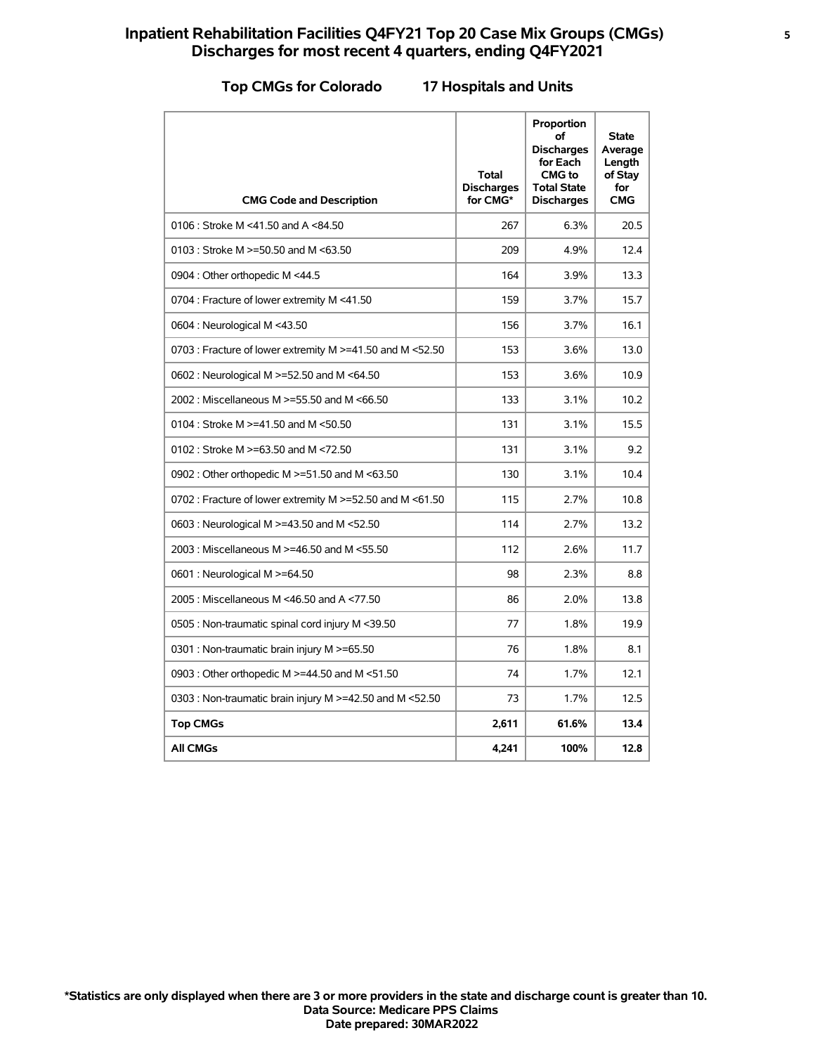# Inpatient Rehabilitation Facilities Q4FY21 Top 20 Case Mix Groups (CMGs)
## Discharges for most recent 4 quarters, ending Q4FY2021

### Top CMGs for Colorado 17 Hospitals and Units

| CMG Code and Description | Total Discharges for CMG* | Proportion of Discharges for Each CMG to Total State Discharges | State Average Length of Stay for CMG |
|---|---|---|---|
| 0106 : Stroke M <41.50 and A <84.50 | 267 | 6.3% | 20.5 |
| 0103 : Stroke M >=50.50 and M <63.50 | 209 | 4.9% | 12.4 |
| 0904 : Other orthopedic M <44.5 | 164 | 3.9% | 13.3 |
| 0704 : Fracture of lower extremity M <41.50 | 159 | 3.7% | 15.7 |
| 0604 : Neurological M <43.50 | 156 | 3.7% | 16.1 |
| 0703 : Fracture of lower extremity M >=41.50 and M <52.50 | 153 | 3.6% | 13.0 |
| 0602 : Neurological M >=52.50 and M <64.50 | 153 | 3.6% | 10.9 |
| 2002 : Miscellaneous M >=55.50 and M <66.50 | 133 | 3.1% | 10.2 |
| 0104 : Stroke M >=41.50 and M <50.50 | 131 | 3.1% | 15.5 |
| 0102 : Stroke M >=63.50 and M <72.50 | 131 | 3.1% | 9.2 |
| 0902 : Other orthopedic M >=51.50 and M <63.50 | 130 | 3.1% | 10.4 |
| 0702 : Fracture of lower extremity M >=52.50 and M <61.50 | 115 | 2.7% | 10.8 |
| 0603 : Neurological M >=43.50 and M <52.50 | 114 | 2.7% | 13.2 |
| 2003 : Miscellaneous M >=46.50 and M <55.50 | 112 | 2.6% | 11.7 |
| 0601 : Neurological M >=64.50 | 98 | 2.3% | 8.8 |
| 2005 : Miscellaneous M <46.50 and A <77.50 | 86 | 2.0% | 13.8 |
| 0505 : Non-traumatic spinal cord injury M <39.50 | 77 | 1.8% | 19.9 |
| 0301 : Non-traumatic brain injury M >=65.50 | 76 | 1.8% | 8.1 |
| 0903 : Other orthopedic M >=44.50 and M <51.50 | 74 | 1.7% | 12.1 |
| 0303 : Non-traumatic brain injury M >=42.50 and M <52.50 | 73 | 1.7% | 12.5 |
| **Top CMGs** | **2,611** | **61.6%** | **13.4** |
| **All CMGs** | **4,241** | **100%** | **12.8** |

**\*Statistics are only displayed when there are 3 or more providers in the state and discharge count is greater than 10.**
**Data Source: Medicare PPS Claims**
**Date prepared: 30MAR2022**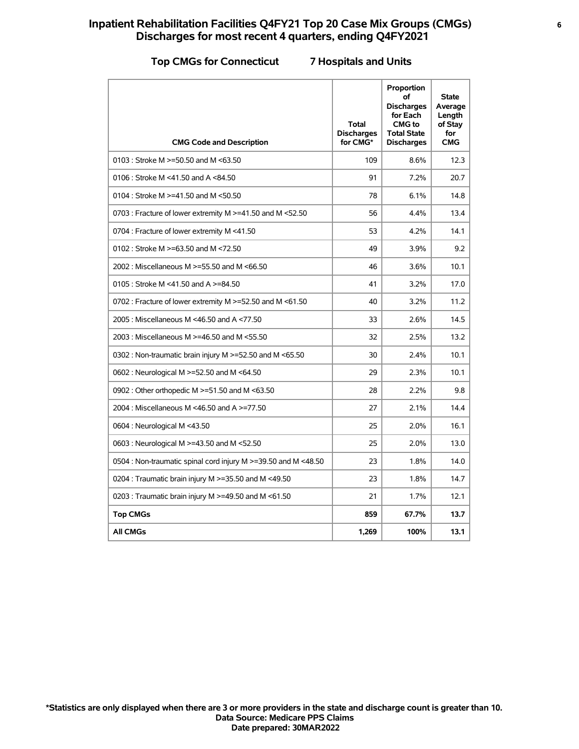# Inpatient Rehabilitation Facilities Q4FY21 Top 20 Case Mix Groups (CMGs) Discharges for most recent 4 quarters, ending Q4FY2021

## Top CMGs for Connecticut 7 Hospitals and Units

| CMG Code and Description | Total Discharges for CMG* | Proportion of Discharges for Each CMG to Total State Discharges | State Average Length of Stay for CMG |
|---|---|---|---|
| 0103 : Stroke M >=50.50 and M <63.50 | 109 | 8.6% | 12.3 |
| 0106 : Stroke M <41.50 and A <84.50 | 91 | 7.2% | 20.7 |
| 0104 : Stroke M >=41.50 and M <50.50 | 78 | 6.1% | 14.8 |
| 0703 : Fracture of lower extremity M >=41.50 and M <52.50 | 56 | 4.4% | 13.4 |
| 0704 : Fracture of lower extremity M <41.50 | 53 | 4.2% | 14.1 |
| 0102 : Stroke M >=63.50 and M <72.50 | 49 | 3.9% | 9.2 |
| 2002 : Miscellaneous M >=55.50 and M <66.50 | 46 | 3.6% | 10.1 |
| 0105 : Stroke M <41.50 and A >=84.50 | 41 | 3.2% | 17.0 |
| 0702 : Fracture of lower extremity M >=52.50 and M <61.50 | 40 | 3.2% | 11.2 |
| 2005 : Miscellaneous M <46.50 and A <77.50 | 33 | 2.6% | 14.5 |
| 2003 : Miscellaneous M >=46.50 and M <55.50 | 32 | 2.5% | 13.2 |
| 0302 : Non-traumatic brain injury M >=52.50 and M <65.50 | 30 | 2.4% | 10.1 |
| 0602 : Neurological M >=52.50 and M <64.50 | 29 | 2.3% | 10.1 |
| 0902 : Other orthopedic M >=51.50 and M <63.50 | 28 | 2.2% | 9.8 |
| 2004 : Miscellaneous M <46.50 and A >=77.50 | 27 | 2.1% | 14.4 |
| 0604 : Neurological M <43.50 | 25 | 2.0% | 16.1 |
| 0603 : Neurological M >=43.50 and M <52.50 | 25 | 2.0% | 13.0 |
| 0504 : Non-traumatic spinal cord injury M >=39.50 and M <48.50 | 23 | 1.8% | 14.0 |
| 0204 : Traumatic brain injury M >=35.50 and M <49.50 | 23 | 1.8% | 14.7 |
| 0203 : Traumatic brain injury M >=49.50 and M <61.50 | 21 | 1.7% | 12.1 |
| **Top CMGs** | **859** | **67.7%** | **13.7** |
| **All CMGs** | **1,269** | **100%** | **13.1** |

**\*Statistics are only displayed when there are 3 or more providers in the state and discharge count is greater than 10.**
**Data Source: Medicare PPS Claims**
**Date prepared: 30MAR2022**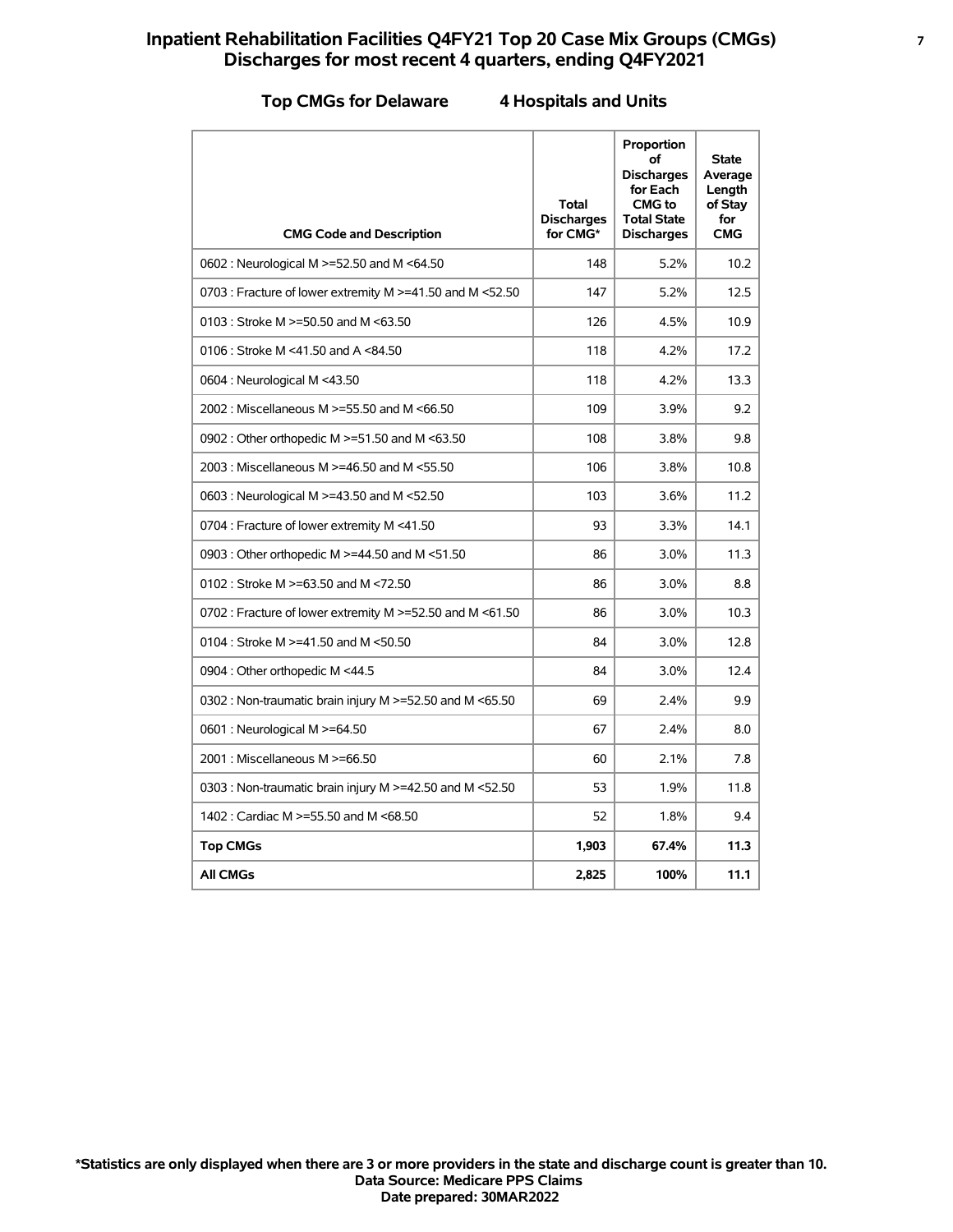# Inpatient Rehabilitation Facilities Q4FY21 Top 20 Case Mix Groups (CMGs)
## Discharges for most recent 4 quarters, ending Q4FY2021

**Top CMGs for Delaware 4 Hospitals and Units**

| CMG Code and Description | Total Discharges for CMG* | Proportion of Discharges for Each CMG to Total State Discharges | State Average Length of Stay for CMG |
|---|---|---|---|
| 0602 : Neurological M >=52.50 and M <64.50 | 148 | 5.2% | 10.2 |
| 0703 : Fracture of lower extremity M >=41.50 and M <52.50 | 147 | 5.2% | 12.5 |
| 0103 : Stroke M >=50.50 and M <63.50 | 126 | 4.5% | 10.9 |
| 0106 : Stroke M <41.50 and A <84.50 | 118 | 4.2% | 17.2 |
| 0604 : Neurological M <43.50 | 118 | 4.2% | 13.3 |
| 2002 : Miscellaneous M >=55.50 and M <66.50 | 109 | 3.9% | 9.2 |
| 0902 : Other orthopedic M >=51.50 and M <63.50 | 108 | 3.8% | 9.8 |
| 2003 : Miscellaneous M >=46.50 and M <55.50 | 106 | 3.8% | 10.8 |
| 0603 : Neurological M >=43.50 and M <52.50 | 103 | 3.6% | 11.2 |
| 0704 : Fracture of lower extremity M <41.50 | 93 | 3.3% | 14.1 |
| 0903 : Other orthopedic M >=44.50 and M <51.50 | 86 | 3.0% | 11.3 |
| 0102 : Stroke M >=63.50 and M <72.50 | 86 | 3.0% | 8.8 |
| 0702 : Fracture of lower extremity M >=52.50 and M <61.50 | 86 | 3.0% | 10.3 |
| 0104 : Stroke M >=41.50 and M <50.50 | 84 | 3.0% | 12.8 |
| 0904 : Other orthopedic M <44.5 | 84 | 3.0% | 12.4 |
| 0302 : Non-traumatic brain injury M >=52.50 and M <65.50 | 69 | 2.4% | 9.9 |
| 0601 : Neurological M >=64.50 | 67 | 2.4% | 8.0 |
| 2001 : Miscellaneous M >=66.50 | 60 | 2.1% | 7.8 |
| 0303 : Non-traumatic brain injury M >=42.50 and M <52.50 | 53 | 1.9% | 11.8 |
| 1402 : Cardiac M >=55.50 and M <68.50 | 52 | 1.8% | 9.4 |
| **Top CMGs** | **1,903** | **67.4%** | **11.3** |
| **All CMGs** | **2,825** | **100%** | **11.1** |

**\*Statistics are only displayed when there are 3 or more providers in the state and discharge count is greater than 10.**
**Data Source: Medicare PPS Claims**
**Date prepared: 30MAR2022**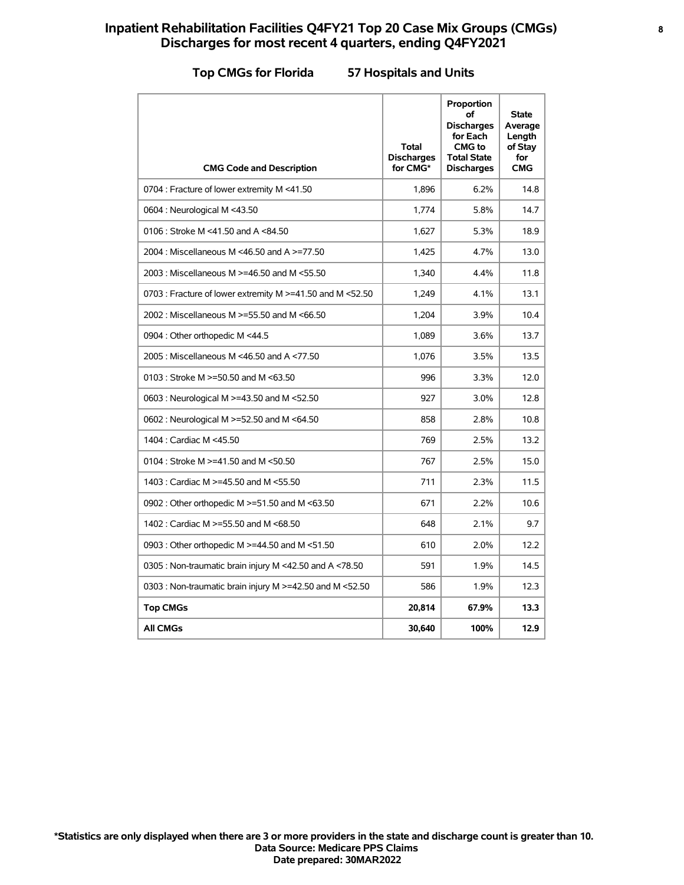# Inpatient Rehabilitation Facilities Q4FY21 Top 20 Case Mix Groups (CMGs)
## Discharges for most recent 4 quarters, ending Q4FY2021

### Top CMGs for Florida 57 Hospitals and Units

| CMG Code and Description | Total Discharges for CMG* | Proportion of Discharges for Each CMG to Total State Discharges | State Average Length of Stay for CMG |
|---|---|---|---|
| 0704 : Fracture of lower extremity M <41.50 | 1,896 | 6.2% | 14.8 |
| 0604 : Neurological M <43.50 | 1,774 | 5.8% | 14.7 |
| 0106 : Stroke M <41.50 and A <84.50 | 1,627 | 5.3% | 18.9 |
| 2004 : Miscellaneous M <46.50 and A >=77.50 | 1,425 | 4.7% | 13.0 |
| 2003 : Miscellaneous M >=46.50 and M <55.50 | 1,340 | 4.4% | 11.8 |
| 0703 : Fracture of lower extremity M >=41.50 and M <52.50 | 1,249 | 4.1% | 13.1 |
| 2002 : Miscellaneous M >=55.50 and M <66.50 | 1,204 | 3.9% | 10.4 |
| 0904 : Other orthopedic M <44.5 | 1,089 | 3.6% | 13.7 |
| 2005 : Miscellaneous M <46.50 and A <77.50 | 1,076 | 3.5% | 13.5 |
| 0103 : Stroke M >=50.50 and M <63.50 | 996 | 3.3% | 12.0 |
| 0603 : Neurological M >=43.50 and M <52.50 | 927 | 3.0% | 12.8 |
| 0602 : Neurological M >=52.50 and M <64.50 | 858 | 2.8% | 10.8 |
| 1404 : Cardiac M <45.50 | 769 | 2.5% | 13.2 |
| 0104 : Stroke M >=41.50 and M <50.50 | 767 | 2.5% | 15.0 |
| 1403 : Cardiac M >=45.50 and M <55.50 | 711 | 2.3% | 11.5 |
| 0902 : Other orthopedic M >=51.50 and M <63.50 | 671 | 2.2% | 10.6 |
| 1402 : Cardiac M >=55.50 and M <68.50 | 648 | 2.1% | 9.7 |
| 0903 : Other orthopedic M >=44.50 and M <51.50 | 610 | 2.0% | 12.2 |
| 0305 : Non-traumatic brain injury M <42.50 and A <78.50 | 591 | 1.9% | 14.5 |
| 0303 : Non-traumatic brain injury M >=42.50 and M <52.50 | 586 | 1.9% | 12.3 |
| **Top CMGs** | **20,814** | **67.9%** | **13.3** |
| **All CMGs** | **30,640** | **100%** | **12.9** |

**\*Statistics are only displayed when there are 3 or more providers in the state and discharge count is greater than 10.**
**Data Source: Medicare PPS Claims**
**Date prepared: 30MAR2022**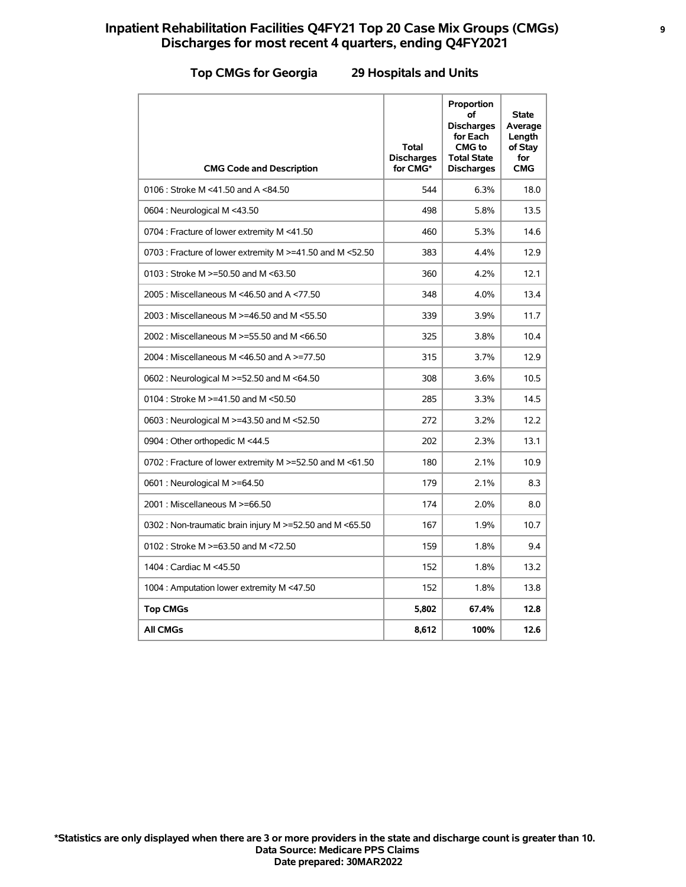# Inpatient Rehabilitation Facilities Q4FY21 Top 20 Case Mix Groups (CMGs)
## Discharges for most recent 4 quarters, ending Q4FY2021

### Top CMGs for Georgia 29 Hospitals and Units

| CMG Code and Description | Total Discharges for CMG* | Proportion of Discharges for Each CMG to Total State Discharges | State Average Length of Stay for CMG |
|---|---|---|---|
| 0106 : Stroke M <41.50 and A <84.50 | 544 | 6.3% | 18.0 |
| 0604 : Neurological M <43.50 | 498 | 5.8% | 13.5 |
| 0704 : Fracture of lower extremity M <41.50 | 460 | 5.3% | 14.6 |
| 0703 : Fracture of lower extremity M >=41.50 and M <52.50 | 383 | 4.4% | 12.9 |
| 0103 : Stroke M >=50.50 and M <63.50 | 360 | 4.2% | 12.1 |
| 2005 : Miscellaneous M <46.50 and A <77.50 | 348 | 4.0% | 13.4 |
| 2003 : Miscellaneous M >=46.50 and M <55.50 | 339 | 3.9% | 11.7 |
| 2002 : Miscellaneous M >=55.50 and M <66.50 | 325 | 3.8% | 10.4 |
| 2004 : Miscellaneous M <46.50 and A >=77.50 | 315 | 3.7% | 12.9 |
| 0602 : Neurological M >=52.50 and M <64.50 | 308 | 3.6% | 10.5 |
| 0104 : Stroke M >=41.50 and M <50.50 | 285 | 3.3% | 14.5 |
| 0603 : Neurological M >=43.50 and M <52.50 | 272 | 3.2% | 12.2 |
| 0904 : Other orthopedic M <44.5 | 202 | 2.3% | 13.1 |
| 0702 : Fracture of lower extremity M >=52.50 and M <61.50 | 180 | 2.1% | 10.9 |
| 0601 : Neurological M >=64.50 | 179 | 2.1% | 8.3 |
| 2001 : Miscellaneous M >=66.50 | 174 | 2.0% | 8.0 |
| 0302 : Non-traumatic brain injury M >=52.50 and M <65.50 | 167 | 1.9% | 10.7 |
| 0102 : Stroke M >=63.50 and M <72.50 | 159 | 1.8% | 9.4 |
| 1404 : Cardiac M <45.50 | 152 | 1.8% | 13.2 |
| 1004 : Amputation lower extremity M <47.50 | 152 | 1.8% | 13.8 |
| **Top CMGs** | **5,802** | **67.4%** | **12.8** |
| **All CMGs** | **8,612** | **100%** | **12.6** |

**\*Statistics are only displayed when there are 3 or more providers in the state and discharge count is greater than 10.**
**Data Source: Medicare PPS Claims**
**Date prepared: 30MAR2022**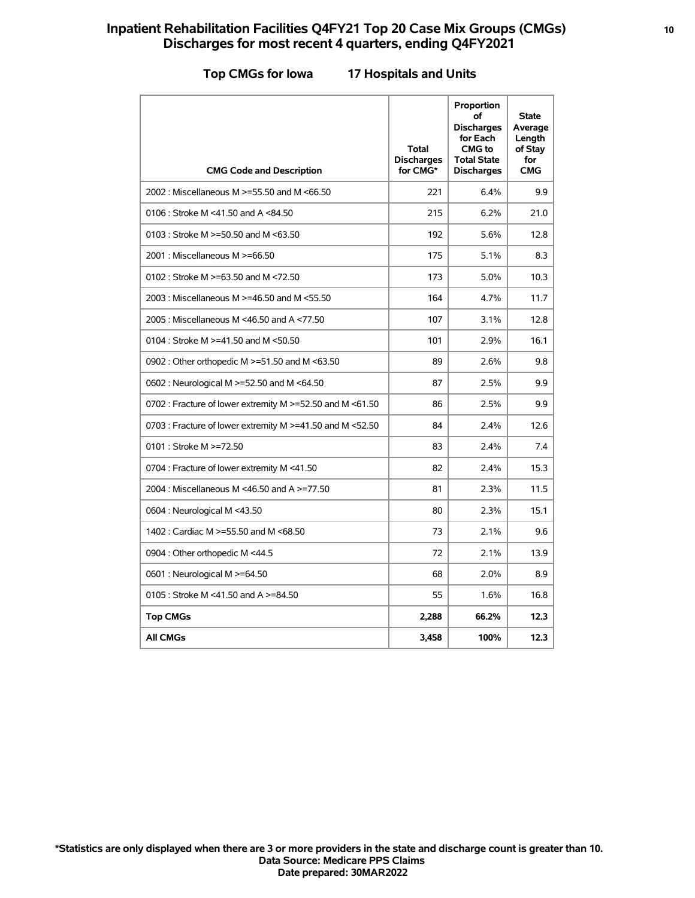# Inpatient Rehabilitation Facilities Q4FY21 Top 20 Case Mix Groups (CMGs)
## Discharges for most recent 4 quarters, ending Q4FY2021

**Top CMGs for Iowa 17 Hospitals and Units**

| CMG Code and Description | Total Discharges for CMG* | Proportion of Discharges for Each CMG to Total State Discharges | State Average Length of Stay for CMG |
|---|---|---|---|
| 2002 : Miscellaneous M >=55.50 and M <66.50 | 221 | 6.4% | 9.9 |
| 0106 : Stroke M <41.50 and A <84.50 | 215 | 6.2% | 21.0 |
| 0103 : Stroke M >=50.50 and M <63.50 | 192 | 5.6% | 12.8 |
| 2001 : Miscellaneous M >=66.50 | 175 | 5.1% | 8.3 |
| 0102 : Stroke M >=63.50 and M <72.50 | 173 | 5.0% | 10.3 |
| 2003 : Miscellaneous M >=46.50 and M <55.50 | 164 | 4.7% | 11.7 |
| 2005 : Miscellaneous M <46.50 and A <77.50 | 107 | 3.1% | 12.8 |
| 0104 : Stroke M >=41.50 and M <50.50 | 101 | 2.9% | 16.1 |
| 0902 : Other orthopedic M >=51.50 and M <63.50 | 89 | 2.6% | 9.8 |
| 0602 : Neurological M >=52.50 and M <64.50 | 87 | 2.5% | 9.9 |
| 0702 : Fracture of lower extremity M >=52.50 and M <61.50 | 86 | 2.5% | 9.9 |
| 0703 : Fracture of lower extremity M >=41.50 and M <52.50 | 84 | 2.4% | 12.6 |
| 0101 : Stroke M >=72.50 | 83 | 2.4% | 7.4 |
| 0704 : Fracture of lower extremity M <41.50 | 82 | 2.4% | 15.3 |
| 2004 : Miscellaneous M <46.50 and A >=77.50 | 81 | 2.3% | 11.5 |
| 0604 : Neurological M <43.50 | 80 | 2.3% | 15.1 |
| 1402 : Cardiac M >=55.50 and M <68.50 | 73 | 2.1% | 9.6 |
| 0904 : Other orthopedic M <44.5 | 72 | 2.1% | 13.9 |
| 0601 : Neurological M >=64.50 | 68 | 2.0% | 8.9 |
| 0105 : Stroke M <41.50 and A >=84.50 | 55 | 1.6% | 16.8 |
| **Top CMGs** | **2,288** | **66.2%** | **12.3** |
| **All CMGs** | **3,458** | **100%** | **12.3** |

**\*Statistics are only displayed when there are 3 or more providers in the state and discharge count is greater than 10.**
**Data Source: Medicare PPS Claims**
**Date prepared: 30MAR2022**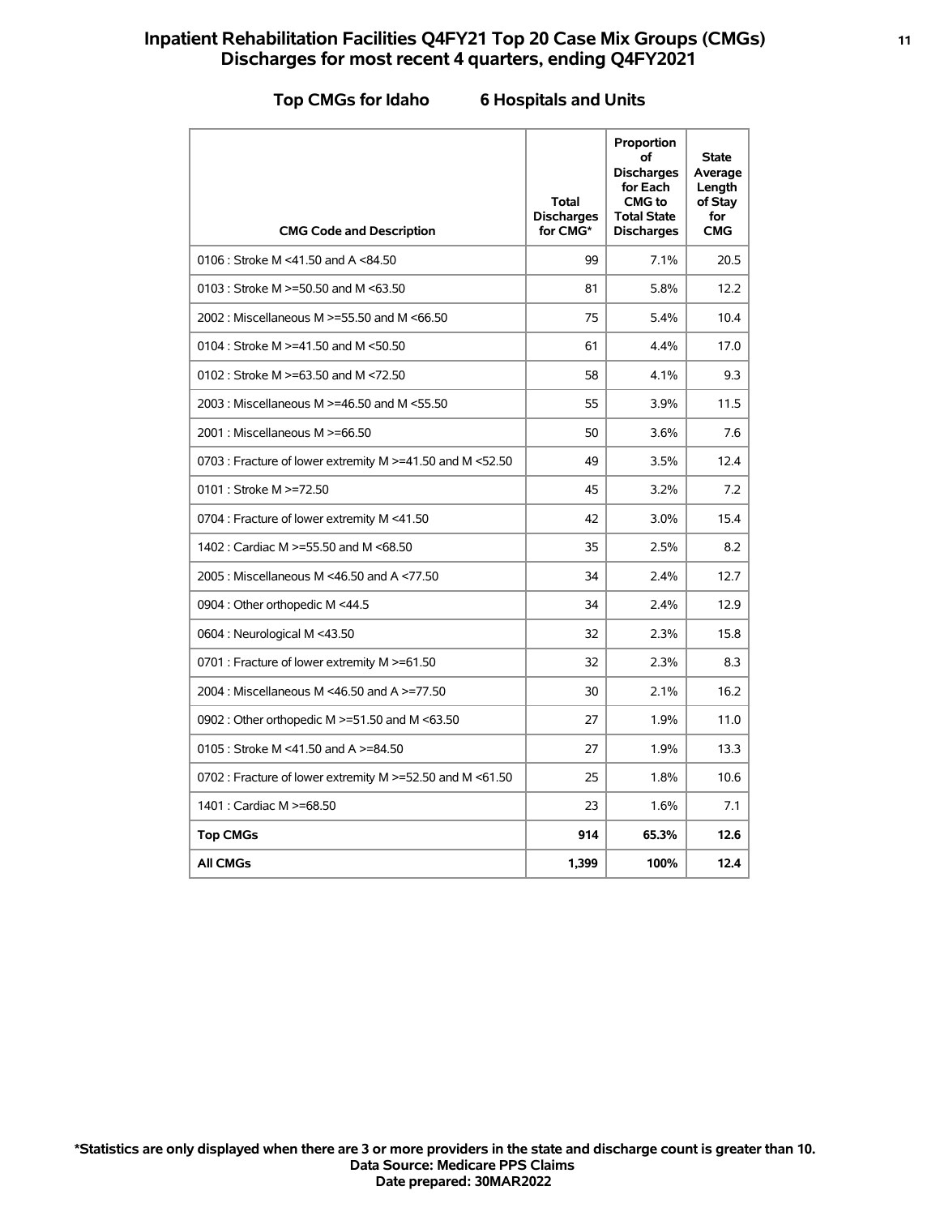# Inpatient Rehabilitation Facilities Q4FY21 Top 20 Case Mix Groups (CMGs)
## Discharges for most recent 4 quarters, ending Q4FY2021

### Top CMGs for Idaho 6 Hospitals and Units

| CMG Code and Description | Total Discharges for CMG* | Proportion of Discharges for Each CMG to Total State Discharges | State Average Length of Stay for CMG |
|---|---|---|---|
| 0106 : Stroke M <41.50 and A <84.50 | 99 | 7.1% | 20.5 |
| 0103 : Stroke M >=50.50 and M <63.50 | 81 | 5.8% | 12.2 |
| 2002 : Miscellaneous M >=55.50 and M <66.50 | 75 | 5.4% | 10.4 |
| 0104 : Stroke M >=41.50 and M <50.50 | 61 | 4.4% | 17.0 |
| 0102 : Stroke M >=63.50 and M <72.50 | 58 | 4.1% | 9.3 |
| 2003 : Miscellaneous M >=46.50 and M <55.50 | 55 | 3.9% | 11.5 |
| 2001 : Miscellaneous M >=66.50 | 50 | 3.6% | 7.6 |
| 0703 : Fracture of lower extremity M >=41.50 and M <52.50 | 49 | 3.5% | 12.4 |
| 0101 : Stroke M >=72.50 | 45 | 3.2% | 7.2 |
| 0704 : Fracture of lower extremity M <41.50 | 42 | 3.0% | 15.4 |
| 1402 : Cardiac M >=55.50 and M <68.50 | 35 | 2.5% | 8.2 |
| 2005 : Miscellaneous M <46.50 and A <77.50 | 34 | 2.4% | 12.7 |
| 0904 : Other orthopedic M <44.5 | 34 | 2.4% | 12.9 |
| 0604 : Neurological M <43.50 | 32 | 2.3% | 15.8 |
| 0701 : Fracture of lower extremity M >=61.50 | 32 | 2.3% | 8.3 |
| 2004 : Miscellaneous M <46.50 and A >=77.50 | 30 | 2.1% | 16.2 |
| 0902 : Other orthopedic M >=51.50 and M <63.50 | 27 | 1.9% | 11.0 |
| 0105 : Stroke M <41.50 and A >=84.50 | 27 | 1.9% | 13.3 |
| 0702 : Fracture of lower extremity M >=52.50 and M <61.50 | 25 | 1.8% | 10.6 |
| 1401 : Cardiac M >=68.50 | 23 | 1.6% | 7.1 |
| **Top CMGs** | **914** | **65.3%** | **12.6** |
| **All CMGs** | **1,399** | **100%** | **12.4** |

**\*Statistics are only displayed when there are 3 or more providers in the state and discharge count is greater than 10.**
**Data Source: Medicare PPS Claims**
**Date prepared: 30MAR2022**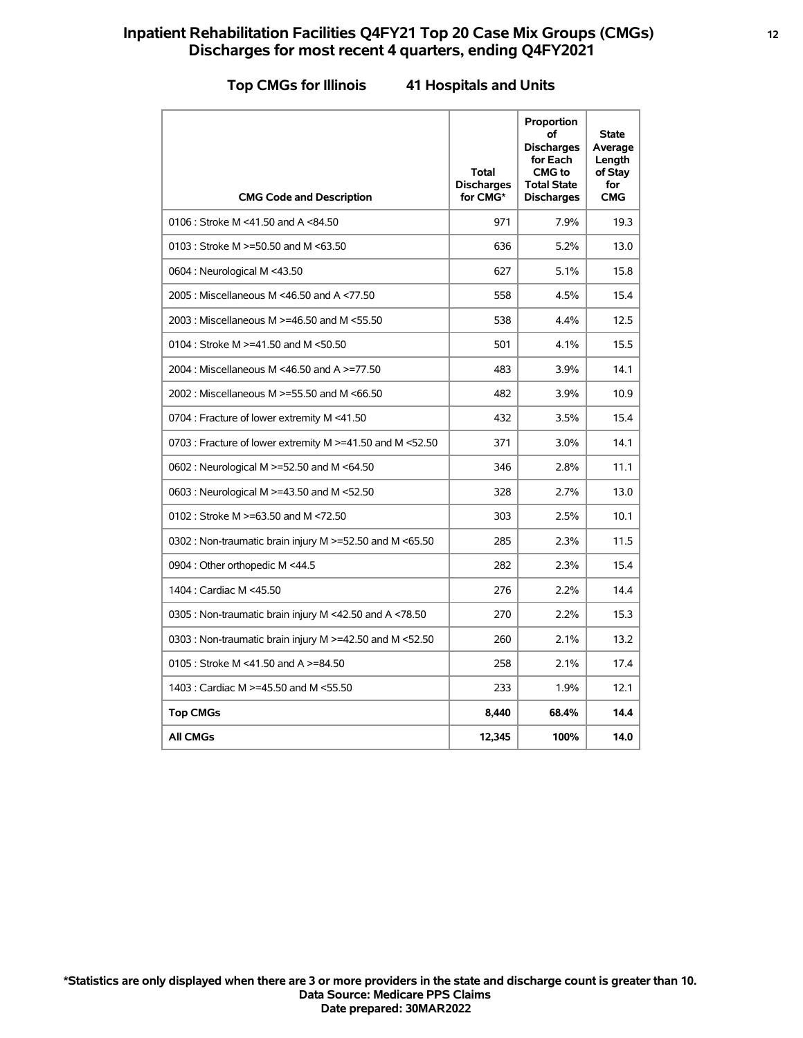# Inpatient Rehabilitation Facilities Q4FY21 Top 20 Case Mix Groups (CMGs)
## Discharges for most recent 4 quarters, ending Q4FY2021

**Top CMGs for Illinois 41 Hospitals and Units**

| CMG Code and Description | Total Discharges for CMG* | Proportion of Discharges for Each CMG to Total State Discharges | State Average Length of Stay for CMG |
|---|---|---|---|
| 0106 : Stroke M <41.50 and A <84.50 | 971 | 7.9% | 19.3 |
| 0103 : Stroke M >=50.50 and M <63.50 | 636 | 5.2% | 13.0 |
| 0604 : Neurological M <43.50 | 627 | 5.1% | 15.8 |
| 2005 : Miscellaneous M <46.50 and A <77.50 | 558 | 4.5% | 15.4 |
| 2003 : Miscellaneous M >=46.50 and M <55.50 | 538 | 4.4% | 12.5 |
| 0104 : Stroke M >=41.50 and M <50.50 | 501 | 4.1% | 15.5 |
| 2004 : Miscellaneous M <46.50 and A >=77.50 | 483 | 3.9% | 14.1 |
| 2002 : Miscellaneous M >=55.50 and M <66.50 | 482 | 3.9% | 10.9 |
| 0704 : Fracture of lower extremity M <41.50 | 432 | 3.5% | 15.4 |
| 0703 : Fracture of lower extremity M >=41.50 and M <52.50 | 371 | 3.0% | 14.1 |
| 0602 : Neurological M >=52.50 and M <64.50 | 346 | 2.8% | 11.1 |
| 0603 : Neurological M >=43.50 and M <52.50 | 328 | 2.7% | 13.0 |
| 0102 : Stroke M >=63.50 and M <72.50 | 303 | 2.5% | 10.1 |
| 0302 : Non-traumatic brain injury M >=52.50 and M <65.50 | 285 | 2.3% | 11.5 |
| 0904 : Other orthopedic M <44.5 | 282 | 2.3% | 15.4 |
| 1404 : Cardiac M <45.50 | 276 | 2.2% | 14.4 |
| 0305 : Non-traumatic brain injury M <42.50 and A <78.50 | 270 | 2.2% | 15.3 |
| 0303 : Non-traumatic brain injury M >=42.50 and M <52.50 | 260 | 2.1% | 13.2 |
| 0105 : Stroke M <41.50 and A >=84.50 | 258 | 2.1% | 17.4 |
| 1403 : Cardiac M >=45.50 and M <55.50 | 233 | 1.9% | 12.1 |
| **Top CMGs** | **8,440** | **68.4%** | **14.4** |
| **All CMGs** | **12,345** | **100%** | **14.0** |

**\*Statistics are only displayed when there are 3 or more providers in the state and discharge count is greater than 10.**
**Data Source: Medicare PPS Claims**
**Date prepared: 30MAR2022**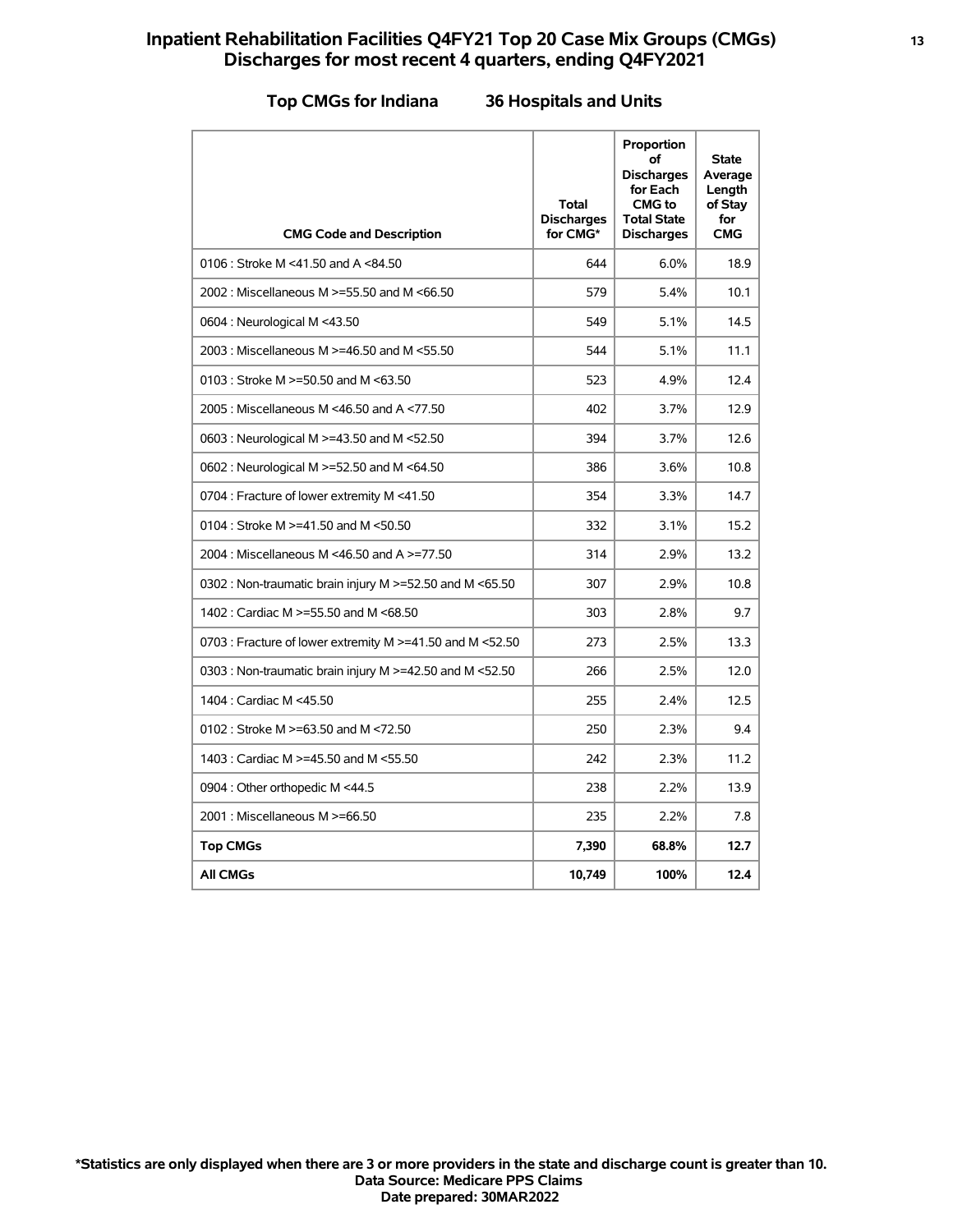# Inpatient Rehabilitation Facilities Q4FY21 Top 20 Case Mix Groups (CMGs)
## Discharges for most recent 4 quarters, ending Q4FY2021

**Top CMGs for Indiana 36 Hospitals and Units**

| CMG Code and Description | Total Discharges for CMG* | Proportion of Discharges for Each CMG to Total State Discharges | State Average Length of Stay for CMG |
|---|---|---|---|
| 0106 : Stroke M <41.50 and A <84.50 | 644 | 6.0% | 18.9 |
| 2002 : Miscellaneous M >=55.50 and M <66.50 | 579 | 5.4% | 10.1 |
| 0604 : Neurological M <43.50 | 549 | 5.1% | 14.5 |
| 2003 : Miscellaneous M >=46.50 and M <55.50 | 544 | 5.1% | 11.1 |
| 0103 : Stroke M >=50.50 and M <63.50 | 523 | 4.9% | 12.4 |
| 2005 : Miscellaneous M <46.50 and A <77.50 | 402 | 3.7% | 12.9 |
| 0603 : Neurological M >=43.50 and M <52.50 | 394 | 3.7% | 12.6 |
| 0602 : Neurological M >=52.50 and M <64.50 | 386 | 3.6% | 10.8 |
| 0704 : Fracture of lower extremity M <41.50 | 354 | 3.3% | 14.7 |
| 0104 : Stroke M >=41.50 and M <50.50 | 332 | 3.1% | 15.2 |
| 2004 : Miscellaneous M <46.50 and A >=77.50 | 314 | 2.9% | 13.2 |
| 0302 : Non-traumatic brain injury M >=52.50 and M <65.50 | 307 | 2.9% | 10.8 |
| 1402 : Cardiac M >=55.50 and M <68.50 | 303 | 2.8% | 9.7 |
| 0703 : Fracture of lower extremity M >=41.50 and M <52.50 | 273 | 2.5% | 13.3 |
| 0303 : Non-traumatic brain injury M >=42.50 and M <52.50 | 266 | 2.5% | 12.0 |
| 1404 : Cardiac M <45.50 | 255 | 2.4% | 12.5 |
| 0102 : Stroke M >=63.50 and M <72.50 | 250 | 2.3% | 9.4 |
| 1403 : Cardiac M >=45.50 and M <55.50 | 242 | 2.3% | 11.2 |
| 0904 : Other orthopedic M <44.5 | 238 | 2.2% | 13.9 |
| 2001 : Miscellaneous M >=66.50 | 235 | 2.2% | 7.8 |
| **Top CMGs** | **7,390** | **68.8%** | **12.7** |
| **All CMGs** | **10,749** | **100%** | **12.4** |

**\*Statistics are only displayed when there are 3 or more providers in the state and discharge count is greater than 10.**
**Data Source: Medicare PPS Claims**
**Date prepared: 30MAR2022**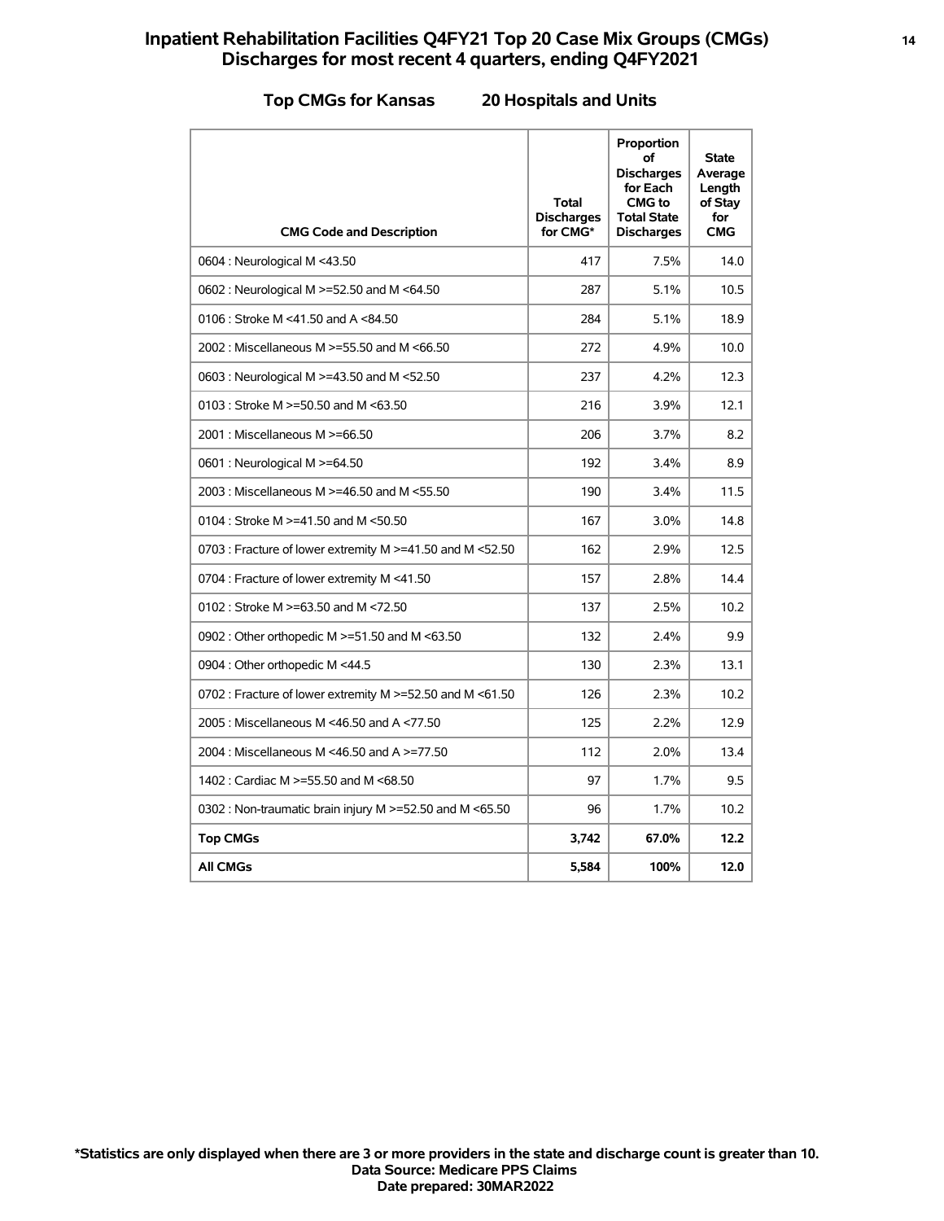# Inpatient Rehabilitation Facilities Q4FY21 Top 20 Case Mix Groups (CMGs)
## Discharges for most recent 4 quarters, ending Q4FY2021

**Top CMGs for Kansas 20 Hospitals and Units**

| CMG Code and Description | Total Discharges for CMG* | Proportion of Discharges for Each CMG to Total State Discharges | State Average Length of Stay for CMG |
|---|---|---|---|
| 0604 : Neurological M <43.50 | 417 | 7.5% | 14.0 |
| 0602 : Neurological M >=52.50 and M <64.50 | 287 | 5.1% | 10.5 |
| 0106 : Stroke M <41.50 and A <84.50 | 284 | 5.1% | 18.9 |
| 2002 : Miscellaneous M >=55.50 and M <66.50 | 272 | 4.9% | 10.0 |
| 0603 : Neurological M >=43.50 and M <52.50 | 237 | 4.2% | 12.3 |
| 0103 : Stroke M >=50.50 and M <63.50 | 216 | 3.9% | 12.1 |
| 2001 : Miscellaneous M >=66.50 | 206 | 3.7% | 8.2 |
| 0601 : Neurological M >=64.50 | 192 | 3.4% | 8.9 |
| 2003 : Miscellaneous M >=46.50 and M <55.50 | 190 | 3.4% | 11.5 |
| 0104 : Stroke M >=41.50 and M <50.50 | 167 | 3.0% | 14.8 |
| 0703 : Fracture of lower extremity M >=41.50 and M <52.50 | 162 | 2.9% | 12.5 |
| 0704 : Fracture of lower extremity M <41.50 | 157 | 2.8% | 14.4 |
| 0102 : Stroke M >=63.50 and M <72.50 | 137 | 2.5% | 10.2 |
| 0902 : Other orthopedic M >=51.50 and M <63.50 | 132 | 2.4% | 9.9 |
| 0904 : Other orthopedic M <44.5 | 130 | 2.3% | 13.1 |
| 0702 : Fracture of lower extremity M >=52.50 and M <61.50 | 126 | 2.3% | 10.2 |
| 2005 : Miscellaneous M <46.50 and A <77.50 | 125 | 2.2% | 12.9 |
| 2004 : Miscellaneous M <46.50 and A >=77.50 | 112 | 2.0% | 13.4 |
| 1402 : Cardiac M >=55.50 and M <68.50 | 97 | 1.7% | 9.5 |
| 0302 : Non-traumatic brain injury M >=52.50 and M <65.50 | 96 | 1.7% | 10.2 |
| **Top CMGs** | **3,742** | **67.0%** | **12.2** |
| **All CMGs** | **5,584** | **100%** | **12.0** |

**\*Statistics are only displayed when there are 3 or more providers in the state and discharge count is greater than 10.**
**Data Source: Medicare PPS Claims**
**Date prepared: 30MAR2022**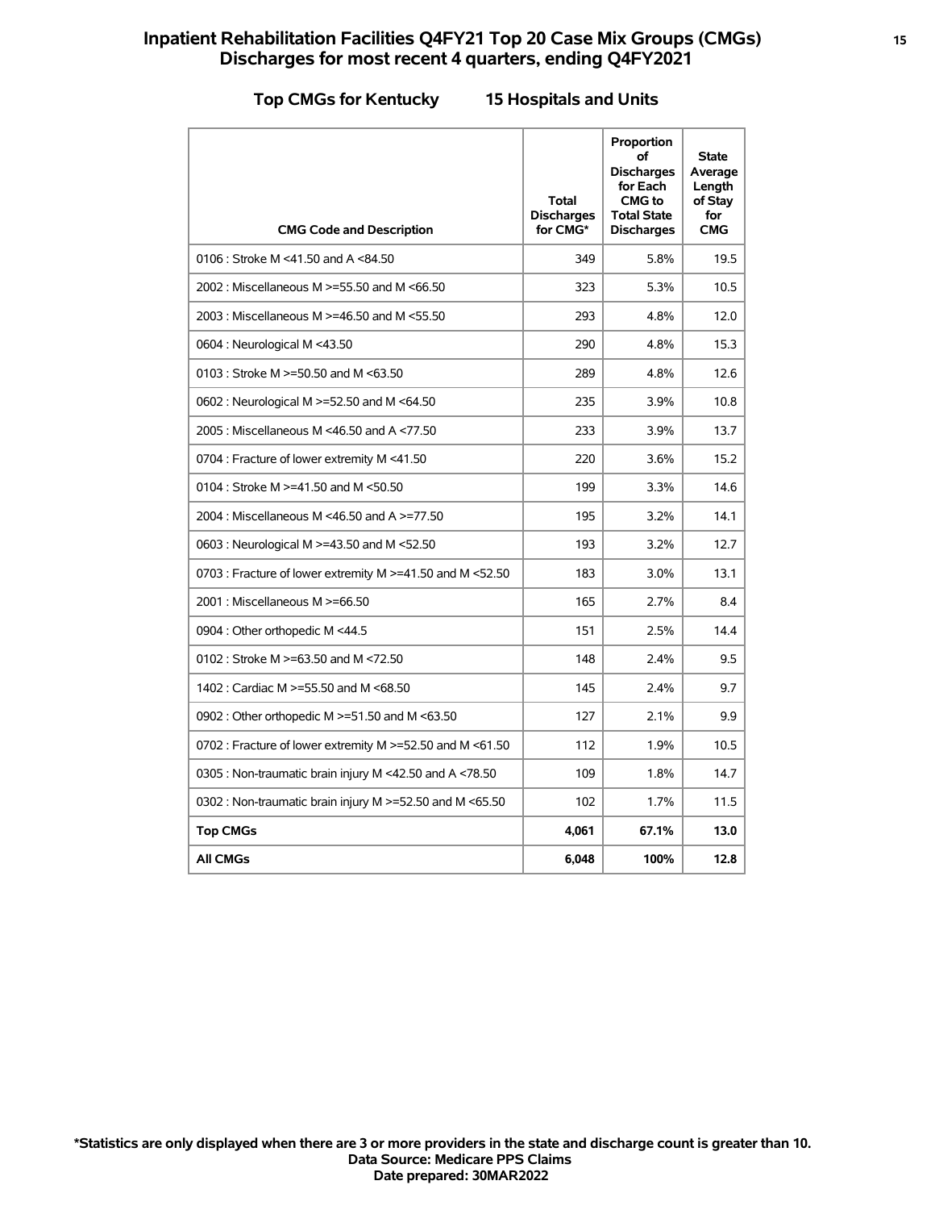# Inpatient Rehabilitation Facilities Q4FY21 Top 20 Case Mix Groups (CMGs)
## Discharges for most recent 4 quarters, ending Q4FY2021

### Top CMGs for Kentucky 15 Hospitals and Units

| CMG Code and Description | Total Discharges for CMG* | Proportion of Discharges for Each CMG to Total State Discharges | State Average Length of Stay for CMG |
|---|---|---|---|
| 0106 : Stroke M <41.50 and A <84.50 | 349 | 5.8% | 19.5 |
| 2002 : Miscellaneous M >=55.50 and M <66.50 | 323 | 5.3% | 10.5 |
| 2003 : Miscellaneous M >=46.50 and M <55.50 | 293 | 4.8% | 12.0 |
| 0604 : Neurological M <43.50 | 290 | 4.8% | 15.3 |
| 0103 : Stroke M >=50.50 and M <63.50 | 289 | 4.8% | 12.6 |
| 0602 : Neurological M >=52.50 and M <64.50 | 235 | 3.9% | 10.8 |
| 2005 : Miscellaneous M <46.50 and A <77.50 | 233 | 3.9% | 13.7 |
| 0704 : Fracture of lower extremity M <41.50 | 220 | 3.6% | 15.2 |
| 0104 : Stroke M >=41.50 and M <50.50 | 199 | 3.3% | 14.6 |
| 2004 : Miscellaneous M <46.50 and A >=77.50 | 195 | 3.2% | 14.1 |
| 0603 : Neurological M >=43.50 and M <52.50 | 193 | 3.2% | 12.7 |
| 0703 : Fracture of lower extremity M >=41.50 and M <52.50 | 183 | 3.0% | 13.1 |
| 2001 : Miscellaneous M >=66.50 | 165 | 2.7% | 8.4 |
| 0904 : Other orthopedic M <44.5 | 151 | 2.5% | 14.4 |
| 0102 : Stroke M >=63.50 and M <72.50 | 148 | 2.4% | 9.5 |
| 1402 : Cardiac M >=55.50 and M <68.50 | 145 | 2.4% | 9.7 |
| 0902 : Other orthopedic M >=51.50 and M <63.50 | 127 | 2.1% | 9.9 |
| 0702 : Fracture of lower extremity M >=52.50 and M <61.50 | 112 | 1.9% | 10.5 |
| 0305 : Non-traumatic brain injury M <42.50 and A <78.50 | 109 | 1.8% | 14.7 |
| 0302 : Non-traumatic brain injury M >=52.50 and M <65.50 | 102 | 1.7% | 11.5 |
| **Top CMGs** | **4,061** | **67.1%** | **13.0** |
| **All CMGs** | **6,048** | **100%** | **12.8** |

**\*Statistics are only displayed when there are 3 or more providers in the state and discharge count is greater than 10.**
**Data Source: Medicare PPS Claims**
**Date prepared: 30MAR2022**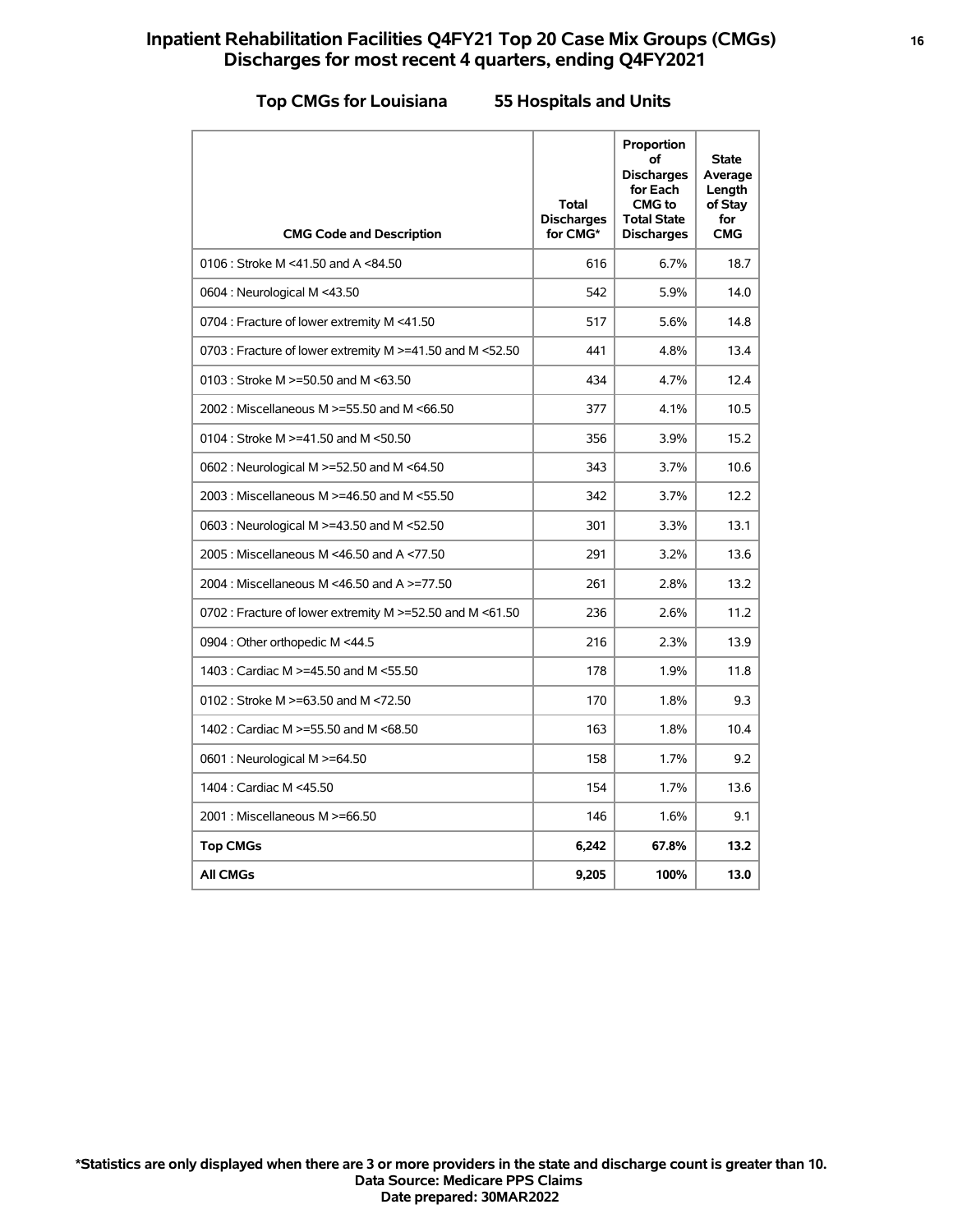# Inpatient Rehabilitation Facilities Q4FY21 Top 20 Case Mix Groups (CMGs)
## Discharges for most recent 4 quarters, ending Q4FY2021

### Top CMGs for Louisiana 55 Hospitals and Units

| CMG Code and Description | Total Discharges for CMG* | Proportion of Discharges for Each CMG to Total State Discharges | State Average Length of Stay for CMG |
|---|---|---|---|
| 0106 : Stroke M <41.50 and A <84.50 | 616 | 6.7% | 18.7 |
| 0604 : Neurological M <43.50 | 542 | 5.9% | 14.0 |
| 0704 : Fracture of lower extremity M <41.50 | 517 | 5.6% | 14.8 |
| 0703 : Fracture of lower extremity M >=41.50 and M <52.50 | 441 | 4.8% | 13.4 |
| 0103 : Stroke M >=50.50 and M <63.50 | 434 | 4.7% | 12.4 |
| 2002 : Miscellaneous M >=55.50 and M <66.50 | 377 | 4.1% | 10.5 |
| 0104 : Stroke M >=41.50 and M <50.50 | 356 | 3.9% | 15.2 |
| 0602 : Neurological M >=52.50 and M <64.50 | 343 | 3.7% | 10.6 |
| 2003 : Miscellaneous M >=46.50 and M <55.50 | 342 | 3.7% | 12.2 |
| 0603 : Neurological M >=43.50 and M <52.50 | 301 | 3.3% | 13.1 |
| 2005 : Miscellaneous M <46.50 and A <77.50 | 291 | 3.2% | 13.6 |
| 2004 : Miscellaneous M <46.50 and A >=77.50 | 261 | 2.8% | 13.2 |
| 0702 : Fracture of lower extremity M >=52.50 and M <61.50 | 236 | 2.6% | 11.2 |
| 0904 : Other orthopedic M <44.5 | 216 | 2.3% | 13.9 |
| 1403 : Cardiac M >=45.50 and M <55.50 | 178 | 1.9% | 11.8 |
| 0102 : Stroke M >=63.50 and M <72.50 | 170 | 1.8% | 9.3 |
| 1402 : Cardiac M >=55.50 and M <68.50 | 163 | 1.8% | 10.4 |
| 0601 : Neurological M >=64.50 | 158 | 1.7% | 9.2 |
| 1404 : Cardiac M <45.50 | 154 | 1.7% | 13.6 |
| 2001 : Miscellaneous M >=66.50 | 146 | 1.6% | 9.1 |
| **Top CMGs** | **6,242** | **67.8%** | **13.2** |
| **All CMGs** | **9,205** | **100%** | **13.0** |

**\*Statistics are only displayed when there are 3 or more providers in the state and discharge count is greater than 10.**
**Data Source: Medicare PPS Claims**
**Date prepared: 30MAR2022**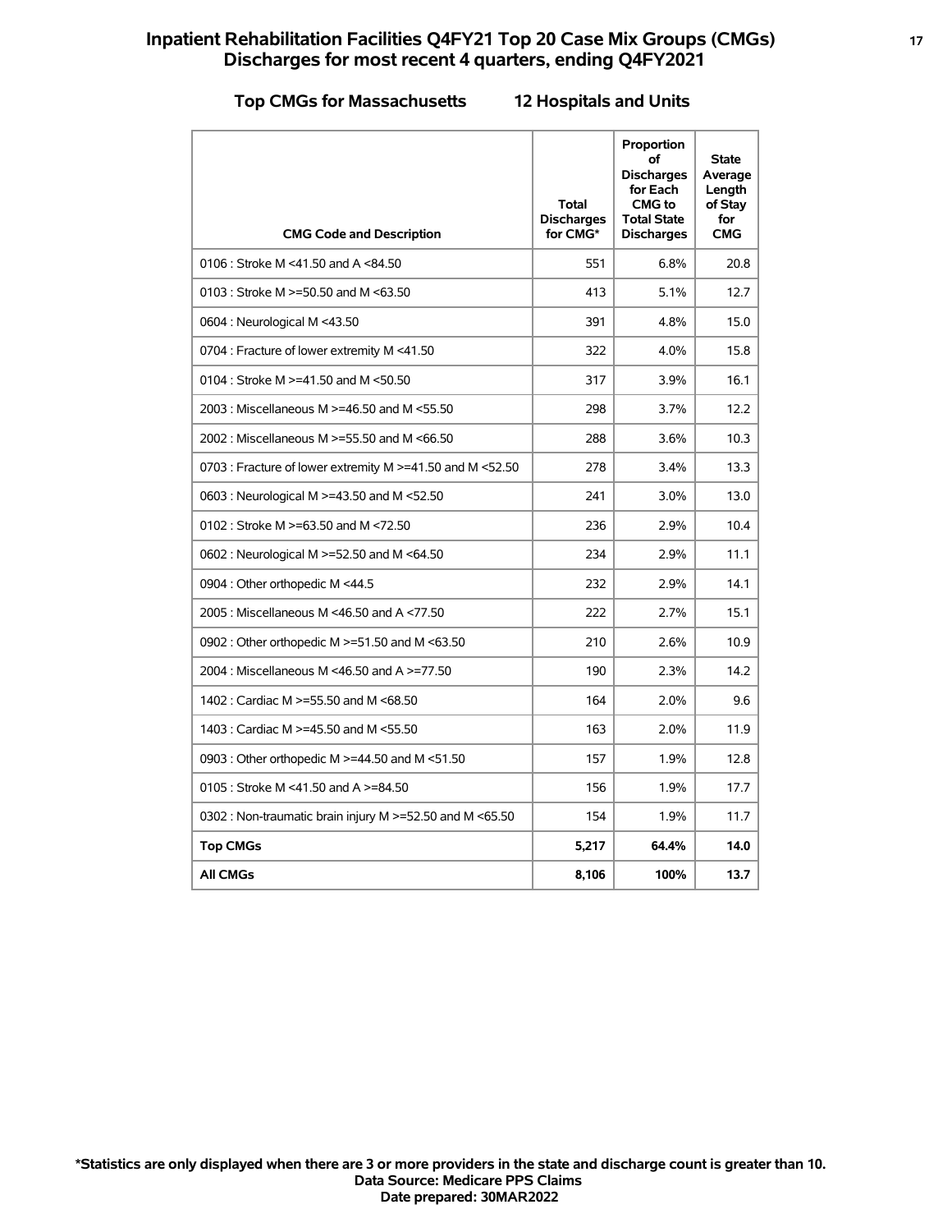# Inpatient Rehabilitation Facilities Q4FY21 Top 20 Case Mix Groups (CMGs)
## Discharges for most recent 4 quarters, ending Q4FY2021

### Top CMGs for Massachusetts 12 Hospitals and Units

| CMG Code and Description | Total Discharges for CMG* | Proportion of Discharges for Each CMG to Total State Discharges | State Average Length of Stay for CMG |
|---|---|---|---|
| 0106 : Stroke M <41.50 and A <84.50 | 551 | 6.8% | 20.8 |
| 0103 : Stroke M >=50.50 and M <63.50 | 413 | 5.1% | 12.7 |
| 0604 : Neurological M <43.50 | 391 | 4.8% | 15.0 |
| 0704 : Fracture of lower extremity M <41.50 | 322 | 4.0% | 15.8 |
| 0104 : Stroke M >=41.50 and M <50.50 | 317 | 3.9% | 16.1 |
| 2003 : Miscellaneous M >=46.50 and M <55.50 | 298 | 3.7% | 12.2 |
| 2002 : Miscellaneous M >=55.50 and M <66.50 | 288 | 3.6% | 10.3 |
| 0703 : Fracture of lower extremity M >=41.50 and M <52.50 | 278 | 3.4% | 13.3 |
| 0603 : Neurological M >=43.50 and M <52.50 | 241 | 3.0% | 13.0 |
| 0102 : Stroke M >=63.50 and M <72.50 | 236 | 2.9% | 10.4 |
| 0602 : Neurological M >=52.50 and M <64.50 | 234 | 2.9% | 11.1 |
| 0904 : Other orthopedic M <44.5 | 232 | 2.9% | 14.1 |
| 2005 : Miscellaneous M <46.50 and A <77.50 | 222 | 2.7% | 15.1 |
| 0902 : Other orthopedic M >=51.50 and M <63.50 | 210 | 2.6% | 10.9 |
| 2004 : Miscellaneous M <46.50 and A >=77.50 | 190 | 2.3% | 14.2 |
| 1402 : Cardiac M >=55.50 and M <68.50 | 164 | 2.0% | 9.6 |
| 1403 : Cardiac M >=45.50 and M <55.50 | 163 | 2.0% | 11.9 |
| 0903 : Other orthopedic M >=44.50 and M <51.50 | 157 | 1.9% | 12.8 |
| 0105 : Stroke M <41.50 and A >=84.50 | 156 | 1.9% | 17.7 |
| 0302 : Non-traumatic brain injury M >=52.50 and M <65.50 | 154 | 1.9% | 11.7 |
| **Top CMGs** | **5,217** | **64.4%** | **14.0** |
| **All CMGs** | **8,106** | **100%** | **13.7** |

**\*Statistics are only displayed when there are 3 or more providers in the state and discharge count is greater than 10.**
**Data Source: Medicare PPS Claims**
**Date prepared: 30MAR2022**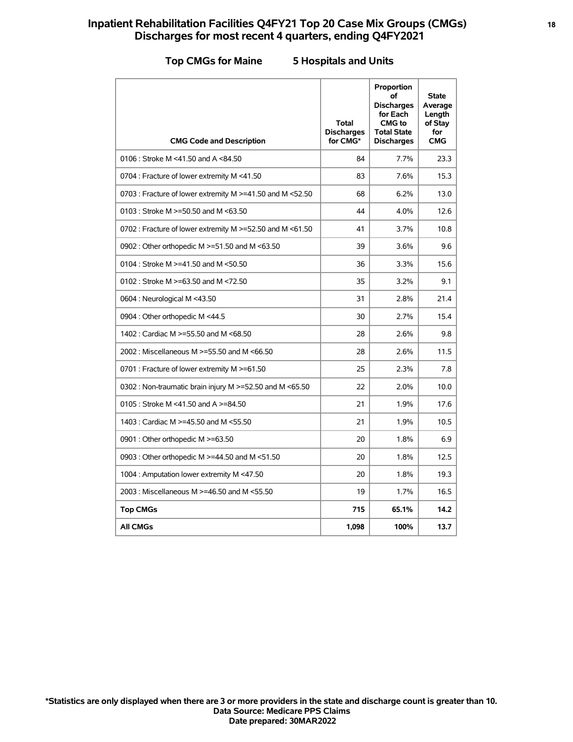# Inpatient Rehabilitation Facilities Q4FY21 Top 20 Case Mix Groups (CMGs)
## Discharges for most recent 4 quarters, ending Q4FY2021

**Top CMGs for Maine** **5 Hospitals and Units**

| CMG Code and Description | Total Discharges for CMG* | Proportion of Discharges for Each CMG to Total State Discharges | State Average Length of Stay for CMG |
|---|---|---|---|
| 0106 : Stroke M <41.50 and A <84.50 | 84 | 7.7% | 23.3 |
| 0704 : Fracture of lower extremity M <41.50 | 83 | 7.6% | 15.3 |
| 0703 : Fracture of lower extremity M >=41.50 and M <52.50 | 68 | 6.2% | 13.0 |
| 0103 : Stroke M >=50.50 and M <63.50 | 44 | 4.0% | 12.6 |
| 0702 : Fracture of lower extremity M >=52.50 and M <61.50 | 41 | 3.7% | 10.8 |
| 0902 : Other orthopedic M >=51.50 and M <63.50 | 39 | 3.6% | 9.6 |
| 0104 : Stroke M >=41.50 and M <50.50 | 36 | 3.3% | 15.6 |
| 0102 : Stroke M >=63.50 and M <72.50 | 35 | 3.2% | 9.1 |
| 0604 : Neurological M <43.50 | 31 | 2.8% | 21.4 |
| 0904 : Other orthopedic M <44.5 | 30 | 2.7% | 15.4 |
| 1402 : Cardiac M >=55.50 and M <68.50 | 28 | 2.6% | 9.8 |
| 2002 : Miscellaneous M >=55.50 and M <66.50 | 28 | 2.6% | 11.5 |
| 0701 : Fracture of lower extremity M >=61.50 | 25 | 2.3% | 7.8 |
| 0302 : Non-traumatic brain injury M >=52.50 and M <65.50 | 22 | 2.0% | 10.0 |
| 0105 : Stroke M <41.50 and A >=84.50 | 21 | 1.9% | 17.6 |
| 1403 : Cardiac M >=45.50 and M <55.50 | 21 | 1.9% | 10.5 |
| 0901 : Other orthopedic M >=63.50 | 20 | 1.8% | 6.9 |
| 0903 : Other orthopedic M >=44.50 and M <51.50 | 20 | 1.8% | 12.5 |
| 1004 : Amputation lower extremity M <47.50 | 20 | 1.8% | 19.3 |
| 2003 : Miscellaneous M >=46.50 and M <55.50 | 19 | 1.7% | 16.5 |
| **Top CMGs** | **715** | **65.1%** | **14.2** |
| **All CMGs** | **1,098** | **100%** | **13.7** |

**\*Statistics are only displayed when there are 3 or more providers in the state and discharge count is greater than 10.**
**Data Source: Medicare PPS Claims**
**Date prepared: 30MAR2022**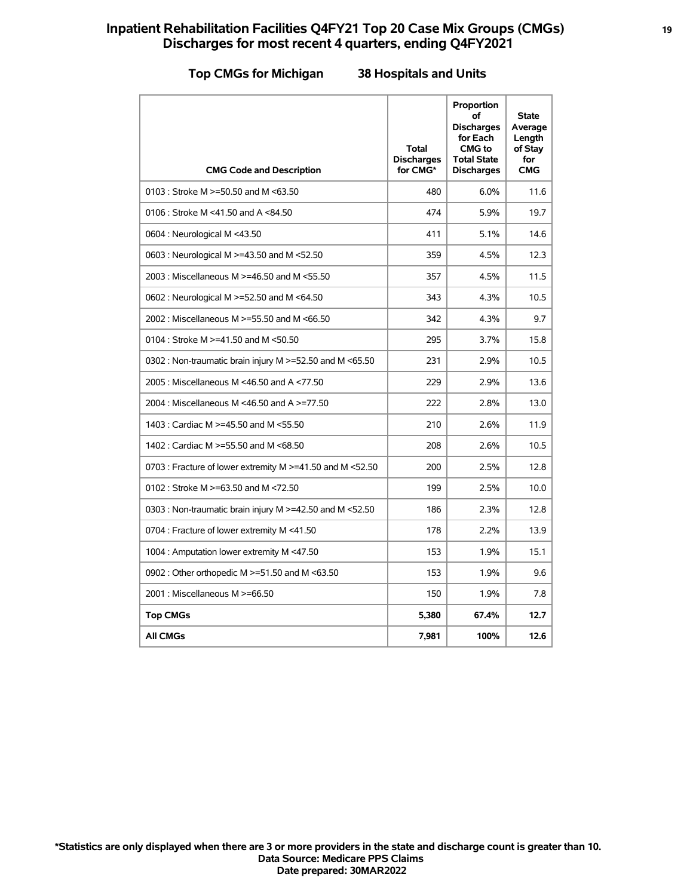# Inpatient Rehabilitation Facilities Q4FY21 Top 20 Case Mix Groups (CMGs)
## Discharges for most recent 4 quarters, ending Q4FY2021

### Top CMGs for Michigan 38 Hospitals and Units

| CMG Code and Description | Total Discharges for CMG* | Proportion of Discharges for Each CMG to Total State Discharges | State Average Length of Stay for CMG |
|---|---|---|---|
| 0103 : Stroke M >=50.50 and M <63.50 | 480 | 6.0% | 11.6 |
| 0106 : Stroke M <41.50 and A <84.50 | 474 | 5.9% | 19.7 |
| 0604 : Neurological M <43.50 | 411 | 5.1% | 14.6 |
| 0603 : Neurological M >=43.50 and M <52.50 | 359 | 4.5% | 12.3 |
| 2003 : Miscellaneous M >=46.50 and M <55.50 | 357 | 4.5% | 11.5 |
| 0602 : Neurological M >=52.50 and M <64.50 | 343 | 4.3% | 10.5 |
| 2002 : Miscellaneous M >=55.50 and M <66.50 | 342 | 4.3% | 9.7 |
| 0104 : Stroke M >=41.50 and M <50.50 | 295 | 3.7% | 15.8 |
| 0302 : Non-traumatic brain injury M >=52.50 and M <65.50 | 231 | 2.9% | 10.5 |
| 2005 : Miscellaneous M <46.50 and A <77.50 | 229 | 2.9% | 13.6 |
| 2004 : Miscellaneous M <46.50 and A >=77.50 | 222 | 2.8% | 13.0 |
| 1403 : Cardiac M >=45.50 and M <55.50 | 210 | 2.6% | 11.9 |
| 1402 : Cardiac M >=55.50 and M <68.50 | 208 | 2.6% | 10.5 |
| 0703 : Fracture of lower extremity M >=41.50 and M <52.50 | 200 | 2.5% | 12.8 |
| 0102 : Stroke M >=63.50 and M <72.50 | 199 | 2.5% | 10.0 |
| 0303 : Non-traumatic brain injury M >=42.50 and M <52.50 | 186 | 2.3% | 12.8 |
| 0704 : Fracture of lower extremity M <41.50 | 178 | 2.2% | 13.9 |
| 1004 : Amputation lower extremity M <47.50 | 153 | 1.9% | 15.1 |
| 0902 : Other orthopedic M >=51.50 and M <63.50 | 153 | 1.9% | 9.6 |
| 2001 : Miscellaneous M >=66.50 | 150 | 1.9% | 7.8 |
| **Top CMGs** | **5,380** | **67.4%** | **12.7** |
| **All CMGs** | **7,981** | **100%** | **12.6** |

**\*Statistics are only displayed when there are 3 or more providers in the state and discharge count is greater than 10.**
**Data Source: Medicare PPS Claims**
**Date prepared: 30MAR2022**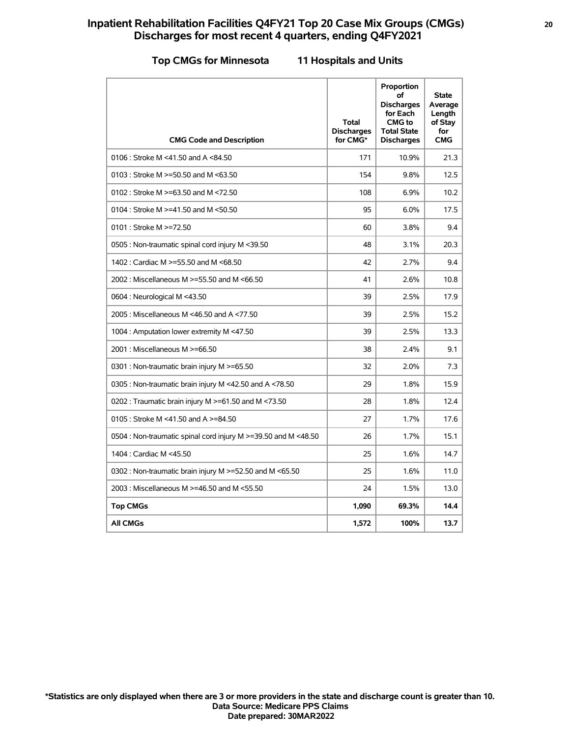# Inpatient Rehabilitation Facilities Q4FY21 Top 20 Case Mix Groups (CMGs)
## Discharges for most recent 4 quarters, ending Q4FY2021

**Top CMGs for Minnesota 11 Hospitals and Units**

| CMG Code and Description | Total Discharges for CMG* | Proportion of Discharges for Each CMG to Total State Discharges | State Average Length of Stay for CMG |
|---|---|---|---|
| 0106 : Stroke M <41.50 and A <84.50 | 171 | 10.9% | 21.3 |
| 0103 : Stroke M >=50.50 and M <63.50 | 154 | 9.8% | 12.5 |
| 0102 : Stroke M >=63.50 and M <72.50 | 108 | 6.9% | 10.2 |
| 0104 : Stroke M >=41.50 and M <50.50 | 95 | 6.0% | 17.5 |
| 0101 : Stroke M >=72.50 | 60 | 3.8% | 9.4 |
| 0505 : Non-traumatic spinal cord injury M <39.50 | 48 | 3.1% | 20.3 |
| 1402 : Cardiac M >=55.50 and M <68.50 | 42 | 2.7% | 9.4 |
| 2002 : Miscellaneous M >=55.50 and M <66.50 | 41 | 2.6% | 10.8 |
| 0604 : Neurological M <43.50 | 39 | 2.5% | 17.9 |
| 2005 : Miscellaneous M <46.50 and A <77.50 | 39 | 2.5% | 15.2 |
| 1004 : Amputation lower extremity M <47.50 | 39 | 2.5% | 13.3 |
| 2001 : Miscellaneous M >=66.50 | 38 | 2.4% | 9.1 |
| 0301 : Non-traumatic brain injury M >=65.50 | 32 | 2.0% | 7.3 |
| 0305 : Non-traumatic brain injury M <42.50 and A <78.50 | 29 | 1.8% | 15.9 |
| 0202 : Traumatic brain injury M >=61.50 and M <73.50 | 28 | 1.8% | 12.4 |
| 0105 : Stroke M <41.50 and A >=84.50 | 27 | 1.7% | 17.6 |
| 0504 : Non-traumatic spinal cord injury M >=39.50 and M <48.50 | 26 | 1.7% | 15.1 |
| 1404 : Cardiac M <45.50 | 25 | 1.6% | 14.7 |
| 0302 : Non-traumatic brain injury M >=52.50 and M <65.50 | 25 | 1.6% | 11.0 |
| 2003 : Miscellaneous M >=46.50 and M <55.50 | 24 | 1.5% | 13.0 |
| **Top CMGs** | **1,090** | **69.3%** | **14.4** |
| **All CMGs** | **1,572** | **100%** | **13.7** |

**\*Statistics are only displayed when there are 3 or more providers in the state and discharge count is greater than 10.**
**Data Source: Medicare PPS Claims**
**Date prepared: 30MAR2022**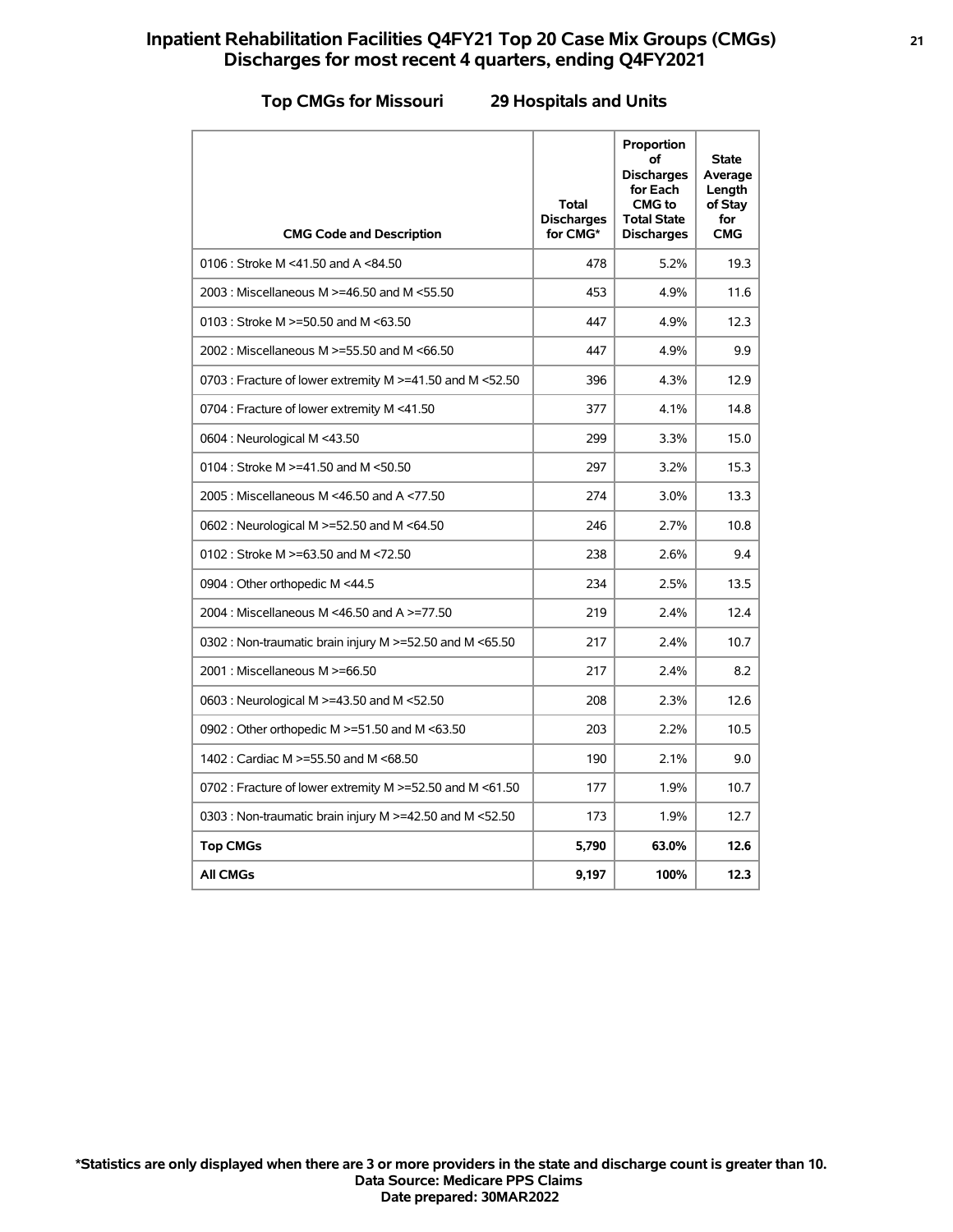# Inpatient Rehabilitation Facilities Q4FY21 Top 20 Case Mix Groups (CMGs) Discharges for most recent 4 quarters, ending Q4FY2021

## Top CMGs for Missouri 29 Hospitals and Units

| CMG Code and Description | Total Discharges for CMG* | Proportion of Discharges for Each CMG to Total State Discharges | State Average Length of Stay for CMG |
|---|---|---|---|
| 0106 : Stroke M <41.50 and A <84.50 | 478 | 5.2% | 19.3 |
| 2003 : Miscellaneous M >=46.50 and M <55.50 | 453 | 4.9% | 11.6 |
| 0103 : Stroke M >=50.50 and M <63.50 | 447 | 4.9% | 12.3 |
| 2002 : Miscellaneous M >=55.50 and M <66.50 | 447 | 4.9% | 9.9 |
| 0703 : Fracture of lower extremity M >=41.50 and M <52.50 | 396 | 4.3% | 12.9 |
| 0704 : Fracture of lower extremity M <41.50 | 377 | 4.1% | 14.8 |
| 0604 : Neurological M <43.50 | 299 | 3.3% | 15.0 |
| 0104 : Stroke M >=41.50 and M <50.50 | 297 | 3.2% | 15.3 |
| 2005 : Miscellaneous M <46.50 and A <77.50 | 274 | 3.0% | 13.3 |
| 0602 : Neurological M >=52.50 and M <64.50 | 246 | 2.7% | 10.8 |
| 0102 : Stroke M >=63.50 and M <72.50 | 238 | 2.6% | 9.4 |
| 0904 : Other orthopedic M <44.5 | 234 | 2.5% | 13.5 |
| 2004 : Miscellaneous M <46.50 and A >=77.50 | 219 | 2.4% | 12.4 |
| 0302 : Non-traumatic brain injury M >=52.50 and M <65.50 | 217 | 2.4% | 10.7 |
| 2001 : Miscellaneous M >=66.50 | 217 | 2.4% | 8.2 |
| 0603 : Neurological M >=43.50 and M <52.50 | 208 | 2.3% | 12.6 |
| 0902 : Other orthopedic M >=51.50 and M <63.50 | 203 | 2.2% | 10.5 |
| 1402 : Cardiac M >=55.50 and M <68.50 | 190 | 2.1% | 9.0 |
| 0702 : Fracture of lower extremity M >=52.50 and M <61.50 | 177 | 1.9% | 10.7 |
| 0303 : Non-traumatic brain injury M >=42.50 and M <52.50 | 173 | 1.9% | 12.7 |
| **Top CMGs** | **5,790** | **63.0%** | **12.6** |
| **All CMGs** | **9,197** | **100%** | **12.3** |

**\*Statistics are only displayed when there are 3 or more providers in the state and discharge count is greater than 10.**
**Data Source: Medicare PPS Claims**
**Date prepared: 30MAR2022**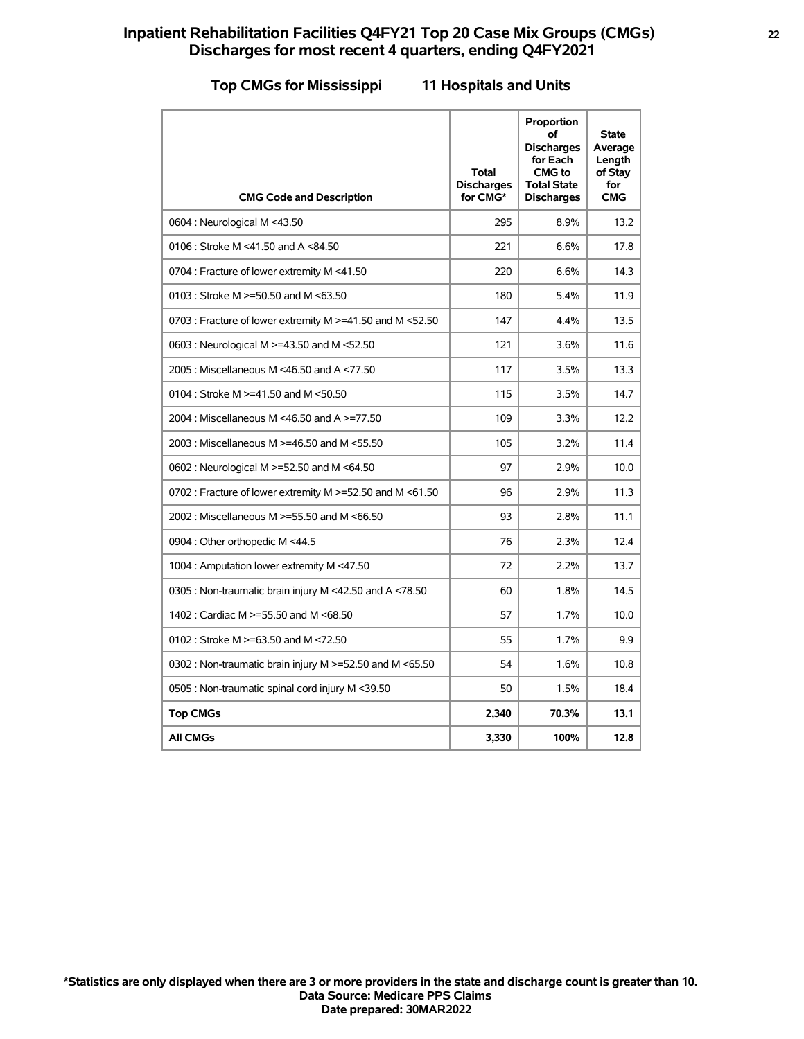# Inpatient Rehabilitation Facilities Q4FY21 Top 20 Case Mix Groups (CMGs)
## Discharges for most recent 4 quarters, ending Q4FY2021

### Top CMGs for Mississippi 11 Hospitals and Units

| CMG Code and Description | Total Discharges for CMG* | Proportion of Discharges for Each CMG to Total State Discharges | State Average Length of Stay for CMG |
|---|---|---|---|
| 0604 : Neurological M <43.50 | 295 | 8.9% | 13.2 |
| 0106 : Stroke M <41.50 and A <84.50 | 221 | 6.6% | 17.8 |
| 0704 : Fracture of lower extremity M <41.50 | 220 | 6.6% | 14.3 |
| 0103 : Stroke M >=50.50 and M <63.50 | 180 | 5.4% | 11.9 |
| 0703 : Fracture of lower extremity M >=41.50 and M <52.50 | 147 | 4.4% | 13.5 |
| 0603 : Neurological M >=43.50 and M <52.50 | 121 | 3.6% | 11.6 |
| 2005 : Miscellaneous M <46.50 and A <77.50 | 117 | 3.5% | 13.3 |
| 0104 : Stroke M >=41.50 and M <50.50 | 115 | 3.5% | 14.7 |
| 2004 : Miscellaneous M <46.50 and A >=77.50 | 109 | 3.3% | 12.2 |
| 2003 : Miscellaneous M >=46.50 and M <55.50 | 105 | 3.2% | 11.4 |
| 0602 : Neurological M >=52.50 and M <64.50 | 97 | 2.9% | 10.0 |
| 0702 : Fracture of lower extremity M >=52.50 and M <61.50 | 96 | 2.9% | 11.3 |
| 2002 : Miscellaneous M >=55.50 and M <66.50 | 93 | 2.8% | 11.1 |
| 0904 : Other orthopedic M <44.5 | 76 | 2.3% | 12.4 |
| 1004 : Amputation lower extremity M <47.50 | 72 | 2.2% | 13.7 |
| 0305 : Non-traumatic brain injury M <42.50 and A <78.50 | 60 | 1.8% | 14.5 |
| 1402 : Cardiac M >=55.50 and M <68.50 | 57 | 1.7% | 10.0 |
| 0102 : Stroke M >=63.50 and M <72.50 | 55 | 1.7% | 9.9 |
| 0302 : Non-traumatic brain injury M >=52.50 and M <65.50 | 54 | 1.6% | 10.8 |
| 0505 : Non-traumatic spinal cord injury M <39.50 | 50 | 1.5% | 18.4 |
| **Top CMGs** | **2,340** | **70.3%** | **13.1** |
| **All CMGs** | **3,330** | **100%** | **12.8** |

**\*Statistics are only displayed when there are 3 or more providers in the state and discharge count is greater than 10.**
**Data Source: Medicare PPS Claims**
**Date prepared: 30MAR2022**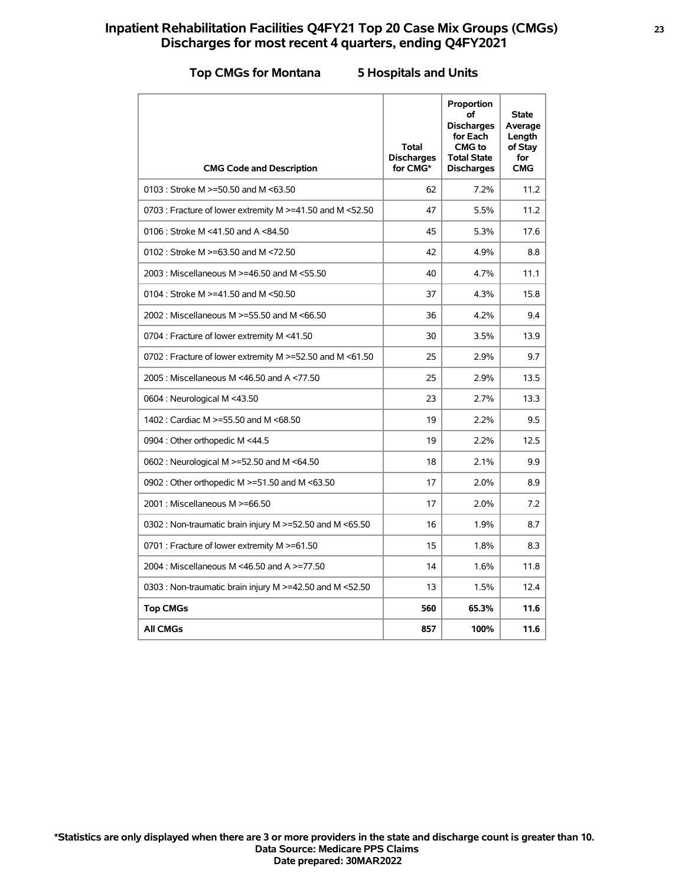# Inpatient Rehabilitation Facilities Q4FY21 Top 20 Case Mix Groups (CMGs)
# Discharges for most recent 4 quarters, ending Q4FY2021

**Top CMGs for Montana     5 Hospitals and Units**

| CMG Code and Description | Total Discharges for CMG* | Proportion of Discharges for Each CMG to Total State Discharges | State Average Length of Stay for CMG |
|---|---|---|---|
| 0103 : Stroke M >=50.50 and M <63.50 | 62 | 7.2% | 11.2 |
| 0703 : Fracture of lower extremity M >=41.50 and M <52.50 | 47 | 5.5% | 11.2 |
| 0106 : Stroke M <41.50 and A <84.50 | 45 | 5.3% | 17.6 |
| 0102 : Stroke M >=63.50 and M <72.50 | 42 | 4.9% | 8.8 |
| 2003 : Miscellaneous M >=46.50 and M <55.50 | 40 | 4.7% | 11.1 |
| 0104 : Stroke M >=41.50 and M <50.50 | 37 | 4.3% | 15.8 |
| 2002 : Miscellaneous M >=55.50 and M <66.50 | 36 | 4.2% | 9.4 |
| 0704 : Fracture of lower extremity M <41.50 | 30 | 3.5% | 13.9 |
| 0702 : Fracture of lower extremity M >=52.50 and M <61.50 | 25 | 2.9% | 9.7 |
| 2005 : Miscellaneous M <46.50 and A <77.50 | 25 | 2.9% | 13.5 |
| 0604 : Neurological M <43.50 | 23 | 2.7% | 13.3 |
| 1402 : Cardiac M >=55.50 and M <68.50 | 19 | 2.2% | 9.5 |
| 0904 : Other orthopedic M <44.5 | 19 | 2.2% | 12.5 |
| 0602 : Neurological M >=52.50 and M <64.50 | 18 | 2.1% | 9.9 |
| 0902 : Other orthopedic M >=51.50 and M <63.50 | 17 | 2.0% | 8.9 |
| 2001 : Miscellaneous M >=66.50 | 17 | 2.0% | 7.2 |
| 0302 : Non-traumatic brain injury M >=52.50 and M <65.50 | 16 | 1.9% | 8.7 |
| 0701 : Fracture of lower extremity M >=61.50 | 15 | 1.8% | 8.3 |
| 2004 : Miscellaneous M <46.50 and A >=77.50 | 14 | 1.6% | 11.8 |
| 0303 : Non-traumatic brain injury M >=42.50 and M <52.50 | 13 | 1.5% | 12.4 |
| **Top CMGs** | **560** | **65.3%** | **11.6** |
| **All CMGs** | **857** | **100%** | **11.6** |

**\*Statistics are only displayed when there are 3 or more providers in the state and discharge count is greater than 10.**
**Data Source: Medicare PPS Claims**
**Date prepared: 30MAR2022**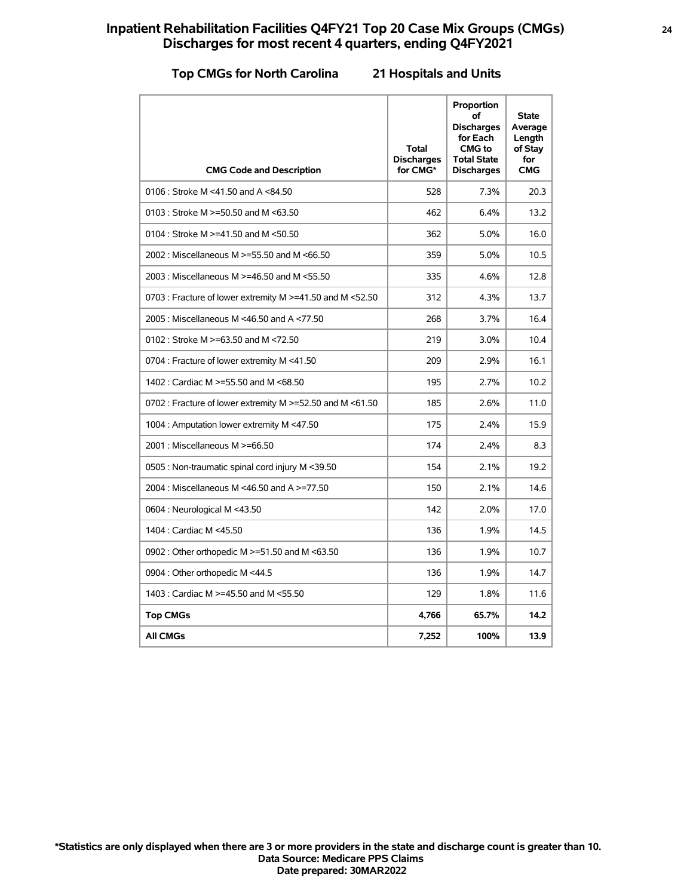# Inpatient Rehabilitation Facilities Q4FY21 Top 20 Case Mix Groups (CMGs)
## Discharges for most recent 4 quarters, ending Q4FY2021

### Top CMGs for North Carolina 21 Hospitals and Units

| CMG Code and Description | Total Discharges for CMG* | Proportion of Discharges for Each CMG to Total State Discharges | State Average Length of Stay for CMG |
|---|---|---|---|
| 0106 : Stroke M <41.50 and A <84.50 | 528 | 7.3% | 20.3 |
| 0103 : Stroke M >=50.50 and M <63.50 | 462 | 6.4% | 13.2 |
| 0104 : Stroke M >=41.50 and M <50.50 | 362 | 5.0% | 16.0 |
| 2002 : Miscellaneous M >=55.50 and M <66.50 | 359 | 5.0% | 10.5 |
| 2003 : Miscellaneous M >=46.50 and M <55.50 | 335 | 4.6% | 12.8 |
| 0703 : Fracture of lower extremity M >=41.50 and M <52.50 | 312 | 4.3% | 13.7 |
| 2005 : Miscellaneous M <46.50 and A <77.50 | 268 | 3.7% | 16.4 |
| 0102 : Stroke M >=63.50 and M <72.50 | 219 | 3.0% | 10.4 |
| 0704 : Fracture of lower extremity M <41.50 | 209 | 2.9% | 16.1 |
| 1402 : Cardiac M >=55.50 and M <68.50 | 195 | 2.7% | 10.2 |
| 0702 : Fracture of lower extremity M >=52.50 and M <61.50 | 185 | 2.6% | 11.0 |
| 1004 : Amputation lower extremity M <47.50 | 175 | 2.4% | 15.9 |
| 2001 : Miscellaneous M >=66.50 | 174 | 2.4% | 8.3 |
| 0505 : Non-traumatic spinal cord injury M <39.50 | 154 | 2.1% | 19.2 |
| 2004 : Miscellaneous M <46.50 and A >=77.50 | 150 | 2.1% | 14.6 |
| 0604 : Neurological M <43.50 | 142 | 2.0% | 17.0 |
| 1404 : Cardiac M <45.50 | 136 | 1.9% | 14.5 |
| 0902 : Other orthopedic M >=51.50 and M <63.50 | 136 | 1.9% | 10.7 |
| 0904 : Other orthopedic M <44.5 | 136 | 1.9% | 14.7 |
| 1403 : Cardiac M >=45.50 and M <55.50 | 129 | 1.8% | 11.6 |
| **Top CMGs** | **4,766** | **65.7%** | **14.2** |
| **All CMGs** | **7,252** | **100%** | **13.9** |

**\*Statistics are only displayed when there are 3 or more providers in the state and discharge count is greater than 10.**
**Data Source: Medicare PPS Claims**
**Date prepared: 30MAR2022**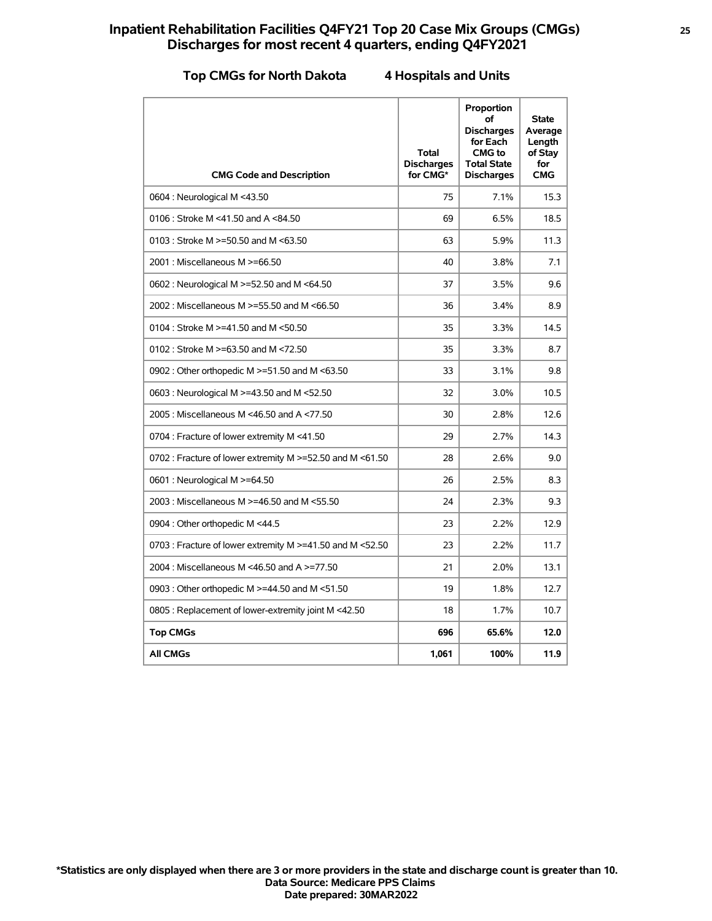# Inpatient Rehabilitation Facilities Q4FY21 Top 20 Case Mix Groups (CMGs) Discharges for most recent 4 quarters, ending Q4FY2021

**Top CMGs for North Dakota 4 Hospitals and Units**

| CMG Code and Description | Total Discharges for CMG* | Proportion of Discharges for Each CMG to Total State Discharges | State Average Length of Stay for CMG |
|---|---|---|---|
| 0604 : Neurological M <43.50 | 75 | 7.1% | 15.3 |
| 0106 : Stroke M <41.50 and A <84.50 | 69 | 6.5% | 18.5 |
| 0103 : Stroke M >=50.50 and M <63.50 | 63 | 5.9% | 11.3 |
| 2001 : Miscellaneous M >=66.50 | 40 | 3.8% | 7.1 |
| 0602 : Neurological M >=52.50 and M <64.50 | 37 | 3.5% | 9.6 |
| 2002 : Miscellaneous M >=55.50 and M <66.50 | 36 | 3.4% | 8.9 |
| 0104 : Stroke M >=41.50 and M <50.50 | 35 | 3.3% | 14.5 |
| 0102 : Stroke M >=63.50 and M <72.50 | 35 | 3.3% | 8.7 |
| 0902 : Other orthopedic M >=51.50 and M <63.50 | 33 | 3.1% | 9.8 |
| 0603 : Neurological M >=43.50 and M <52.50 | 32 | 3.0% | 10.5 |
| 2005 : Miscellaneous M <46.50 and A <77.50 | 30 | 2.8% | 12.6 |
| 0704 : Fracture of lower extremity M <41.50 | 29 | 2.7% | 14.3 |
| 0702 : Fracture of lower extremity M >=52.50 and M <61.50 | 28 | 2.6% | 9.0 |
| 0601 : Neurological M >=64.50 | 26 | 2.5% | 8.3 |
| 2003 : Miscellaneous M >=46.50 and M <55.50 | 24 | 2.3% | 9.3 |
| 0904 : Other orthopedic M <44.5 | 23 | 2.2% | 12.9 |
| 0703 : Fracture of lower extremity M >=41.50 and M <52.50 | 23 | 2.2% | 11.7 |
| 2004 : Miscellaneous M <46.50 and A >=77.50 | 21 | 2.0% | 13.1 |
| 0903 : Other orthopedic M >=44.50 and M <51.50 | 19 | 1.8% | 12.7 |
| 0805 : Replacement of lower-extremity joint M <42.50 | 18 | 1.7% | 10.7 |
| **Top CMGs** | **696** | **65.6%** | **12.0** |
| **All CMGs** | **1,061** | **100%** | **11.9** |

**\*Statistics are only displayed when there are 3 or more providers in the state and discharge count is greater than 10.**
**Data Source: Medicare PPS Claims**
**Date prepared: 30MAR2022**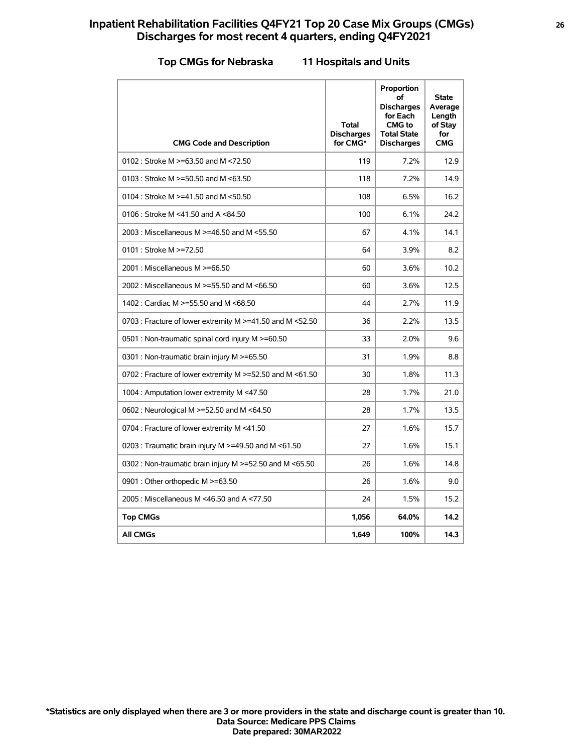# Inpatient Rehabilitation Facilities Q4FY21 Top 20 Case Mix Groups (CMGs)
## Discharges for most recent 4 quarters, ending Q4FY2021

### Top CMGs for Nebraska 11 Hospitals and Units

| CMG Code and Description | Total Discharges for CMG* | Proportion of Discharges for Each CMG to Total State Discharges | State Average Length of Stay for CMG |
|---|---|---|---|
| 0102 : Stroke M >=63.50 and M <72.50 | 119 | 7.2% | 12.9 |
| 0103 : Stroke M >=50.50 and M <63.50 | 118 | 7.2% | 14.9 |
| 0104 : Stroke M >=41.50 and M <50.50 | 108 | 6.5% | 16.2 |
| 0106 : Stroke M <41.50 and A <84.50 | 100 | 6.1% | 24.2 |
| 2003 : Miscellaneous M >=46.50 and M <55.50 | 67 | 4.1% | 14.1 |
| 0101 : Stroke M >=72.50 | 64 | 3.9% | 8.2 |
| 2001 : Miscellaneous M >=66.50 | 60 | 3.6% | 10.2 |
| 2002 : Miscellaneous M >=55.50 and M <66.50 | 60 | 3.6% | 12.5 |
| 1402 : Cardiac M >=55.50 and M <68.50 | 44 | 2.7% | 11.9 |
| 0703 : Fracture of lower extremity M >=41.50 and M <52.50 | 36 | 2.2% | 13.5 |
| 0501 : Non-traumatic spinal cord injury M >=60.50 | 33 | 2.0% | 9.6 |
| 0301 : Non-traumatic brain injury M >=65.50 | 31 | 1.9% | 8.8 |
| 0702 : Fracture of lower extremity M >=52.50 and M <61.50 | 30 | 1.8% | 11.3 |
| 1004 : Amputation lower extremity M <47.50 | 28 | 1.7% | 21.0 |
| 0602 : Neurological M >=52.50 and M <64.50 | 28 | 1.7% | 13.5 |
| 0704 : Fracture of lower extremity M <41.50 | 27 | 1.6% | 15.7 |
| 0203 : Traumatic brain injury M >=49.50 and M <61.50 | 27 | 1.6% | 15.1 |
| 0302 : Non-traumatic brain injury M >=52.50 and M <65.50 | 26 | 1.6% | 14.8 |
| 0901 : Other orthopedic M >=63.50 | 26 | 1.6% | 9.0 |
| 2005 : Miscellaneous M <46.50 and A <77.50 | 24 | 1.5% | 15.2 |
| **Top CMGs** | **1,056** | **64.0%** | **14.2** |
| **All CMGs** | **1,649** | **100%** | **14.3** |

**\*Statistics are only displayed when there are 3 or more providers in the state and discharge count is greater than 10.**
**Data Source: Medicare PPS Claims**
**Date prepared: 30MAR2022**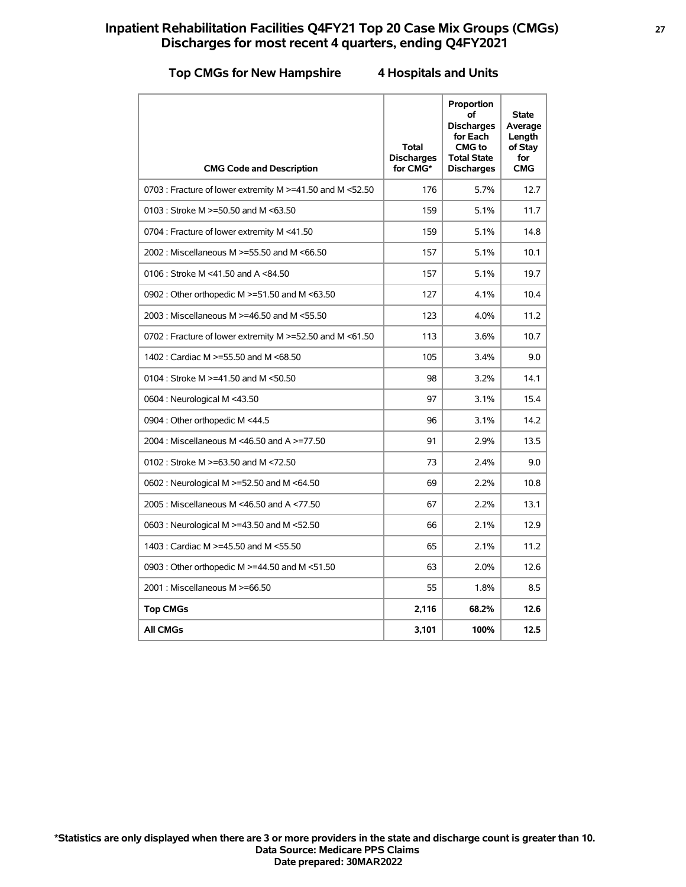# Inpatient Rehabilitation Facilities Q4FY21 Top 20 Case Mix Groups (CMGs) Discharges for most recent 4 quarters, ending Q4FY2021

### Top CMGs for New Hampshire 4 Hospitals and Units

| CMG Code and Description | Total Discharges for CMG* | Proportion of Discharges for Each CMG to Total State Discharges | State Average Length of Stay for CMG |
|---|---|---|---|
| 0703 : Fracture of lower extremity M >=41.50 and M <52.50 | 176 | 5.7% | 12.7 |
| 0103 : Stroke M >=50.50 and M <63.50 | 159 | 5.1% | 11.7 |
| 0704 : Fracture of lower extremity M <41.50 | 159 | 5.1% | 14.8 |
| 2002 : Miscellaneous M >=55.50 and M <66.50 | 157 | 5.1% | 10.1 |
| 0106 : Stroke M <41.50 and A <84.50 | 157 | 5.1% | 19.7 |
| 0902 : Other orthopedic M >=51.50 and M <63.50 | 127 | 4.1% | 10.4 |
| 2003 : Miscellaneous M >=46.50 and M <55.50 | 123 | 4.0% | 11.2 |
| 0702 : Fracture of lower extremity M >=52.50 and M <61.50 | 113 | 3.6% | 10.7 |
| 1402 : Cardiac M >=55.50 and M <68.50 | 105 | 3.4% | 9.0 |
| 0104 : Stroke M >=41.50 and M <50.50 | 98 | 3.2% | 14.1 |
| 0604 : Neurological M <43.50 | 97 | 3.1% | 15.4 |
| 0904 : Other orthopedic M <44.5 | 96 | 3.1% | 14.2 |
| 2004 : Miscellaneous M <46.50 and A >=77.50 | 91 | 2.9% | 13.5 |
| 0102 : Stroke M >=63.50 and M <72.50 | 73 | 2.4% | 9.0 |
| 0602 : Neurological M >=52.50 and M <64.50 | 69 | 2.2% | 10.8 |
| 2005 : Miscellaneous M <46.50 and A <77.50 | 67 | 2.2% | 13.1 |
| 0603 : Neurological M >=43.50 and M <52.50 | 66 | 2.1% | 12.9 |
| 1403 : Cardiac M >=45.50 and M <55.50 | 65 | 2.1% | 11.2 |
| 0903 : Other orthopedic M >=44.50 and M <51.50 | 63 | 2.0% | 12.6 |
| 2001 : Miscellaneous M >=66.50 | 55 | 1.8% | 8.5 |
| **Top CMGs** | **2,116** | **68.2%** | **12.6** |
| **All CMGs** | **3,101** | **100%** | **12.5** |

**\*Statistics are only displayed when there are 3 or more providers in the state and discharge count is greater than 10.**
**Data Source: Medicare PPS Claims**
**Date prepared: 30MAR2022**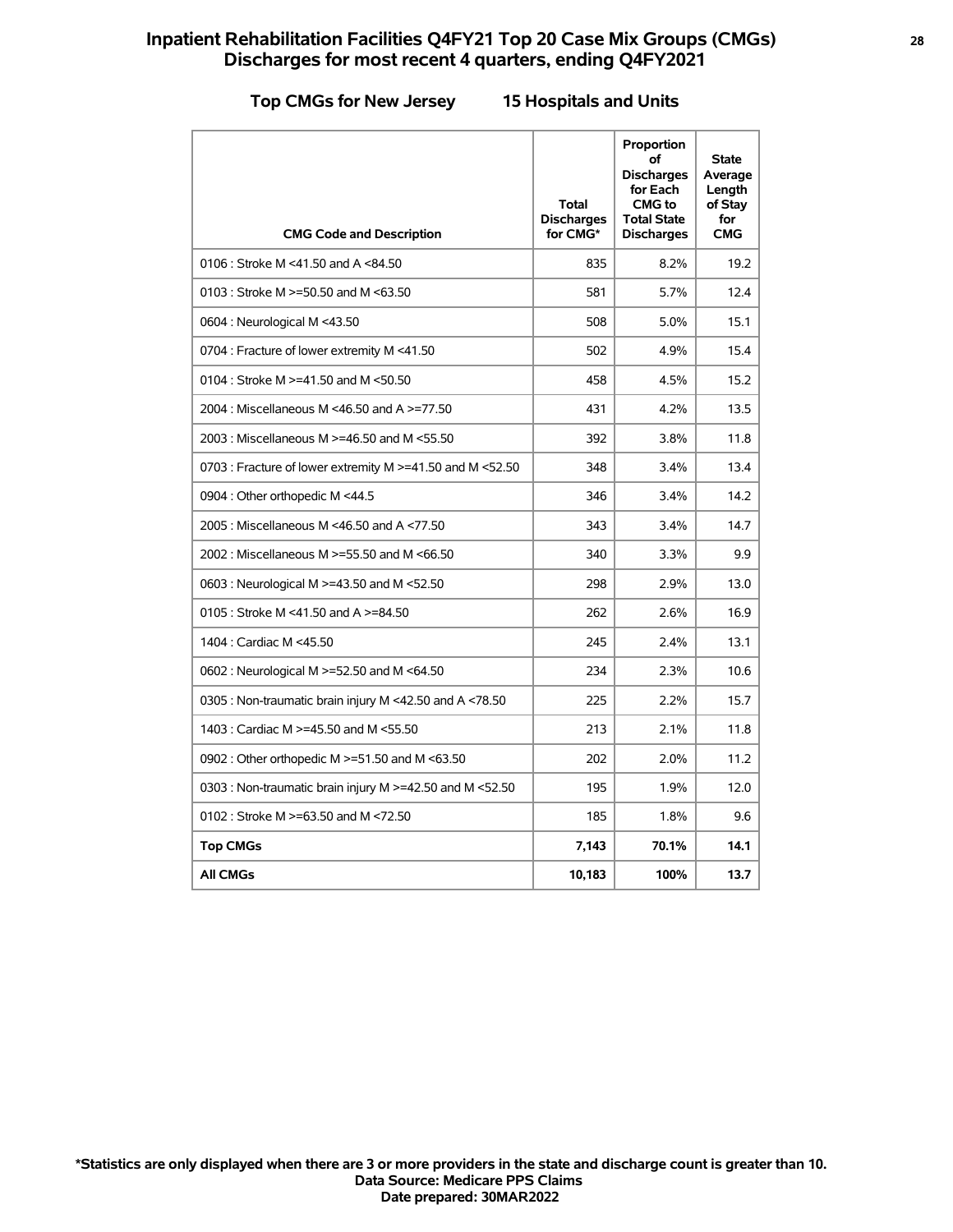# Inpatient Rehabilitation Facilities Q4FY21 Top 20 Case Mix Groups (CMGs)
## Discharges for most recent 4 quarters, ending Q4FY2021

### Top CMGs for New Jersey 15 Hospitals and Units

| CMG Code and Description | Total Discharges for CMG* | Proportion of Discharges for Each CMG to Total State Discharges | State Average Length of Stay for CMG |
|---|---|---|---|
| 0106 : Stroke M <41.50 and A <84.50 | 835 | 8.2% | 19.2 |
| 0103 : Stroke M >=50.50 and M <63.50 | 581 | 5.7% | 12.4 |
| 0604 : Neurological M <43.50 | 508 | 5.0% | 15.1 |
| 0704 : Fracture of lower extremity M <41.50 | 502 | 4.9% | 15.4 |
| 0104 : Stroke M >=41.50 and M <50.50 | 458 | 4.5% | 15.2 |
| 2004 : Miscellaneous M <46.50 and A >=77.50 | 431 | 4.2% | 13.5 |
| 2003 : Miscellaneous M >=46.50 and M <55.50 | 392 | 3.8% | 11.8 |
| 0703 : Fracture of lower extremity M >=41.50 and M <52.50 | 348 | 3.4% | 13.4 |
| 0904 : Other orthopedic M <44.5 | 346 | 3.4% | 14.2 |
| 2005 : Miscellaneous M <46.50 and A <77.50 | 343 | 3.4% | 14.7 |
| 2002 : Miscellaneous M >=55.50 and M <66.50 | 340 | 3.3% | 9.9 |
| 0603 : Neurological M >=43.50 and M <52.50 | 298 | 2.9% | 13.0 |
| 0105 : Stroke M <41.50 and A >=84.50 | 262 | 2.6% | 16.9 |
| 1404 : Cardiac M <45.50 | 245 | 2.4% | 13.1 |
| 0602 : Neurological M >=52.50 and M <64.50 | 234 | 2.3% | 10.6 |
| 0305 : Non-traumatic brain injury M <42.50 and A <78.50 | 225 | 2.2% | 15.7 |
| 1403 : Cardiac M >=45.50 and M <55.50 | 213 | 2.1% | 11.8 |
| 0902 : Other orthopedic M >=51.50 and M <63.50 | 202 | 2.0% | 11.2 |
| 0303 : Non-traumatic brain injury M >=42.50 and M <52.50 | 195 | 1.9% | 12.0 |
| 0102 : Stroke M >=63.50 and M <72.50 | 185 | 1.8% | 9.6 |
| **Top CMGs** | **7,143** | **70.1%** | **14.1** |
| **All CMGs** | **10,183** | **100%** | **13.7** |

**\*Statistics are only displayed when there are 3 or more providers in the state and discharge count is greater than 10.**
**Data Source: Medicare PPS Claims**
**Date prepared: 30MAR2022**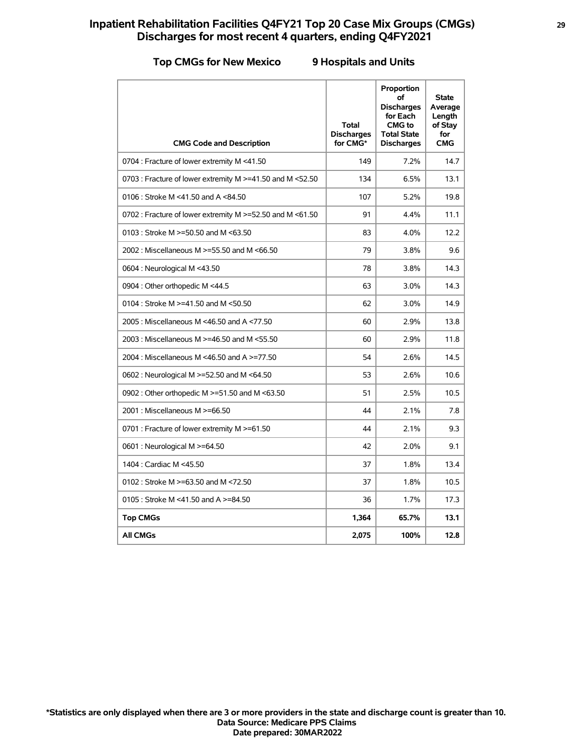# Inpatient Rehabilitation Facilities Q4FY21 Top 20 Case Mix Groups (CMGs)
## Discharges for most recent 4 quarters, ending Q4FY2021

### Top CMGs for New Mexico 9 Hospitals and Units

| CMG Code and Description | Total Discharges for CMG* | Proportion of Discharges for Each CMG to Total State Discharges | State Average Length of Stay for CMG |
|---|---|---|---|
| 0704 : Fracture of lower extremity M <41.50 | 149 | 7.2% | 14.7 |
| 0703 : Fracture of lower extremity M >=41.50 and M <52.50 | 134 | 6.5% | 13.1 |
| 0106 : Stroke M <41.50 and A <84.50 | 107 | 5.2% | 19.8 |
| 0702 : Fracture of lower extremity M >=52.50 and M <61.50 | 91 | 4.4% | 11.1 |
| 0103 : Stroke M >=50.50 and M <63.50 | 83 | 4.0% | 12.2 |
| 2002 : Miscellaneous M >=55.50 and M <66.50 | 79 | 3.8% | 9.6 |
| 0604 : Neurological M <43.50 | 78 | 3.8% | 14.3 |
| 0904 : Other orthopedic M <44.5 | 63 | 3.0% | 14.3 |
| 0104 : Stroke M >=41.50 and M <50.50 | 62 | 3.0% | 14.9 |
| 2005 : Miscellaneous M <46.50 and A <77.50 | 60 | 2.9% | 13.8 |
| 2003 : Miscellaneous M >=46.50 and M <55.50 | 60 | 2.9% | 11.8 |
| 2004 : Miscellaneous M <46.50 and A >=77.50 | 54 | 2.6% | 14.5 |
| 0602 : Neurological M >=52.50 and M <64.50 | 53 | 2.6% | 10.6 |
| 0902 : Other orthopedic M >=51.50 and M <63.50 | 51 | 2.5% | 10.5 |
| 2001 : Miscellaneous M >=66.50 | 44 | 2.1% | 7.8 |
| 0701 : Fracture of lower extremity M >=61.50 | 44 | 2.1% | 9.3 |
| 0601 : Neurological M >=64.50 | 42 | 2.0% | 9.1 |
| 1404 : Cardiac M <45.50 | 37 | 1.8% | 13.4 |
| 0102 : Stroke M >=63.50 and M <72.50 | 37 | 1.8% | 10.5 |
| 0105 : Stroke M <41.50 and A >=84.50 | 36 | 1.7% | 17.3 |
| **Top CMGs** | **1,364** | **65.7%** | **13.1** |
| **All CMGs** | **2,075** | **100%** | **12.8** |

**\*Statistics are only displayed when there are 3 or more providers in the state and discharge count is greater than 10.**
**Data Source: Medicare PPS Claims**
**Date prepared: 30MAR2022**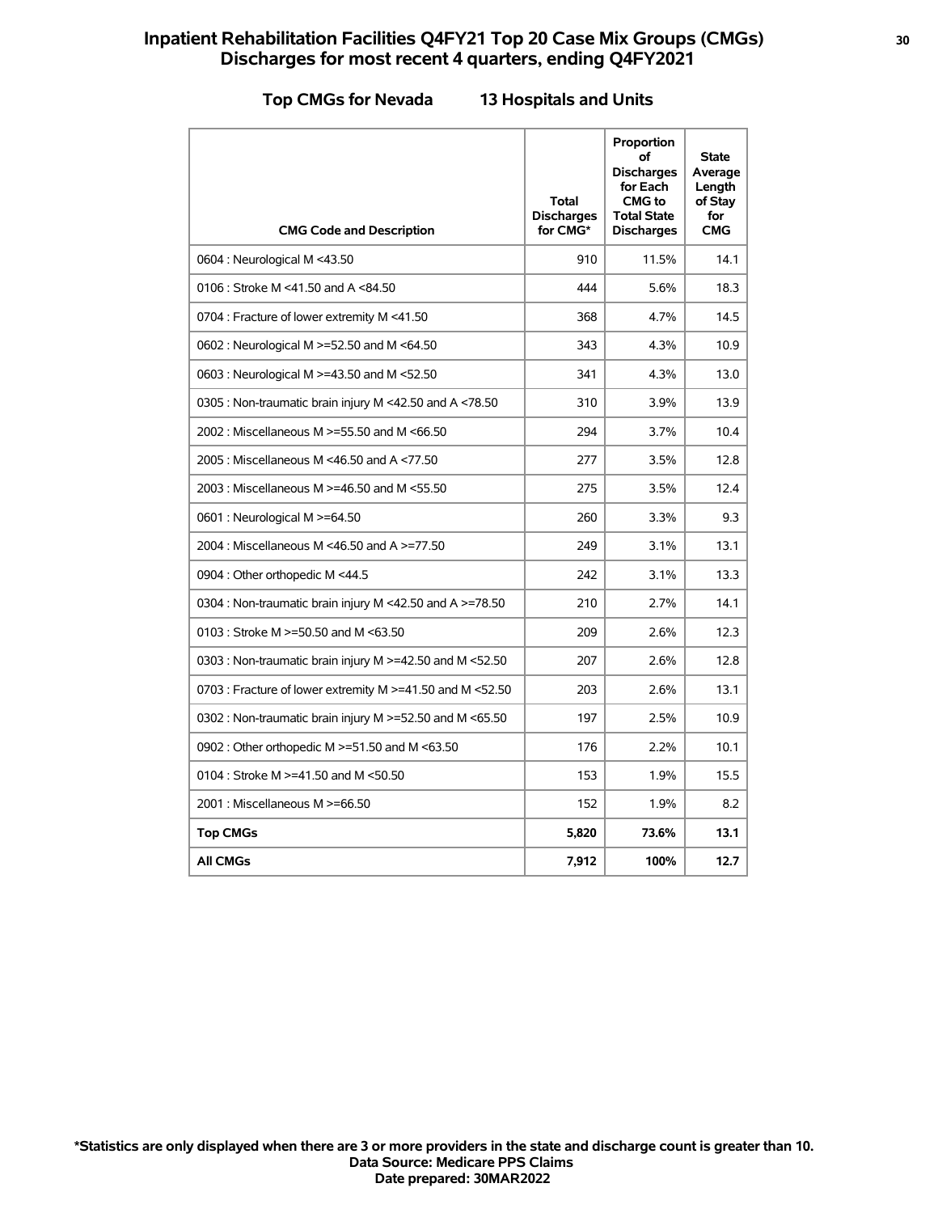# Inpatient Rehabilitation Facilities Q4FY21 Top 20 Case Mix Groups (CMGs)
## Discharges for most recent 4 quarters, ending Q4FY2021

### Top CMGs for Nevada 13 Hospitals and Units

| CMG Code and Description | Total Discharges for CMG* | Proportion of Discharges for Each CMG to Total State Discharges | State Average Length of Stay for CMG |
|---|---|---|---|
| 0604 : Neurological M <43.50 | 910 | 11.5% | 14.1 |
| 0106 : Stroke M <41.50 and A <84.50 | 444 | 5.6% | 18.3 |
| 0704 : Fracture of lower extremity M <41.50 | 368 | 4.7% | 14.5 |
| 0602 : Neurological M >=52.50 and M <64.50 | 343 | 4.3% | 10.9 |
| 0603 : Neurological M >=43.50 and M <52.50 | 341 | 4.3% | 13.0 |
| 0305 : Non-traumatic brain injury M <42.50 and A <78.50 | 310 | 3.9% | 13.9 |
| 2002 : Miscellaneous M >=55.50 and M <66.50 | 294 | 3.7% | 10.4 |
| 2005 : Miscellaneous M <46.50 and A <77.50 | 277 | 3.5% | 12.8 |
| 2003 : Miscellaneous M >=46.50 and M <55.50 | 275 | 3.5% | 12.4 |
| 0601 : Neurological M >=64.50 | 260 | 3.3% | 9.3 |
| 2004 : Miscellaneous M <46.50 and A >=77.50 | 249 | 3.1% | 13.1 |
| 0904 : Other orthopedic M <44.5 | 242 | 3.1% | 13.3 |
| 0304 : Non-traumatic brain injury M <42.50 and A >=78.50 | 210 | 2.7% | 14.1 |
| 0103 : Stroke M >=50.50 and M <63.50 | 209 | 2.6% | 12.3 |
| 0303 : Non-traumatic brain injury M >=42.50 and M <52.50 | 207 | 2.6% | 12.8 |
| 0703 : Fracture of lower extremity M >=41.50 and M <52.50 | 203 | 2.6% | 13.1 |
| 0302 : Non-traumatic brain injury M >=52.50 and M <65.50 | 197 | 2.5% | 10.9 |
| 0902 : Other orthopedic M >=51.50 and M <63.50 | 176 | 2.2% | 10.1 |
| 0104 : Stroke M >=41.50 and M <50.50 | 153 | 1.9% | 15.5 |
| 2001 : Miscellaneous M >=66.50 | 152 | 1.9% | 8.2 |
| **Top CMGs** | **5,820** | **73.6%** | **13.1** |
| **All CMGs** | **7,912** | **100%** | **12.7** |

**\*Statistics are only displayed when there are 3 or more providers in the state and discharge count is greater than 10.**
**Data Source: Medicare PPS Claims**
**Date prepared: 30MAR2022**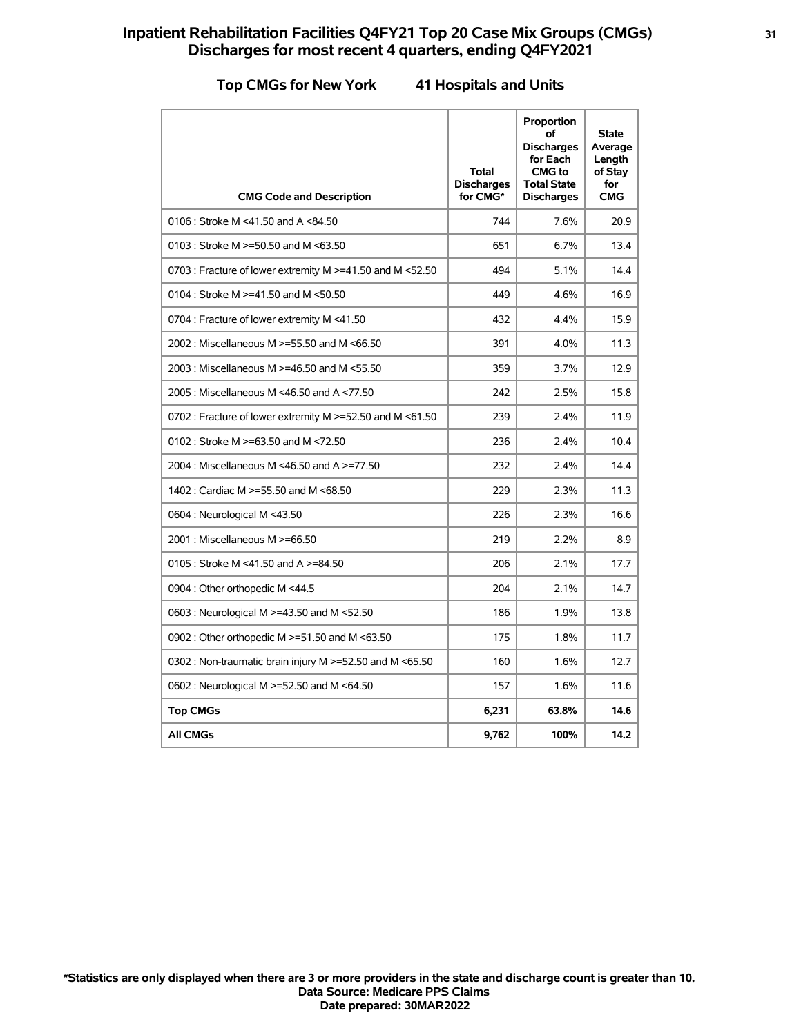# Inpatient Rehabilitation Facilities Q4FY21 Top 20 Case Mix Groups (CMGs)
## Discharges for most recent 4 quarters, ending Q4FY2021

### Top CMGs for New York 41 Hospitals and Units

| CMG Code and Description | Total Discharges for CMG* | Proportion of Discharges for Each CMG to Total State Discharges | State Average Length of Stay for CMG |
|---|---|---|---|
| 0106 : Stroke M <41.50 and A <84.50 | 744 | 7.6% | 20.9 |
| 0103 : Stroke M >=50.50 and M <63.50 | 651 | 6.7% | 13.4 |
| 0703 : Fracture of lower extremity M >=41.50 and M <52.50 | 494 | 5.1% | 14.4 |
| 0104 : Stroke M >=41.50 and M <50.50 | 449 | 4.6% | 16.9 |
| 0704 : Fracture of lower extremity M <41.50 | 432 | 4.4% | 15.9 |
| 2002 : Miscellaneous M >=55.50 and M <66.50 | 391 | 4.0% | 11.3 |
| 2003 : Miscellaneous M >=46.50 and M <55.50 | 359 | 3.7% | 12.9 |
| 2005 : Miscellaneous M <46.50 and A <77.50 | 242 | 2.5% | 15.8 |
| 0702 : Fracture of lower extremity M >=52.50 and M <61.50 | 239 | 2.4% | 11.9 |
| 0102 : Stroke M >=63.50 and M <72.50 | 236 | 2.4% | 10.4 |
| 2004 : Miscellaneous M <46.50 and A >=77.50 | 232 | 2.4% | 14.4 |
| 1402 : Cardiac M >=55.50 and M <68.50 | 229 | 2.3% | 11.3 |
| 0604 : Neurological M <43.50 | 226 | 2.3% | 16.6 |
| 2001 : Miscellaneous M >=66.50 | 219 | 2.2% | 8.9 |
| 0105 : Stroke M <41.50 and A >=84.50 | 206 | 2.1% | 17.7 |
| 0904 : Other orthopedic M <44.5 | 204 | 2.1% | 14.7 |
| 0603 : Neurological M >=43.50 and M <52.50 | 186 | 1.9% | 13.8 |
| 0902 : Other orthopedic M >=51.50 and M <63.50 | 175 | 1.8% | 11.7 |
| 0302 : Non-traumatic brain injury M >=52.50 and M <65.50 | 160 | 1.6% | 12.7 |
| 0602 : Neurological M >=52.50 and M <64.50 | 157 | 1.6% | 11.6 |
| **Top CMGs** | **6,231** | **63.8%** | **14.6** |
| **All CMGs** | **9,762** | **100%** | **14.2** |

**\*Statistics are only displayed when there are 3 or more providers in the state and discharge count is greater than 10.**
**Data Source: Medicare PPS Claims**
**Date prepared: 30MAR2022**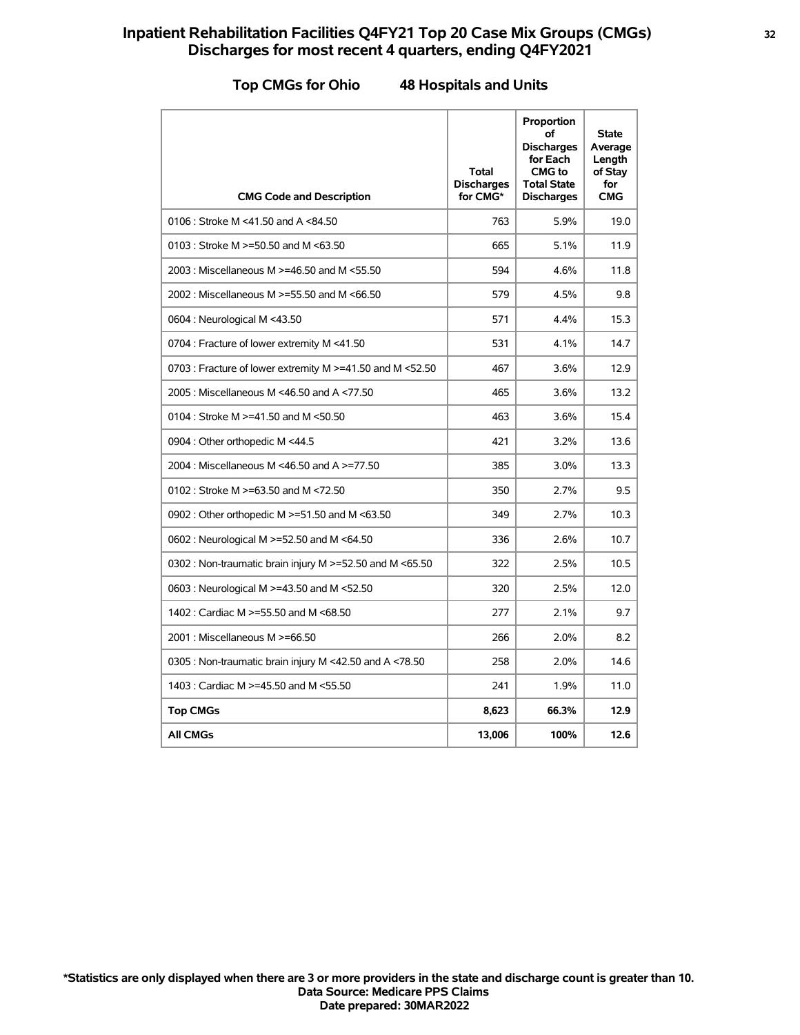# Inpatient Rehabilitation Facilities Q4FY21 Top 20 Case Mix Groups (CMGs)
## Discharges for most recent 4 quarters, ending Q4FY2021

### Top CMGs for Ohio 48 Hospitals and Units

| CMG Code and Description | Total Discharges for CMG* | Proportion of Discharges for Each CMG to Total State Discharges | State Average Length of Stay for CMG |
|---|---|---|---|
| 0106 : Stroke M <41.50 and A <84.50 | 763 | 5.9% | 19.0 |
| 0103 : Stroke M >=50.50 and M <63.50 | 665 | 5.1% | 11.9 |
| 2003 : Miscellaneous M >=46.50 and M <55.50 | 594 | 4.6% | 11.8 |
| 2002 : Miscellaneous M >=55.50 and M <66.50 | 579 | 4.5% | 9.8 |
| 0604 : Neurological M <43.50 | 571 | 4.4% | 15.3 |
| 0704 : Fracture of lower extremity M <41.50 | 531 | 4.1% | 14.7 |
| 0703 : Fracture of lower extremity M >=41.50 and M <52.50 | 467 | 3.6% | 12.9 |
| 2005 : Miscellaneous M <46.50 and A <77.50 | 465 | 3.6% | 13.2 |
| 0104 : Stroke M >=41.50 and M <50.50 | 463 | 3.6% | 15.4 |
| 0904 : Other orthopedic M <44.5 | 421 | 3.2% | 13.6 |
| 2004 : Miscellaneous M <46.50 and A >=77.50 | 385 | 3.0% | 13.3 |
| 0102 : Stroke M >=63.50 and M <72.50 | 350 | 2.7% | 9.5 |
| 0902 : Other orthopedic M >=51.50 and M <63.50 | 349 | 2.7% | 10.3 |
| 0602 : Neurological M >=52.50 and M <64.50 | 336 | 2.6% | 10.7 |
| 0302 : Non-traumatic brain injury M >=52.50 and M <65.50 | 322 | 2.5% | 10.5 |
| 0603 : Neurological M >=43.50 and M <52.50 | 320 | 2.5% | 12.0 |
| 1402 : Cardiac M >=55.50 and M <68.50 | 277 | 2.1% | 9.7 |
| 2001 : Miscellaneous M >=66.50 | 266 | 2.0% | 8.2 |
| 0305 : Non-traumatic brain injury M <42.50 and A <78.50 | 258 | 2.0% | 14.6 |
| 1403 : Cardiac M >=45.50 and M <55.50 | 241 | 1.9% | 11.0 |
| **Top CMGs** | **8,623** | **66.3%** | **12.9** |
| **All CMGs** | **13,006** | **100%** | **12.6** |

**\*Statistics are only displayed when there are 3 or more providers in the state and discharge count is greater than 10.**
**Data Source: Medicare PPS Claims**
**Date prepared: 30MAR2022**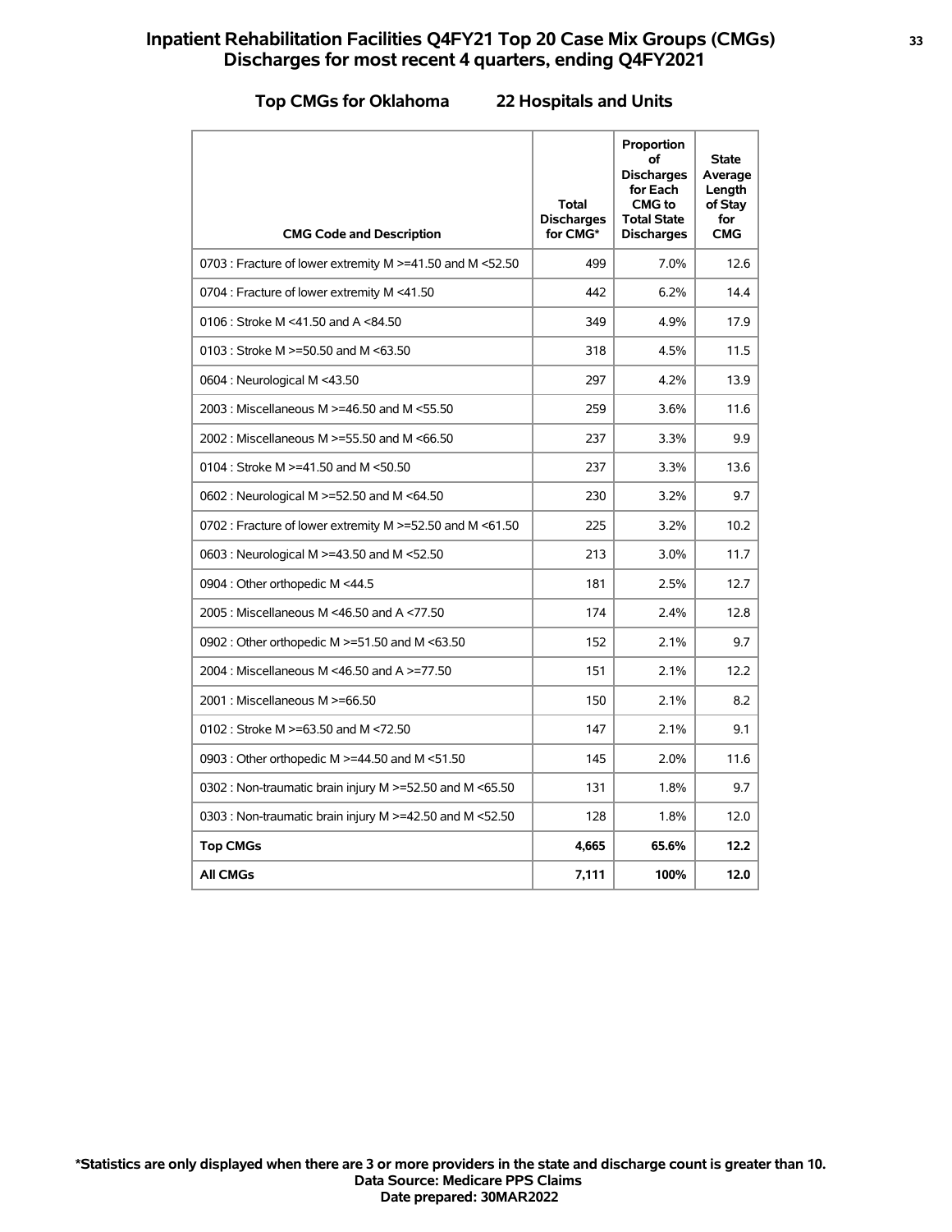# Inpatient Rehabilitation Facilities Q4FY21 Top 20 Case Mix Groups (CMGs) Discharges for most recent 4 quarters, ending Q4FY2021

**Top CMGs for Oklahoma 22 Hospitals and Units**

| CMG Code and Description | Total Discharges for CMG* | Proportion of Discharges for Each CMG to Total State Discharges | State Average Length of Stay for CMG |
|---|---|---|---|
| 0703 : Fracture of lower extremity M >=41.50 and M <52.50 | 499 | 7.0% | 12.6 |
| 0704 : Fracture of lower extremity M <41.50 | 442 | 6.2% | 14.4 |
| 0106 : Stroke M <41.50 and A <84.50 | 349 | 4.9% | 17.9 |
| 0103 : Stroke M >=50.50 and M <63.50 | 318 | 4.5% | 11.5 |
| 0604 : Neurological M <43.50 | 297 | 4.2% | 13.9 |
| 2003 : Miscellaneous M >=46.50 and M <55.50 | 259 | 3.6% | 11.6 |
| 2002 : Miscellaneous M >=55.50 and M <66.50 | 237 | 3.3% | 9.9 |
| 0104 : Stroke M >=41.50 and M <50.50 | 237 | 3.3% | 13.6 |
| 0602 : Neurological M >=52.50 and M <64.50 | 230 | 3.2% | 9.7 |
| 0702 : Fracture of lower extremity M >=52.50 and M <61.50 | 225 | 3.2% | 10.2 |
| 0603 : Neurological M >=43.50 and M <52.50 | 213 | 3.0% | 11.7 |
| 0904 : Other orthopedic M <44.5 | 181 | 2.5% | 12.7 |
| 2005 : Miscellaneous M <46.50 and A <77.50 | 174 | 2.4% | 12.8 |
| 0902 : Other orthopedic M >=51.50 and M <63.50 | 152 | 2.1% | 9.7 |
| 2004 : Miscellaneous M <46.50 and A >=77.50 | 151 | 2.1% | 12.2 |
| 2001 : Miscellaneous M >=66.50 | 150 | 2.1% | 8.2 |
| 0102 : Stroke M >=63.50 and M <72.50 | 147 | 2.1% | 9.1 |
| 0903 : Other orthopedic M >=44.50 and M <51.50 | 145 | 2.0% | 11.6 |
| 0302 : Non-traumatic brain injury M >=52.50 and M <65.50 | 131 | 1.8% | 9.7 |
| 0303 : Non-traumatic brain injury M >=42.50 and M <52.50 | 128 | 1.8% | 12.0 |
| **Top CMGs** | **4,665** | **65.6%** | **12.2** |
| **All CMGs** | **7,111** | **100%** | **12.0** |

**\*Statistics are only displayed when there are 3 or more providers in the state and discharge count is greater than 10.**
**Data Source: Medicare PPS Claims**
**Date prepared: 30MAR2022**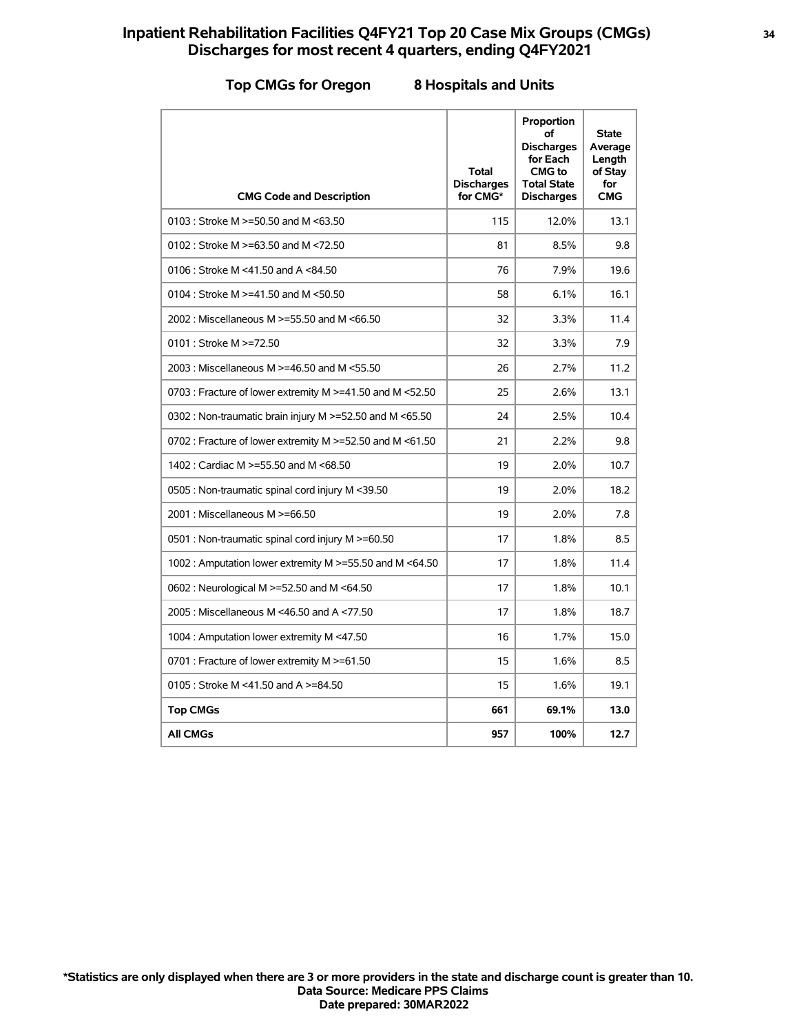# Inpatient Rehabilitation Facilities Q4FY21 Top 20 Case Mix Groups (CMGs)
## Discharges for most recent 4 quarters, ending Q4FY2021

### Top CMGs for Oregon 8 Hospitals and Units

| CMG Code and Description | Total Discharges for CMG* | Proportion of Discharges for Each CMG to Total State Discharges | State Average Length of Stay for CMG |
|---|---|---|---|
| 0103 : Stroke M >=50.50 and M <63.50 | 115 | 12.0% | 13.1 |
| 0102 : Stroke M >=63.50 and M <72.50 | 81 | 8.5% | 9.8 |
| 0106 : Stroke M <41.50 and A <84.50 | 76 | 7.9% | 19.6 |
| 0104 : Stroke M >=41.50 and M <50.50 | 58 | 6.1% | 16.1 |
| 2002 : Miscellaneous M >=55.50 and M <66.50 | 32 | 3.3% | 11.4 |
| 0101 : Stroke M >=72.50 | 32 | 3.3% | 7.9 |
| 2003 : Miscellaneous M >=46.50 and M <55.50 | 26 | 2.7% | 11.2 |
| 0703 : Fracture of lower extremity M >=41.50 and M <52.50 | 25 | 2.6% | 13.1 |
| 0302 : Non-traumatic brain injury M >=52.50 and M <65.50 | 24 | 2.5% | 10.4 |
| 0702 : Fracture of lower extremity M >=52.50 and M <61.50 | 21 | 2.2% | 9.8 |
| 1402 : Cardiac M >=55.50 and M <68.50 | 19 | 2.0% | 10.7 |
| 0505 : Non-traumatic spinal cord injury M <39.50 | 19 | 2.0% | 18.2 |
| 2001 : Miscellaneous M >=66.50 | 19 | 2.0% | 7.8 |
| 0501 : Non-traumatic spinal cord injury M >=60.50 | 17 | 1.8% | 8.5 |
| 1002 : Amputation lower extremity M >=55.50 and M <64.50 | 17 | 1.8% | 11.4 |
| 0602 : Neurological M >=52.50 and M <64.50 | 17 | 1.8% | 10.1 |
| 2005 : Miscellaneous M <46.50 and A <77.50 | 17 | 1.8% | 18.7 |
| 1004 : Amputation lower extremity M <47.50 | 16 | 1.7% | 15.0 |
| 0701 : Fracture of lower extremity M >=61.50 | 15 | 1.6% | 8.5 |
| 0105 : Stroke M <41.50 and A >=84.50 | 15 | 1.6% | 19.1 |
| **Top CMGs** | **661** | **69.1%** | **13.0** |
| **All CMGs** | **957** | **100%** | **12.7** |

**\*Statistics are only displayed when there are 3 or more providers in the state and discharge count is greater than 10.**
**Data Source: Medicare PPS Claims**
**Date prepared: 30MAR2022**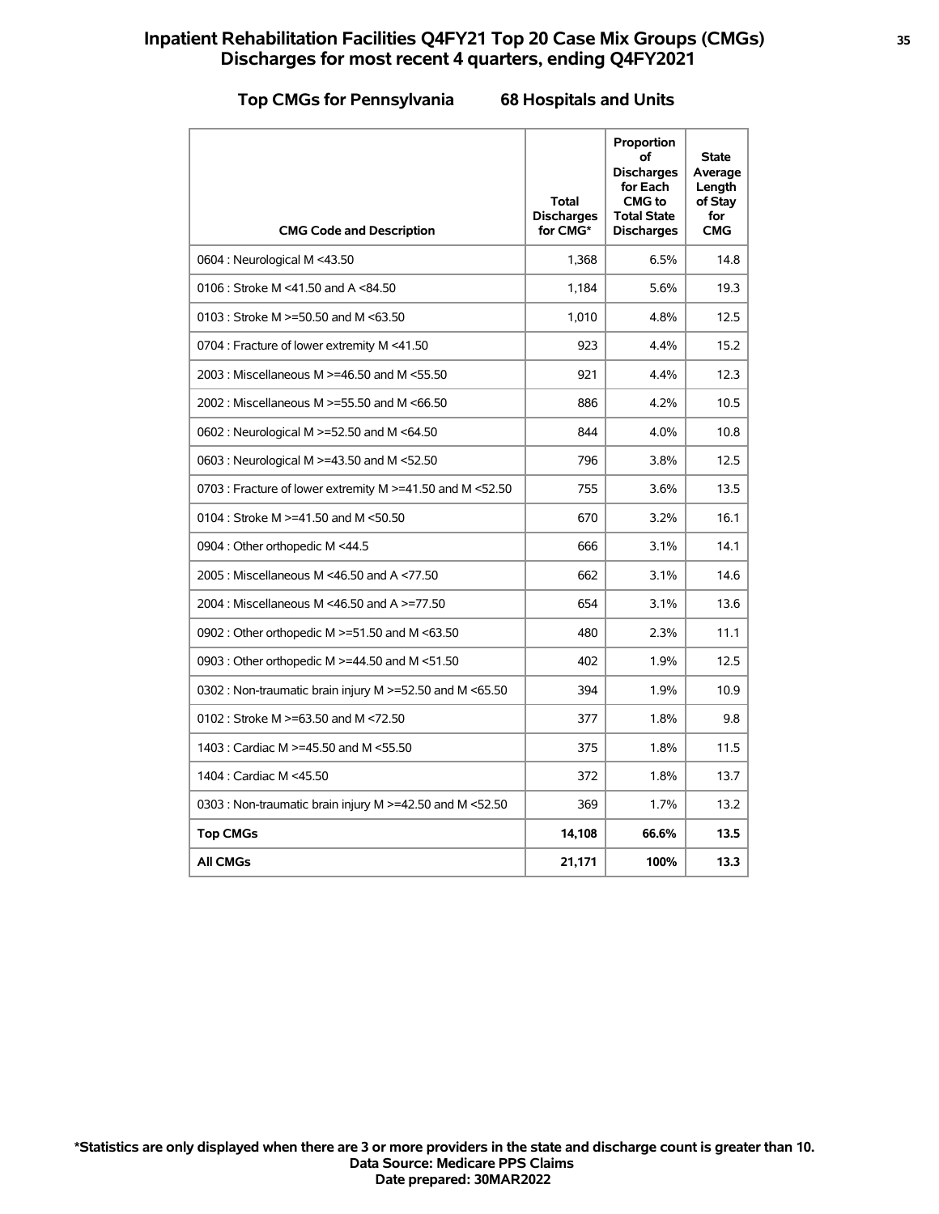# Inpatient Rehabilitation Facilities Q4FY21 Top 20 Case Mix Groups (CMGs)
## Discharges for most recent 4 quarters, ending Q4FY2021

### Top CMGs for Pennsylvania 68 Hospitals and Units

| CMG Code and Description | Total Discharges for CMG* | Proportion of Discharges for Each CMG to Total State Discharges | State Average Length of Stay for CMG |
|---|---|---|---|
| 0604 : Neurological M <43.50 | 1,368 | 6.5% | 14.8 |
| 0106 : Stroke M <41.50 and A <84.50 | 1,184 | 5.6% | 19.3 |
| 0103 : Stroke M >=50.50 and M <63.50 | 1,010 | 4.8% | 12.5 |
| 0704 : Fracture of lower extremity M <41.50 | 923 | 4.4% | 15.2 |
| 2003 : Miscellaneous M >=46.50 and M <55.50 | 921 | 4.4% | 12.3 |
| 2002 : Miscellaneous M >=55.50 and M <66.50 | 886 | 4.2% | 10.5 |
| 0602 : Neurological M >=52.50 and M <64.50 | 844 | 4.0% | 10.8 |
| 0603 : Neurological M >=43.50 and M <52.50 | 796 | 3.8% | 12.5 |
| 0703 : Fracture of lower extremity M >=41.50 and M <52.50 | 755 | 3.6% | 13.5 |
| 0104 : Stroke M >=41.50 and M <50.50 | 670 | 3.2% | 16.1 |
| 0904 : Other orthopedic M <44.5 | 666 | 3.1% | 14.1 |
| 2005 : Miscellaneous M <46.50 and A <77.50 | 662 | 3.1% | 14.6 |
| 2004 : Miscellaneous M <46.50 and A >=77.50 | 654 | 3.1% | 13.6 |
| 0902 : Other orthopedic M >=51.50 and M <63.50 | 480 | 2.3% | 11.1 |
| 0903 : Other orthopedic M >=44.50 and M <51.50 | 402 | 1.9% | 12.5 |
| 0302 : Non-traumatic brain injury M >=52.50 and M <65.50 | 394 | 1.9% | 10.9 |
| 0102 : Stroke M >=63.50 and M <72.50 | 377 | 1.8% | 9.8 |
| 1403 : Cardiac M >=45.50 and M <55.50 | 375 | 1.8% | 11.5 |
| 1404 : Cardiac M <45.50 | 372 | 1.8% | 13.7 |
| 0303 : Non-traumatic brain injury M >=42.50 and M <52.50 | 369 | 1.7% | 13.2 |
| **Top CMGs** | **14,108** | **66.6%** | **13.5** |
| **All CMGs** | **21,171** | **100%** | **13.3** |

**\*Statistics are only displayed when there are 3 or more providers in the state and discharge count is greater than 10.**
**Data Source: Medicare PPS Claims**
**Date prepared: 30MAR2022**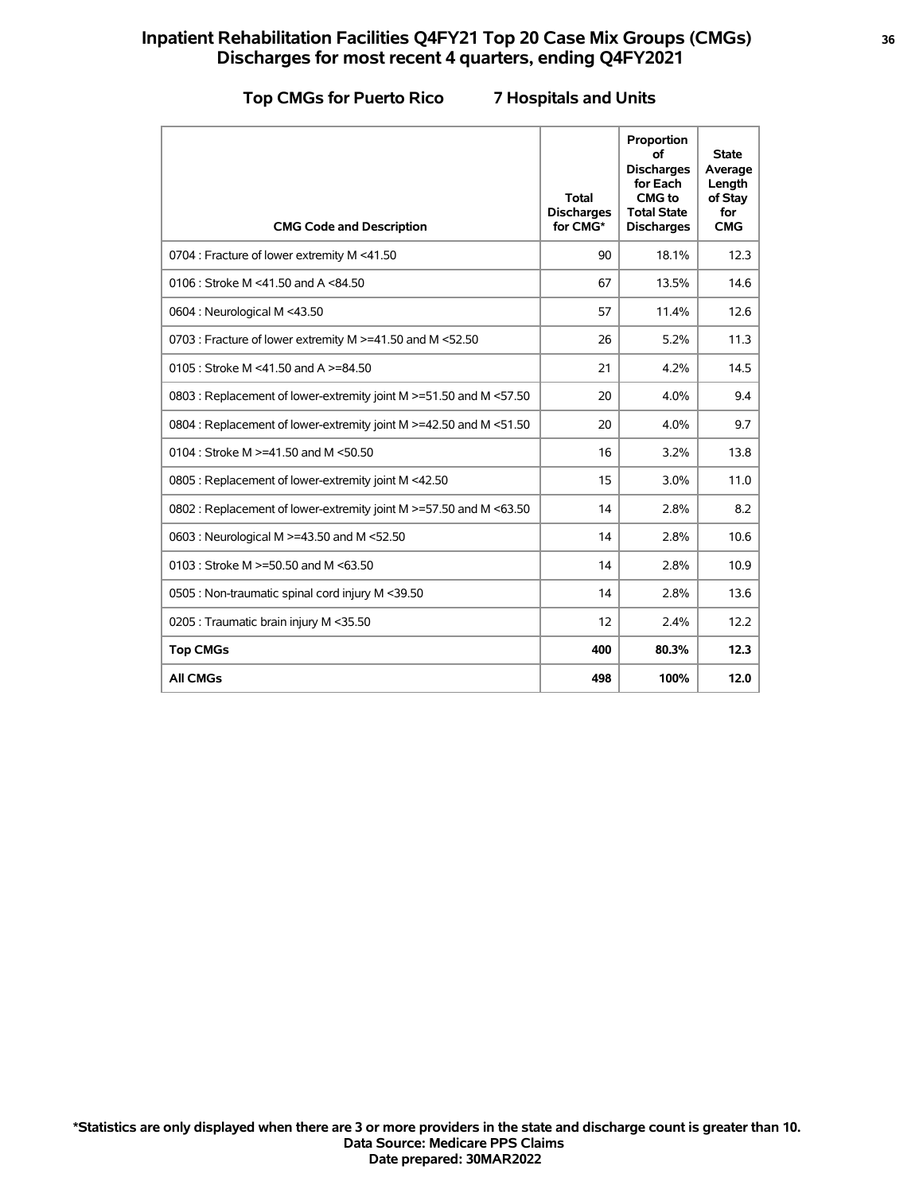# Inpatient Rehabilitation Facilities Q4FY21 Top 20 Case Mix Groups (CMGs)
## Discharges for most recent 4 quarters, ending Q4FY2021

### Top CMGs for Puerto Rico 7 Hospitals and Units

| CMG Code and Description | Total Discharges for CMG* | Proportion of Discharges for Each CMG to Total State Discharges | State Average Length of Stay for CMG |
|---|---|---|---|
| 0704 : Fracture of lower extremity M <41.50 | 90 | 18.1% | 12.3 |
| 0106 : Stroke M <41.50 and A <84.50 | 67 | 13.5% | 14.6 |
| 0604 : Neurological M <43.50 | 57 | 11.4% | 12.6 |
| 0703 : Fracture of lower extremity M >=41.50 and M <52.50 | 26 | 5.2% | 11.3 |
| 0105 : Stroke M <41.50 and A >=84.50 | 21 | 4.2% | 14.5 |
| 0803 : Replacement of lower-extremity joint M >=51.50 and M <57.50 | 20 | 4.0% | 9.4 |
| 0804 : Replacement of lower-extremity joint M >=42.50 and M <51.50 | 20 | 4.0% | 9.7 |
| 0104 : Stroke M >=41.50 and M <50.50 | 16 | 3.2% | 13.8 |
| 0805 : Replacement of lower-extremity joint M <42.50 | 15 | 3.0% | 11.0 |
| 0802 : Replacement of lower-extremity joint M >=57.50 and M <63.50 | 14 | 2.8% | 8.2 |
| 0603 : Neurological M >=43.50 and M <52.50 | 14 | 2.8% | 10.6 |
| 0103 : Stroke M >=50.50 and M <63.50 | 14 | 2.8% | 10.9 |
| 0505 : Non-traumatic spinal cord injury M <39.50 | 14 | 2.8% | 13.6 |
| 0205 : Traumatic brain injury M <35.50 | 12 | 2.4% | 12.2 |
| **Top CMGs** | **400** | **80.3%** | **12.3** |
| **All CMGs** | **498** | **100%** | **12.0** |

**\*Statistics are only displayed when there are 3 or more providers in the state and discharge count is greater than 10.**
**Data Source: Medicare PPS Claims**
**Date prepared: 30MAR2022**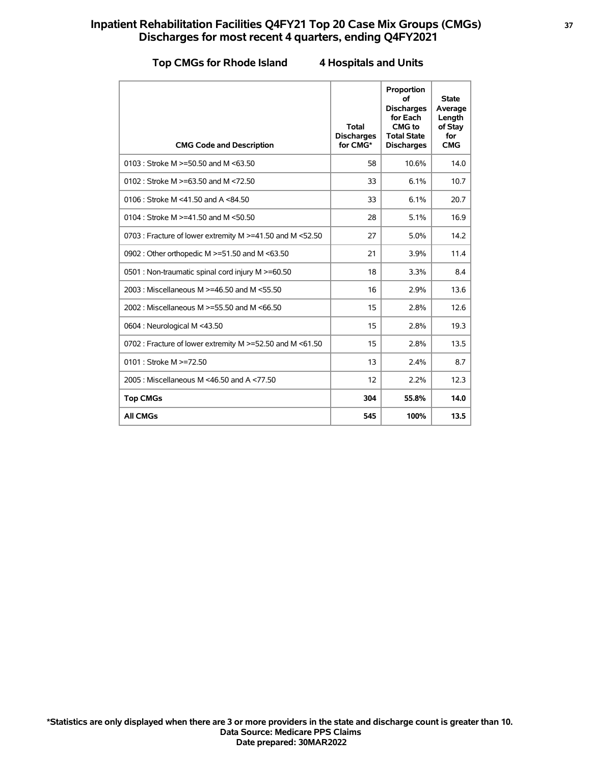# Inpatient Rehabilitation Facilities Q4FY21 Top 20 Case Mix Groups (CMGs)
## Discharges for most recent 4 quarters, ending Q4FY2021

**Top CMGs for Rhode Island 4 Hospitals and Units**

| CMG Code and Description | Total Discharges for CMG* | Proportion of Discharges for Each CMG to Total State Discharges | State Average Length of Stay for CMG |
|---|---|---|---|
| 0103 : Stroke M >=50.50 and M <63.50 | 58 | 10.6% | 14.0 |
| 0102 : Stroke M >=63.50 and M <72.50 | 33 | 6.1% | 10.7 |
| 0106 : Stroke M <41.50 and A <84.50 | 33 | 6.1% | 20.7 |
| 0104 : Stroke M >=41.50 and M <50.50 | 28 | 5.1% | 16.9 |
| 0703 : Fracture of lower extremity M >=41.50 and M <52.50 | 27 | 5.0% | 14.2 |
| 0902 : Other orthopedic M >=51.50 and M <63.50 | 21 | 3.9% | 11.4 |
| 0501 : Non-traumatic spinal cord injury M >=60.50 | 18 | 3.3% | 8.4 |
| 2003 : Miscellaneous M >=46.50 and M <55.50 | 16 | 2.9% | 13.6 |
| 2002 : Miscellaneous M >=55.50 and M <66.50 | 15 | 2.8% | 12.6 |
| 0604 : Neurological M <43.50 | 15 | 2.8% | 19.3 |
| 0702 : Fracture of lower extremity M >=52.50 and M <61.50 | 15 | 2.8% | 13.5 |
| 0101 : Stroke M >=72.50 | 13 | 2.4% | 8.7 |
| 2005 : Miscellaneous M <46.50 and A <77.50 | 12 | 2.2% | 12.3 |
| **Top CMGs** | **304** | **55.8%** | **14.0** |
| **All CMGs** | **545** | **100%** | **13.5** |

**\*Statistics are only displayed when there are 3 or more providers in the state and discharge count is greater than 10.**
**Data Source: Medicare PPS Claims**
**Date prepared: 30MAR2022**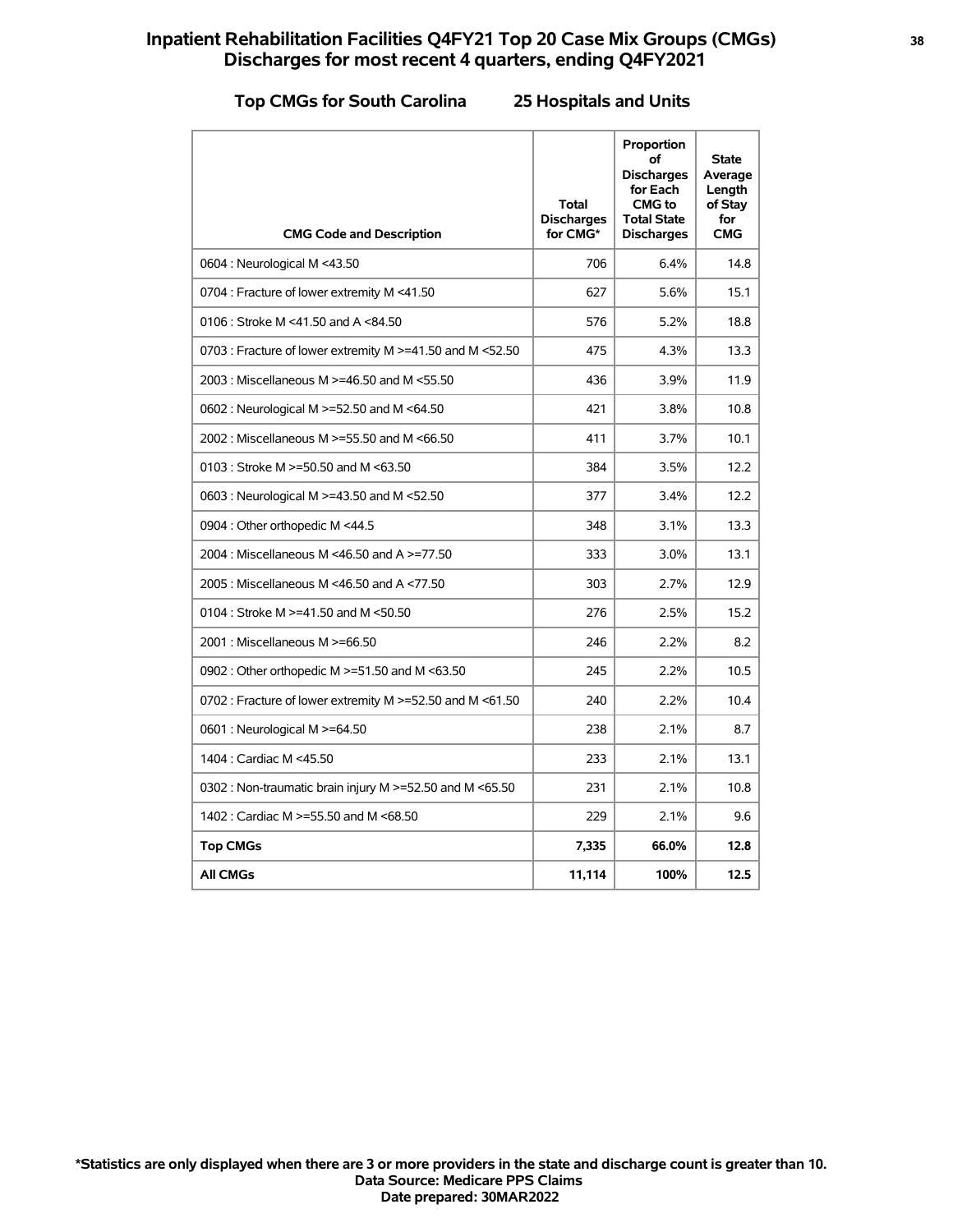# Inpatient Rehabilitation Facilities Q4FY21 Top 20 Case Mix Groups (CMGs)
## Discharges for most recent 4 quarters, ending Q4FY2021

### Top CMGs for South Carolina 25 Hospitals and Units

| CMG Code and Description | Total Discharges for CMG* | Proportion of Discharges for Each CMG to Total State Discharges | State Average Length of Stay for CMG |
|---|---|---|---|
| 0604 : Neurological M <43.50 | 706 | 6.4% | 14.8 |
| 0704 : Fracture of lower extremity M <41.50 | 627 | 5.6% | 15.1 |
| 0106 : Stroke M <41.50 and A <84.50 | 576 | 5.2% | 18.8 |
| 0703 : Fracture of lower extremity M >=41.50 and M <52.50 | 475 | 4.3% | 13.3 |
| 2003 : Miscellaneous M >=46.50 and M <55.50 | 436 | 3.9% | 11.9 |
| 0602 : Neurological M >=52.50 and M <64.50 | 421 | 3.8% | 10.8 |
| 2002 : Miscellaneous M >=55.50 and M <66.50 | 411 | 3.7% | 10.1 |
| 0103 : Stroke M >=50.50 and M <63.50 | 384 | 3.5% | 12.2 |
| 0603 : Neurological M >=43.50 and M <52.50 | 377 | 3.4% | 12.2 |
| 0904 : Other orthopedic M <44.5 | 348 | 3.1% | 13.3 |
| 2004 : Miscellaneous M <46.50 and A >=77.50 | 333 | 3.0% | 13.1 |
| 2005 : Miscellaneous M <46.50 and A <77.50 | 303 | 2.7% | 12.9 |
| 0104 : Stroke M >=41.50 and M <50.50 | 276 | 2.5% | 15.2 |
| 2001 : Miscellaneous M >=66.50 | 246 | 2.2% | 8.2 |
| 0902 : Other orthopedic M >=51.50 and M <63.50 | 245 | 2.2% | 10.5 |
| 0702 : Fracture of lower extremity M >=52.50 and M <61.50 | 240 | 2.2% | 10.4 |
| 0601 : Neurological M >=64.50 | 238 | 2.1% | 8.7 |
| 1404 : Cardiac M <45.50 | 233 | 2.1% | 13.1 |
| 0302 : Non-traumatic brain injury M >=52.50 and M <65.50 | 231 | 2.1% | 10.8 |
| 1402 : Cardiac M >=55.50 and M <68.50 | 229 | 2.1% | 9.6 |
| **Top CMGs** | **7,335** | **66.0%** | **12.8** |
| **All CMGs** | **11,114** | **100%** | **12.5** |

**\*Statistics are only displayed when there are 3 or more providers in the state and discharge count is greater than 10.**
**Data Source: Medicare PPS Claims**
**Date prepared: 30MAR2022**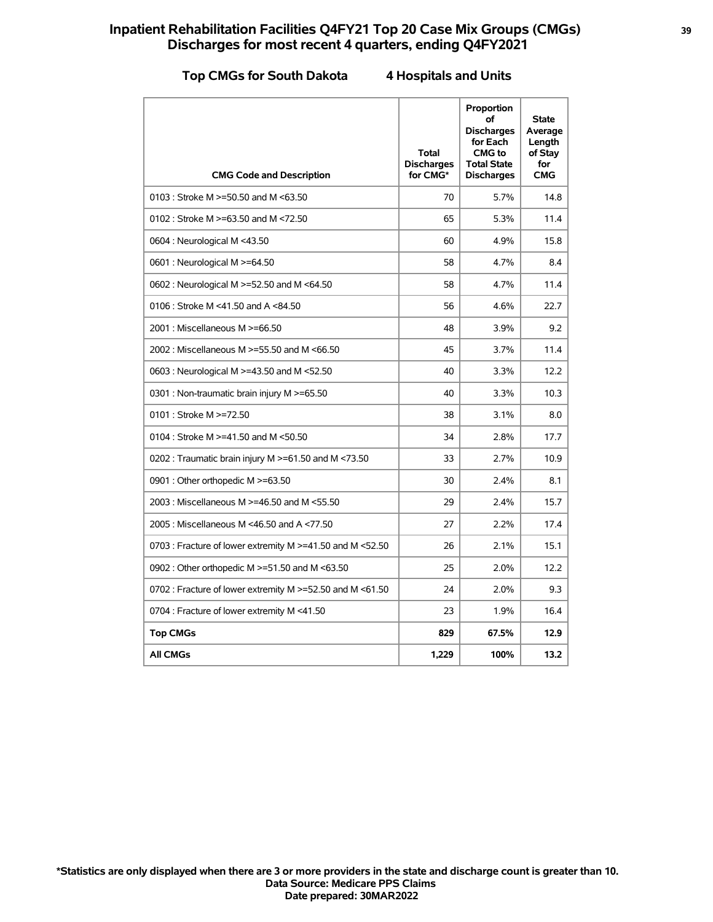# Inpatient Rehabilitation Facilities Q4FY21 Top 20 Case Mix Groups (CMGs)
## Discharges for most recent 4 quarters, ending Q4FY2021

### Top CMGs for South Dakota 4 Hospitals and Units

| CMG Code and Description | Total Discharges for CMG* | Proportion of Discharges for Each CMG to Total State Discharges | State Average Length of Stay for CMG |
|---|---|---|---|
| 0103 : Stroke M >=50.50 and M <63.50 | 70 | 5.7% | 14.8 |
| 0102 : Stroke M >=63.50 and M <72.50 | 65 | 5.3% | 11.4 |
| 0604 : Neurological M <43.50 | 60 | 4.9% | 15.8 |
| 0601 : Neurological M >=64.50 | 58 | 4.7% | 8.4 |
| 0602 : Neurological M >=52.50 and M <64.50 | 58 | 4.7% | 11.4 |
| 0106 : Stroke M <41.50 and A <84.50 | 56 | 4.6% | 22.7 |
| 2001 : Miscellaneous M >=66.50 | 48 | 3.9% | 9.2 |
| 2002 : Miscellaneous M >=55.50 and M <66.50 | 45 | 3.7% | 11.4 |
| 0603 : Neurological M >=43.50 and M <52.50 | 40 | 3.3% | 12.2 |
| 0301 : Non-traumatic brain injury M >=65.50 | 40 | 3.3% | 10.3 |
| 0101 : Stroke M >=72.50 | 38 | 3.1% | 8.0 |
| 0104 : Stroke M >=41.50 and M <50.50 | 34 | 2.8% | 17.7 |
| 0202 : Traumatic brain injury M >=61.50 and M <73.50 | 33 | 2.7% | 10.9 |
| 0901 : Other orthopedic M >=63.50 | 30 | 2.4% | 8.1 |
| 2003 : Miscellaneous M >=46.50 and M <55.50 | 29 | 2.4% | 15.7 |
| 2005 : Miscellaneous M <46.50 and A <77.50 | 27 | 2.2% | 17.4 |
| 0703 : Fracture of lower extremity M >=41.50 and M <52.50 | 26 | 2.1% | 15.1 |
| 0902 : Other orthopedic M >=51.50 and M <63.50 | 25 | 2.0% | 12.2 |
| 0702 : Fracture of lower extremity M >=52.50 and M <61.50 | 24 | 2.0% | 9.3 |
| 0704 : Fracture of lower extremity M <41.50 | 23 | 1.9% | 16.4 |
| **Top CMGs** | **829** | **67.5%** | **12.9** |
| **All CMGs** | **1,229** | **100%** | **13.2** |

**\*Statistics are only displayed when there are 3 or more providers in the state and discharge count is greater than 10.**
**Data Source: Medicare PPS Claims**
**Date prepared: 30MAR2022**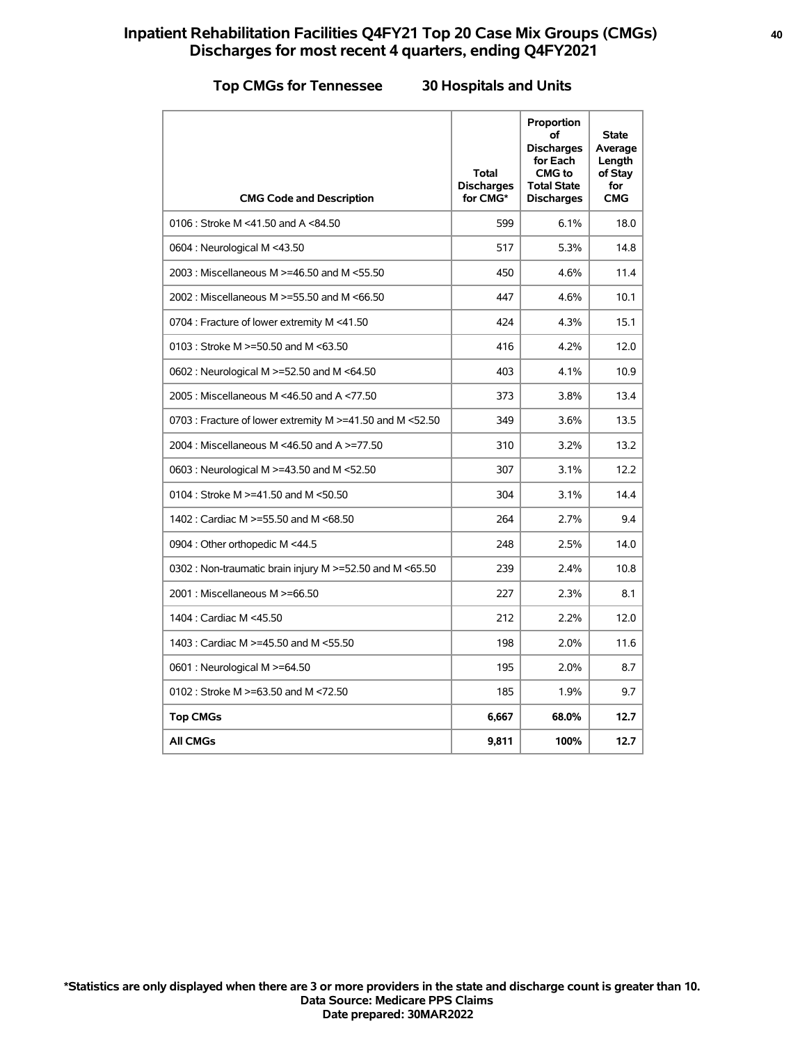# Inpatient Rehabilitation Facilities Q4FY21 Top 20 Case Mix Groups (CMGs)
## Discharges for most recent 4 quarters, ending Q4FY2021

**Top CMGs for Tennessee 30 Hospitals and Units**

| CMG Code and Description | Total Discharges for CMG* | Proportion of Discharges for Each CMG to Total State Discharges | State Average Length of Stay for CMG |
|---|---|---|---|
| 0106 : Stroke M <41.50 and A <84.50 | 599 | 6.1% | 18.0 |
| 0604 : Neurological M <43.50 | 517 | 5.3% | 14.8 |
| 2003 : Miscellaneous M >=46.50 and M <55.50 | 450 | 4.6% | 11.4 |
| 2002 : Miscellaneous M >=55.50 and M <66.50 | 447 | 4.6% | 10.1 |
| 0704 : Fracture of lower extremity M <41.50 | 424 | 4.3% | 15.1 |
| 0103 : Stroke M >=50.50 and M <63.50 | 416 | 4.2% | 12.0 |
| 0602 : Neurological M >=52.50 and M <64.50 | 403 | 4.1% | 10.9 |
| 2005 : Miscellaneous M <46.50 and A <77.50 | 373 | 3.8% | 13.4 |
| 0703 : Fracture of lower extremity M >=41.50 and M <52.50 | 349 | 3.6% | 13.5 |
| 2004 : Miscellaneous M <46.50 and A >=77.50 | 310 | 3.2% | 13.2 |
| 0603 : Neurological M >=43.50 and M <52.50 | 307 | 3.1% | 12.2 |
| 0104 : Stroke M >=41.50 and M <50.50 | 304 | 3.1% | 14.4 |
| 1402 : Cardiac M >=55.50 and M <68.50 | 264 | 2.7% | 9.4 |
| 0904 : Other orthopedic M <44.5 | 248 | 2.5% | 14.0 |
| 0302 : Non-traumatic brain injury M >=52.50 and M <65.50 | 239 | 2.4% | 10.8 |
| 2001 : Miscellaneous M >=66.50 | 227 | 2.3% | 8.1 |
| 1404 : Cardiac M <45.50 | 212 | 2.2% | 12.0 |
| 1403 : Cardiac M >=45.50 and M <55.50 | 198 | 2.0% | 11.6 |
| 0601 : Neurological M >=64.50 | 195 | 2.0% | 8.7 |
| 0102 : Stroke M >=63.50 and M <72.50 | 185 | 1.9% | 9.7 |
| **Top CMGs** | **6,667** | **68.0%** | **12.7** |
| **All CMGs** | **9,811** | **100%** | **12.7** |

**\*Statistics are only displayed when there are 3 or more providers in the state and discharge count is greater than 10.**
**Data Source: Medicare PPS Claims**
**Date prepared: 30MAR2022**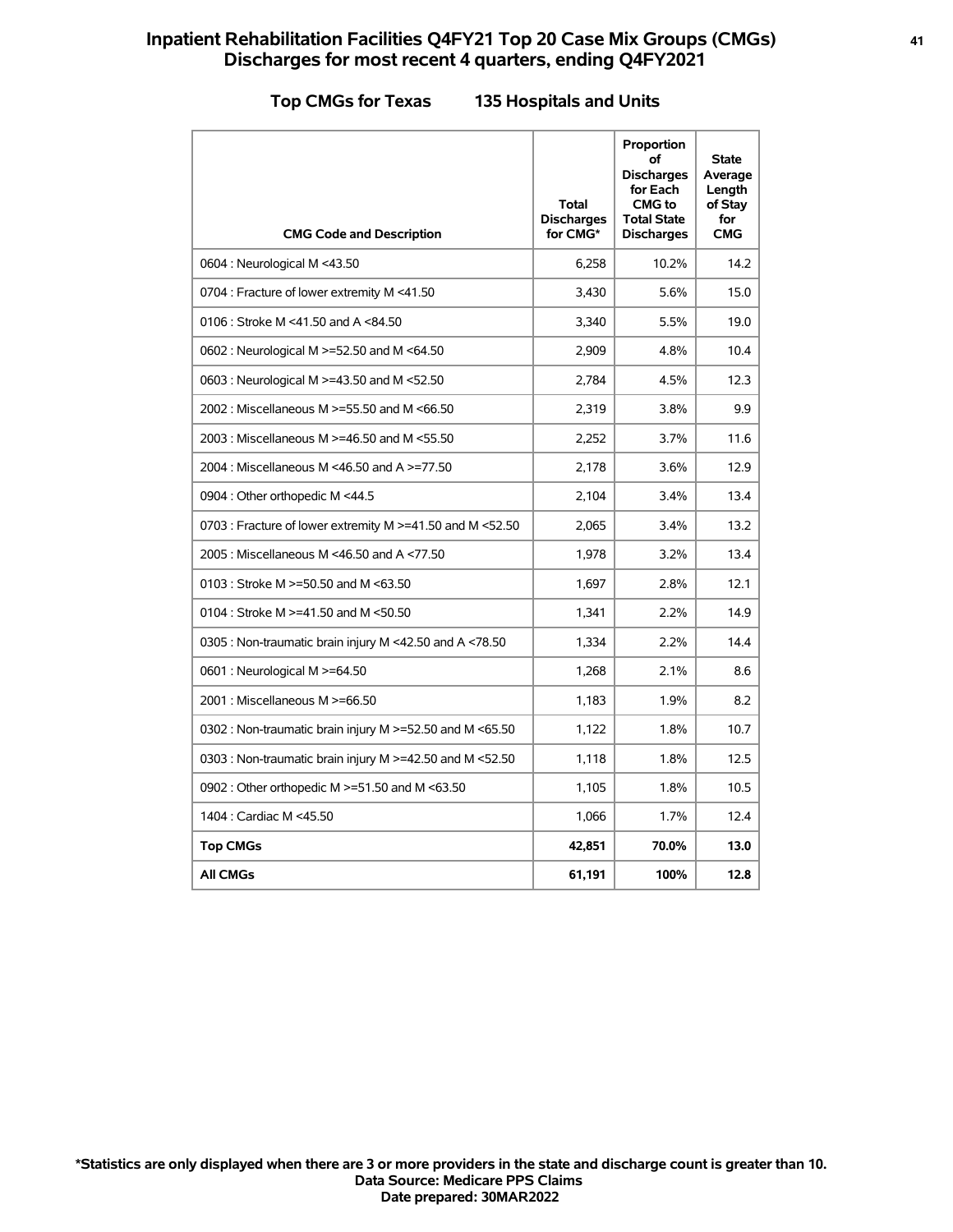# Inpatient Rehabilitation Facilities Q4FY21 Top 20 Case Mix Groups (CMGs)
## Discharges for most recent 4 quarters, ending Q4FY2021

### Top CMGs for Texas    135 Hospitals and Units

| CMG Code and Description | Total Discharges for CMG* | Proportion of Discharges for Each CMG to Total State Discharges | State Average Length of Stay for CMG |
|---|---|---|---|
| 0604 : Neurological M <43.50 | 6,258 | 10.2% | 14.2 |
| 0704 : Fracture of lower extremity M <41.50 | 3,430 | 5.6% | 15.0 |
| 0106 : Stroke M <41.50 and A <84.50 | 3,340 | 5.5% | 19.0 |
| 0602 : Neurological M >=52.50 and M <64.50 | 2,909 | 4.8% | 10.4 |
| 0603 : Neurological M >=43.50 and M <52.50 | 2,784 | 4.5% | 12.3 |
| 2002 : Miscellaneous M >=55.50 and M <66.50 | 2,319 | 3.8% | 9.9 |
| 2003 : Miscellaneous M >=46.50 and M <55.50 | 2,252 | 3.7% | 11.6 |
| 2004 : Miscellaneous M <46.50 and A >=77.50 | 2,178 | 3.6% | 12.9 |
| 0904 : Other orthopedic M <44.5 | 2,104 | 3.4% | 13.4 |
| 0703 : Fracture of lower extremity M >=41.50 and M <52.50 | 2,065 | 3.4% | 13.2 |
| 2005 : Miscellaneous M <46.50 and A <77.50 | 1,978 | 3.2% | 13.4 |
| 0103 : Stroke M >=50.50 and M <63.50 | 1,697 | 2.8% | 12.1 |
| 0104 : Stroke M >=41.50 and M <50.50 | 1,341 | 2.2% | 14.9 |
| 0305 : Non-traumatic brain injury M <42.50 and A <78.50 | 1,334 | 2.2% | 14.4 |
| 0601 : Neurological M >=64.50 | 1,268 | 2.1% | 8.6 |
| 2001 : Miscellaneous M >=66.50 | 1,183 | 1.9% | 8.2 |
| 0302 : Non-traumatic brain injury M >=52.50 and M <65.50 | 1,122 | 1.8% | 10.7 |
| 0303 : Non-traumatic brain injury M >=42.50 and M <52.50 | 1,118 | 1.8% | 12.5 |
| 0902 : Other orthopedic M >=51.50 and M <63.50 | 1,105 | 1.8% | 10.5 |
| 1404 : Cardiac M <45.50 | 1,066 | 1.7% | 12.4 |
| **Top CMGs** | **42,851** | **70.0%** | **13.0** |
| **All CMGs** | **61,191** | **100%** | **12.8** |

**\*Statistics are only displayed when there are 3 or more providers in the state and discharge count is greater than 10.**
**Data Source: Medicare PPS Claims**
**Date prepared: 30MAR2022**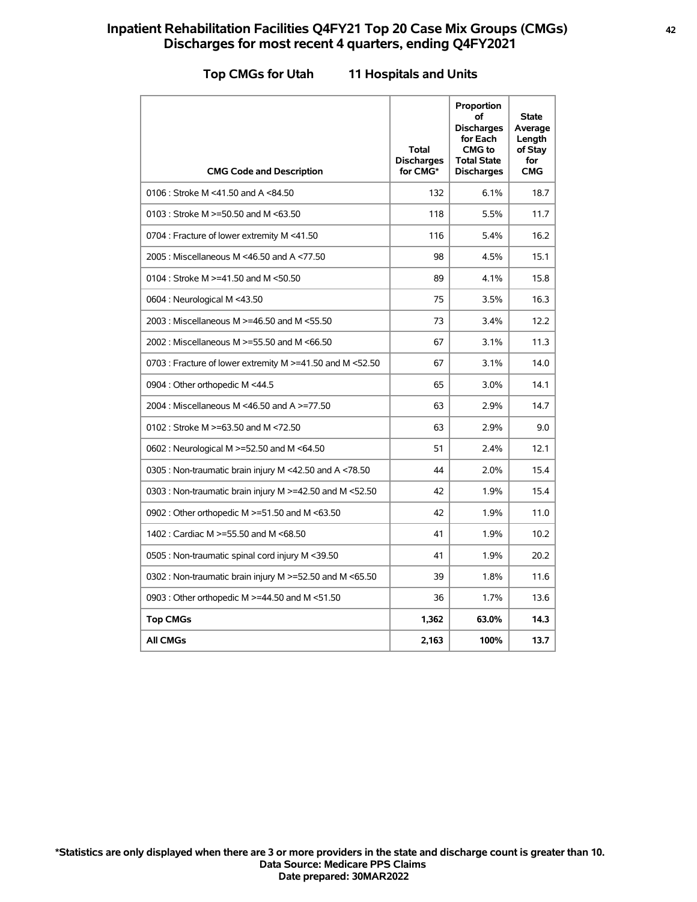# Inpatient Rehabilitation Facilities Q4FY21 Top 20 Case Mix Groups (CMGs)
## Discharges for most recent 4 quarters, ending Q4FY2021

### Top CMGs for Utah 11 Hospitals and Units

| CMG Code and Description | Total Discharges for CMG* | Proportion of Discharges for Each CMG to Total State Discharges | State Average Length of Stay for CMG |
|---|---|---|---|
| 0106 : Stroke M <41.50 and A <84.50 | 132 | 6.1% | 18.7 |
| 0103 : Stroke M >=50.50 and M <63.50 | 118 | 5.5% | 11.7 |
| 0704 : Fracture of lower extremity M <41.50 | 116 | 5.4% | 16.2 |
| 2005 : Miscellaneous M <46.50 and A <77.50 | 98 | 4.5% | 15.1 |
| 0104 : Stroke M >=41.50 and M <50.50 | 89 | 4.1% | 15.8 |
| 0604 : Neurological M <43.50 | 75 | 3.5% | 16.3 |
| 2003 : Miscellaneous M >=46.50 and M <55.50 | 73 | 3.4% | 12.2 |
| 2002 : Miscellaneous M >=55.50 and M <66.50 | 67 | 3.1% | 11.3 |
| 0703 : Fracture of lower extremity M >=41.50 and M <52.50 | 67 | 3.1% | 14.0 |
| 0904 : Other orthopedic M <44.5 | 65 | 3.0% | 14.1 |
| 2004 : Miscellaneous M <46.50 and A >=77.50 | 63 | 2.9% | 14.7 |
| 0102 : Stroke M >=63.50 and M <72.50 | 63 | 2.9% | 9.0 |
| 0602 : Neurological M >=52.50 and M <64.50 | 51 | 2.4% | 12.1 |
| 0305 : Non-traumatic brain injury M <42.50 and A <78.50 | 44 | 2.0% | 15.4 |
| 0303 : Non-traumatic brain injury M >=42.50 and M <52.50 | 42 | 1.9% | 15.4 |
| 0902 : Other orthopedic M >=51.50 and M <63.50 | 42 | 1.9% | 11.0 |
| 1402 : Cardiac M >=55.50 and M <68.50 | 41 | 1.9% | 10.2 |
| 0505 : Non-traumatic spinal cord injury M <39.50 | 41 | 1.9% | 20.2 |
| 0302 : Non-traumatic brain injury M >=52.50 and M <65.50 | 39 | 1.8% | 11.6 |
| 0903 : Other orthopedic M >=44.50 and M <51.50 | 36 | 1.7% | 13.6 |
| **Top CMGs** | **1,362** | **63.0%** | **14.3** |
| **All CMGs** | **2,163** | **100%** | **13.7** |

**\*Statistics are only displayed when there are 3 or more providers in the state and discharge count is greater than 10.**
**Data Source: Medicare PPS Claims**
**Date prepared: 30MAR2022**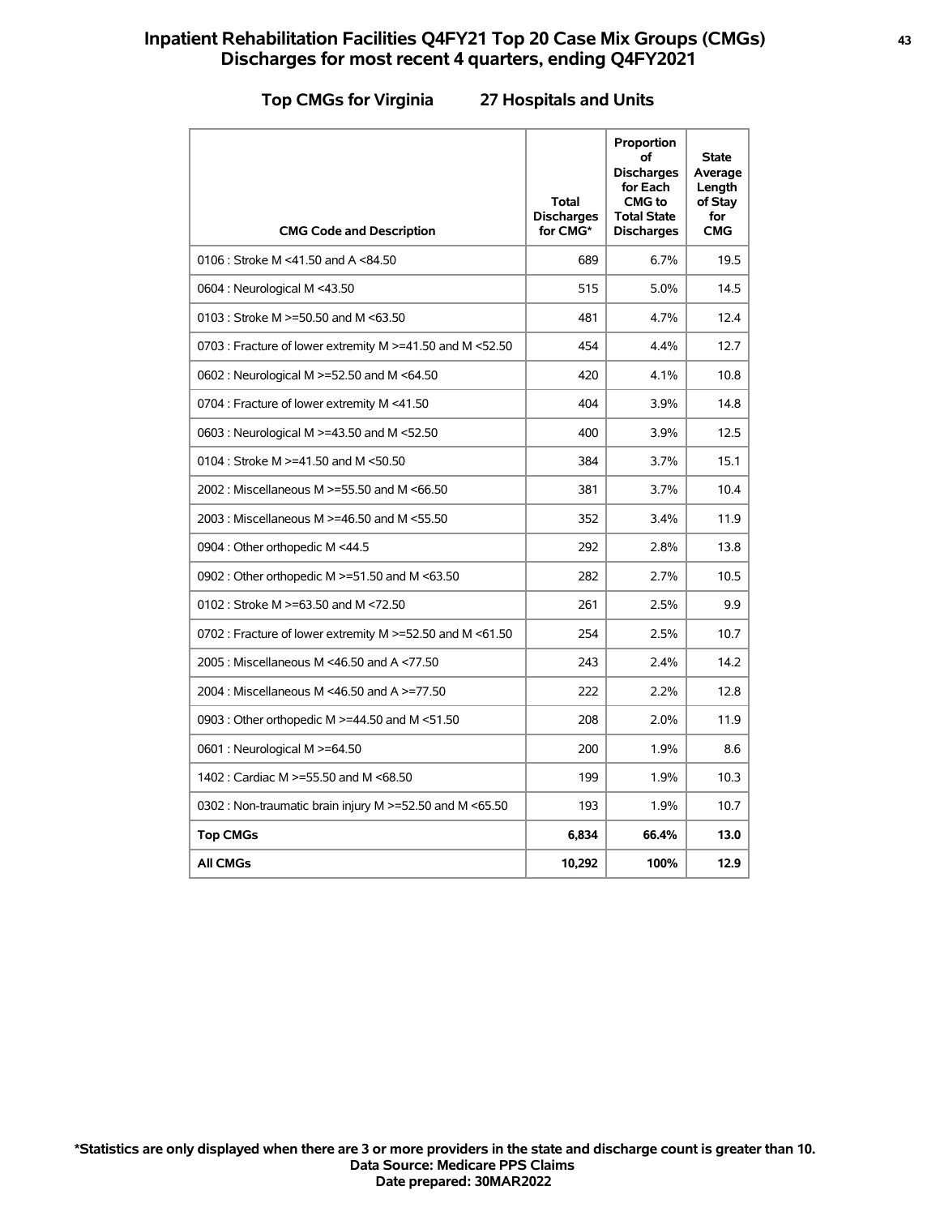# Inpatient Rehabilitation Facilities Q4FY21 Top 20 Case Mix Groups (CMGs)
## Discharges for most recent 4 quarters, ending Q4FY2021

**Top CMGs for Virginia 27 Hospitals and Units**

| CMG Code and Description | Total Discharges for CMG* | Proportion of Discharges for Each CMG to Total State Discharges | State Average Length of Stay for CMG |
|---|---|---|---|
| 0106 : Stroke M <41.50 and A <84.50 | 689 | 6.7% | 19.5 |
| 0604 : Neurological M <43.50 | 515 | 5.0% | 14.5 |
| 0103 : Stroke M >=50.50 and M <63.50 | 481 | 4.7% | 12.4 |
| 0703 : Fracture of lower extremity M >=41.50 and M <52.50 | 454 | 4.4% | 12.7 |
| 0602 : Neurological M >=52.50 and M <64.50 | 420 | 4.1% | 10.8 |
| 0704 : Fracture of lower extremity M <41.50 | 404 | 3.9% | 14.8 |
| 0603 : Neurological M >=43.50 and M <52.50 | 400 | 3.9% | 12.5 |
| 0104 : Stroke M >=41.50 and M <50.50 | 384 | 3.7% | 15.1 |
| 2002 : Miscellaneous M >=55.50 and M <66.50 | 381 | 3.7% | 10.4 |
| 2003 : Miscellaneous M >=46.50 and M <55.50 | 352 | 3.4% | 11.9 |
| 0904 : Other orthopedic M <44.5 | 292 | 2.8% | 13.8 |
| 0902 : Other orthopedic M >=51.50 and M <63.50 | 282 | 2.7% | 10.5 |
| 0102 : Stroke M >=63.50 and M <72.50 | 261 | 2.5% | 9.9 |
| 0702 : Fracture of lower extremity M >=52.50 and M <61.50 | 254 | 2.5% | 10.7 |
| 2005 : Miscellaneous M <46.50 and A <77.50 | 243 | 2.4% | 14.2 |
| 2004 : Miscellaneous M <46.50 and A >=77.50 | 222 | 2.2% | 12.8 |
| 0903 : Other orthopedic M >=44.50 and M <51.50 | 208 | 2.0% | 11.9 |
| 0601 : Neurological M >=64.50 | 200 | 1.9% | 8.6 |
| 1402 : Cardiac M >=55.50 and M <68.50 | 199 | 1.9% | 10.3 |
| 0302 : Non-traumatic brain injury M >=52.50 and M <65.50 | 193 | 1.9% | 10.7 |
| **Top CMGs** | **6,834** | **66.4%** | **13.0** |
| **All CMGs** | **10,292** | **100%** | **12.9** |

**\*Statistics are only displayed when there are 3 or more providers in the state and discharge count is greater than 10.**
**Data Source: Medicare PPS Claims**
**Date prepared: 30MAR2022**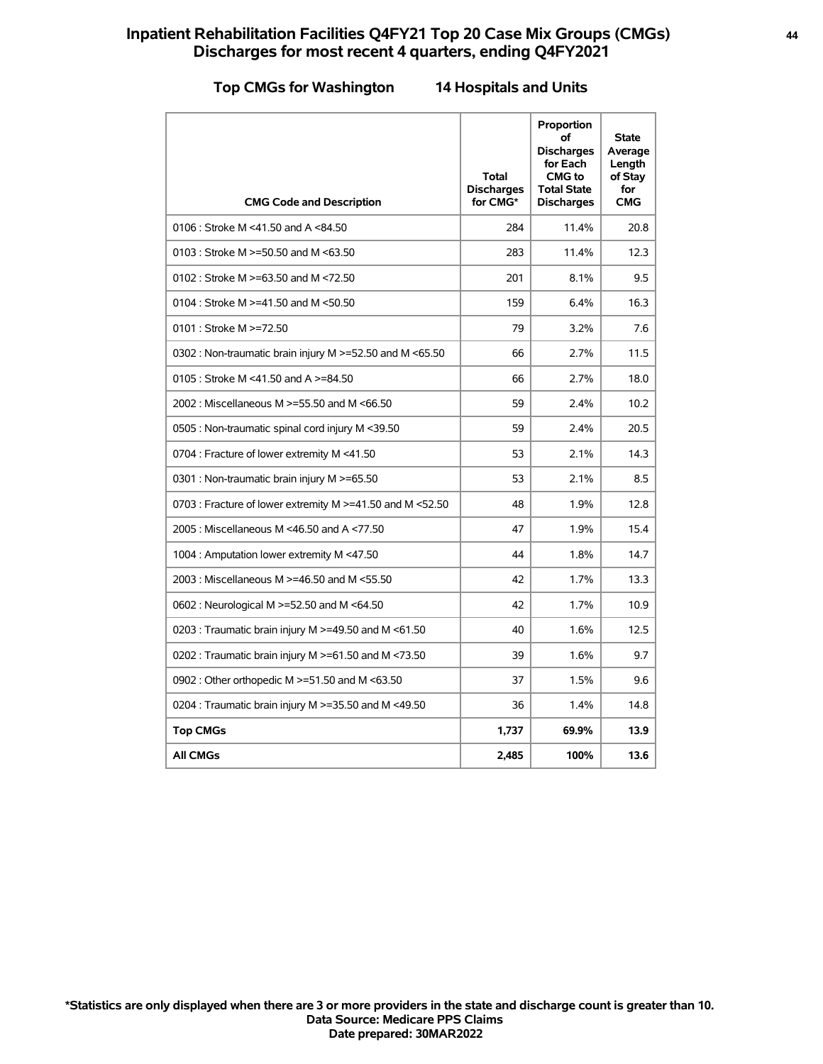# Inpatient Rehabilitation Facilities Q4FY21 Top 20 Case Mix Groups (CMGs) Discharges for most recent 4 quarters, ending Q4FY2021

## Top CMGs for Washington 14 Hospitals and Units

| CMG Code and Description | Total Discharges for CMG* | Proportion of Discharges for Each CMG to Total State Discharges | State Average Length of Stay for CMG |
|---|---|---|---|
| 0106 : Stroke M <41.50 and A <84.50 | 284 | 11.4% | 20.8 |
| 0103 : Stroke M >=50.50 and M <63.50 | 283 | 11.4% | 12.3 |
| 0102 : Stroke M >=63.50 and M <72.50 | 201 | 8.1% | 9.5 |
| 0104 : Stroke M >=41.50 and M <50.50 | 159 | 6.4% | 16.3 |
| 0101 : Stroke M >=72.50 | 79 | 3.2% | 7.6 |
| 0302 : Non-traumatic brain injury M >=52.50 and M <65.50 | 66 | 2.7% | 11.5 |
| 0105 : Stroke M <41.50 and A >=84.50 | 66 | 2.7% | 18.0 |
| 2002 : Miscellaneous M >=55.50 and M <66.50 | 59 | 2.4% | 10.2 |
| 0505 : Non-traumatic spinal cord injury M <39.50 | 59 | 2.4% | 20.5 |
| 0704 : Fracture of lower extremity M <41.50 | 53 | 2.1% | 14.3 |
| 0301 : Non-traumatic brain injury M >=65.50 | 53 | 2.1% | 8.5 |
| 0703 : Fracture of lower extremity M >=41.50 and M <52.50 | 48 | 1.9% | 12.8 |
| 2005 : Miscellaneous M <46.50 and A <77.50 | 47 | 1.9% | 15.4 |
| 1004 : Amputation lower extremity M <47.50 | 44 | 1.8% | 14.7 |
| 2003 : Miscellaneous M >=46.50 and M <55.50 | 42 | 1.7% | 13.3 |
| 0602 : Neurological M >=52.50 and M <64.50 | 42 | 1.7% | 10.9 |
| 0203 : Traumatic brain injury M >=49.50 and M <61.50 | 40 | 1.6% | 12.5 |
| 0202 : Traumatic brain injury M >=61.50 and M <73.50 | 39 | 1.6% | 9.7 |
| 0902 : Other orthopedic M >=51.50 and M <63.50 | 37 | 1.5% | 9.6 |
| 0204 : Traumatic brain injury M >=35.50 and M <49.50 | 36 | 1.4% | 14.8 |
| **Top CMGs** | **1,737** | **69.9%** | **13.9** |
| **All CMGs** | **2,485** | **100%** | **13.6** |

**\*Statistics are only displayed when there are 3 or more providers in the state and discharge count is greater than 10.**
**Data Source: Medicare PPS Claims**
**Date prepared: 30MAR2022**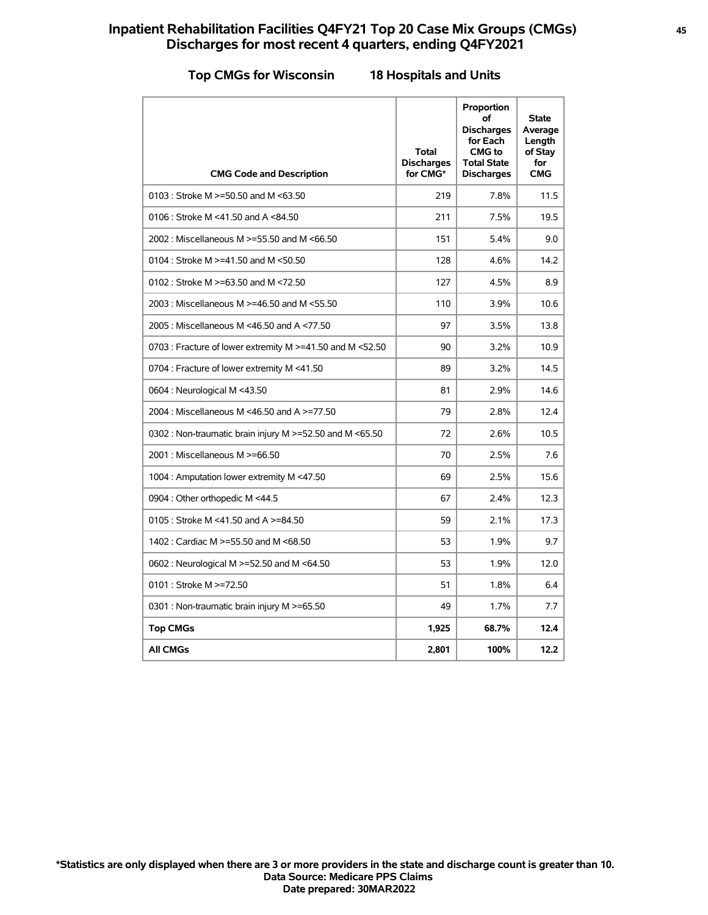# Inpatient Rehabilitation Facilities Q4FY21 Top 20 Case Mix Groups (CMGs)
## Discharges for most recent 4 quarters, ending Q4FY2021

### Top CMGs for Wisconsin 18 Hospitals and Units

| CMG Code and Description | Total Discharges for CMG* | Proportion of Discharges for Each CMG to Total State Discharges | State Average Length of Stay for CMG |
|---|---|---|---|
| 0103 : Stroke M >=50.50 and M <63.50 | 219 | 7.8% | 11.5 |
| 0106 : Stroke M <41.50 and A <84.50 | 211 | 7.5% | 19.5 |
| 2002 : Miscellaneous M >=55.50 and M <66.50 | 151 | 5.4% | 9.0 |
| 0104 : Stroke M >=41.50 and M <50.50 | 128 | 4.6% | 14.2 |
| 0102 : Stroke M >=63.50 and M <72.50 | 127 | 4.5% | 8.9 |
| 2003 : Miscellaneous M >=46.50 and M <55.50 | 110 | 3.9% | 10.6 |
| 2005 : Miscellaneous M <46.50 and A <77.50 | 97 | 3.5% | 13.8 |
| 0703 : Fracture of lower extremity M >=41.50 and M <52.50 | 90 | 3.2% | 10.9 |
| 0704 : Fracture of lower extremity M <41.50 | 89 | 3.2% | 14.5 |
| 0604 : Neurological M <43.50 | 81 | 2.9% | 14.6 |
| 2004 : Miscellaneous M <46.50 and A >=77.50 | 79 | 2.8% | 12.4 |
| 0302 : Non-traumatic brain injury M >=52.50 and M <65.50 | 72 | 2.6% | 10.5 |
| 2001 : Miscellaneous M >=66.50 | 70 | 2.5% | 7.6 |
| 1004 : Amputation lower extremity M <47.50 | 69 | 2.5% | 15.6 |
| 0904 : Other orthopedic M <44.5 | 67 | 2.4% | 12.3 |
| 0105 : Stroke M <41.50 and A >=84.50 | 59 | 2.1% | 17.3 |
| 1402 : Cardiac M >=55.50 and M <68.50 | 53 | 1.9% | 9.7 |
| 0602 : Neurological M >=52.50 and M <64.50 | 53 | 1.9% | 12.0 |
| 0101 : Stroke M >=72.50 | 51 | 1.8% | 6.4 |
| 0301 : Non-traumatic brain injury M >=65.50 | 49 | 1.7% | 7.7 |
| **Top CMGs** | **1,925** | **68.7%** | **12.4** |
| **All CMGs** | **2,801** | **100%** | **12.2** |

**\*Statistics are only displayed when there are 3 or more providers in the state and discharge count is greater than 10.**
**Data Source: Medicare PPS Claims**
**Date prepared: 30MAR2022**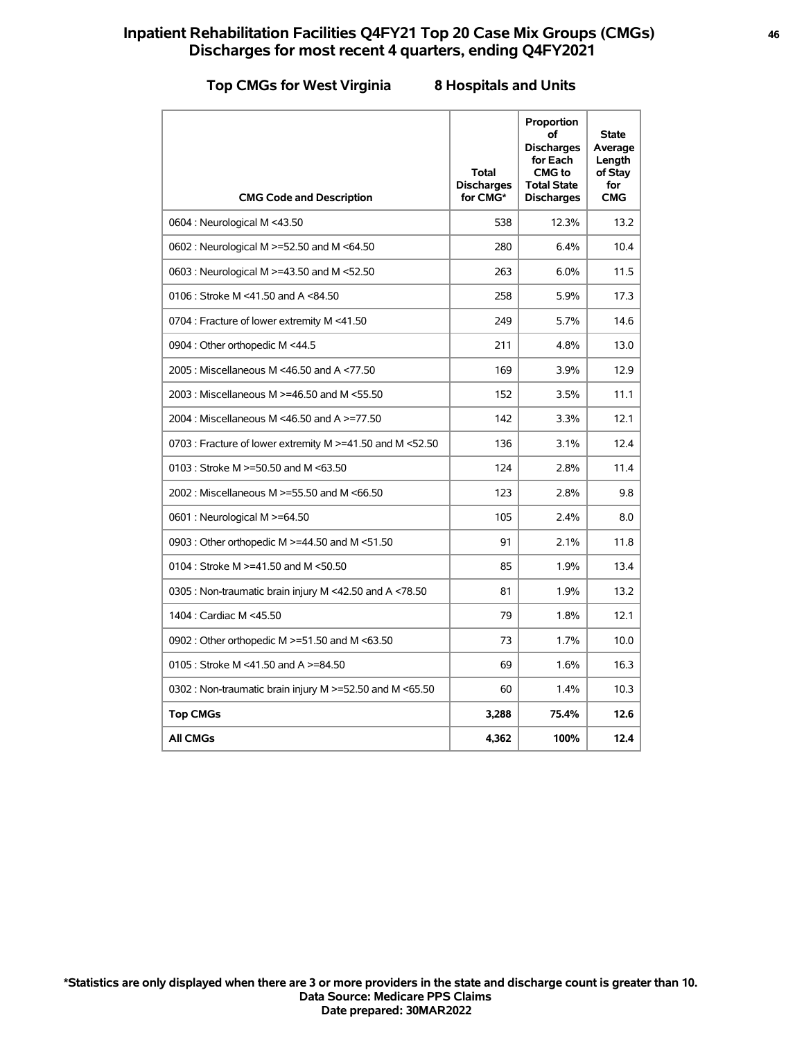# Inpatient Rehabilitation Facilities Q4FY21 Top 20 Case Mix Groups (CMGs)
## Discharges for most recent 4 quarters, ending Q4FY2021

### Top CMGs for West Virginia 8 Hospitals and Units

| CMG Code and Description | Total Discharges for CMG* | Proportion of Discharges for Each CMG to Total State Discharges | State Average Length of Stay for CMG |
|---|---|---|---|
| 0604 : Neurological M <43.50 | 538 | 12.3% | 13.2 |
| 0602 : Neurological M >=52.50 and M <64.50 | 280 | 6.4% | 10.4 |
| 0603 : Neurological M >=43.50 and M <52.50 | 263 | 6.0% | 11.5 |
| 0106 : Stroke M <41.50 and A <84.50 | 258 | 5.9% | 17.3 |
| 0704 : Fracture of lower extremity M <41.50 | 249 | 5.7% | 14.6 |
| 0904 : Other orthopedic M <44.5 | 211 | 4.8% | 13.0 |
| 2005 : Miscellaneous M <46.50 and A <77.50 | 169 | 3.9% | 12.9 |
| 2003 : Miscellaneous M >=46.50 and M <55.50 | 152 | 3.5% | 11.1 |
| 2004 : Miscellaneous M <46.50 and A >=77.50 | 142 | 3.3% | 12.1 |
| 0703 : Fracture of lower extremity M >=41.50 and M <52.50 | 136 | 3.1% | 12.4 |
| 0103 : Stroke M >=50.50 and M <63.50 | 124 | 2.8% | 11.4 |
| 2002 : Miscellaneous M >=55.50 and M <66.50 | 123 | 2.8% | 9.8 |
| 0601 : Neurological M >=64.50 | 105 | 2.4% | 8.0 |
| 0903 : Other orthopedic M >=44.50 and M <51.50 | 91 | 2.1% | 11.8 |
| 0104 : Stroke M >=41.50 and M <50.50 | 85 | 1.9% | 13.4 |
| 0305 : Non-traumatic brain injury M <42.50 and A <78.50 | 81 | 1.9% | 13.2 |
| 1404 : Cardiac M <45.50 | 79 | 1.8% | 12.1 |
| 0902 : Other orthopedic M >=51.50 and M <63.50 | 73 | 1.7% | 10.0 |
| 0105 : Stroke M <41.50 and A >=84.50 | 69 | 1.6% | 16.3 |
| 0302 : Non-traumatic brain injury M >=52.50 and M <65.50 | 60 | 1.4% | 10.3 |
| **Top CMGs** | **3,288** | **75.4%** | **12.6** |
| **All CMGs** | **4,362** | **100%** | **12.4** |

**\*Statistics are only displayed when there are 3 or more providers in the state and discharge count is greater than 10.**
**Data Source: Medicare PPS Claims**
**Date prepared: 30MAR2022**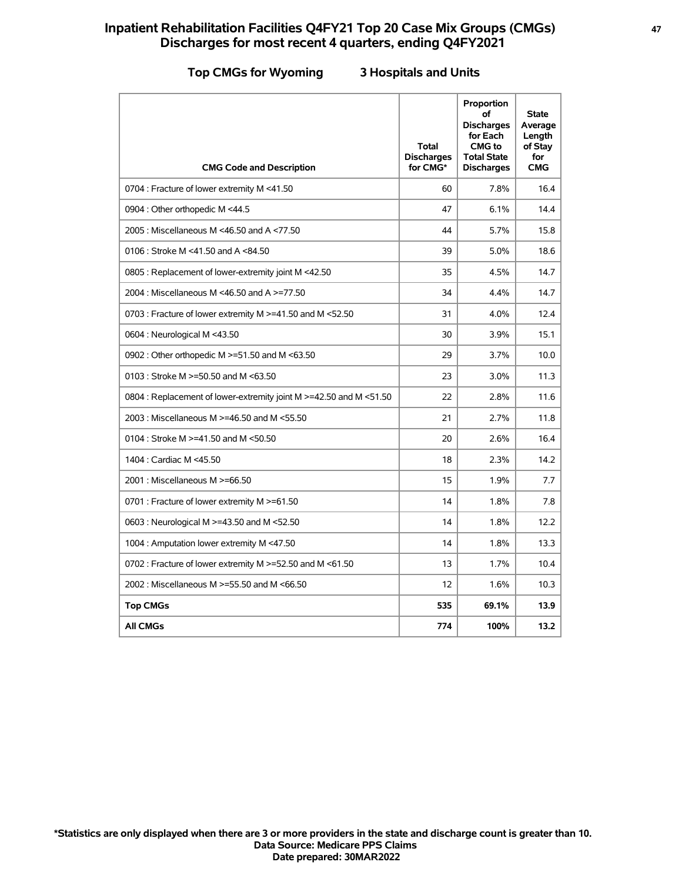# Inpatient Rehabilitation Facilities Q4FY21 Top 20 Case Mix Groups (CMGs)
## Discharges for most recent 4 quarters, ending Q4FY2021

**Top CMGs for Wyoming    3 Hospitals and Units**

| CMG Code and Description | Total Discharges for CMG* | Proportion of Discharges for Each CMG to Total State Discharges | State Average Length of Stay for CMG |
|---|---|---|---|
| 0704 : Fracture of lower extremity M <41.50 | 60 | 7.8% | 16.4 |
| 0904 : Other orthopedic M <44.5 | 47 | 6.1% | 14.4 |
| 2005 : Miscellaneous M <46.50 and A <77.50 | 44 | 5.7% | 15.8 |
| 0106 : Stroke M <41.50 and A <84.50 | 39 | 5.0% | 18.6 |
| 0805 : Replacement of lower-extremity joint M <42.50 | 35 | 4.5% | 14.7 |
| 2004 : Miscellaneous M <46.50 and A >=77.50 | 34 | 4.4% | 14.7 |
| 0703 : Fracture of lower extremity M >=41.50 and M <52.50 | 31 | 4.0% | 12.4 |
| 0604 : Neurological M <43.50 | 30 | 3.9% | 15.1 |
| 0902 : Other orthopedic M >=51.50 and M <63.50 | 29 | 3.7% | 10.0 |
| 0103 : Stroke M >=50.50 and M <63.50 | 23 | 3.0% | 11.3 |
| 0804 : Replacement of lower-extremity joint M >=42.50 and M <51.50 | 22 | 2.8% | 11.6 |
| 2003 : Miscellaneous M >=46.50 and M <55.50 | 21 | 2.7% | 11.8 |
| 0104 : Stroke M >=41.50 and M <50.50 | 20 | 2.6% | 16.4 |
| 1404 : Cardiac M <45.50 | 18 | 2.3% | 14.2 |
| 2001 : Miscellaneous M >=66.50 | 15 | 1.9% | 7.7 |
| 0701 : Fracture of lower extremity M >=61.50 | 14 | 1.8% | 7.8 |
| 0603 : Neurological M >=43.50 and M <52.50 | 14 | 1.8% | 12.2 |
| 1004 : Amputation lower extremity M <47.50 | 14 | 1.8% | 13.3 |
| 0702 : Fracture of lower extremity M >=52.50 and M <61.50 | 13 | 1.7% | 10.4 |
| 2002 : Miscellaneous M >=55.50 and M <66.50 | 12 | 1.6% | 10.3 |
| **Top CMGs** | **535** | **69.1%** | **13.9** |
| **All CMGs** | **774** | **100%** | **13.2** |

**\*Statistics are only displayed when there are 3 or more providers in the state and discharge count is greater than 10.**
**Data Source: Medicare PPS Claims**
**Date prepared: 30MAR2022**